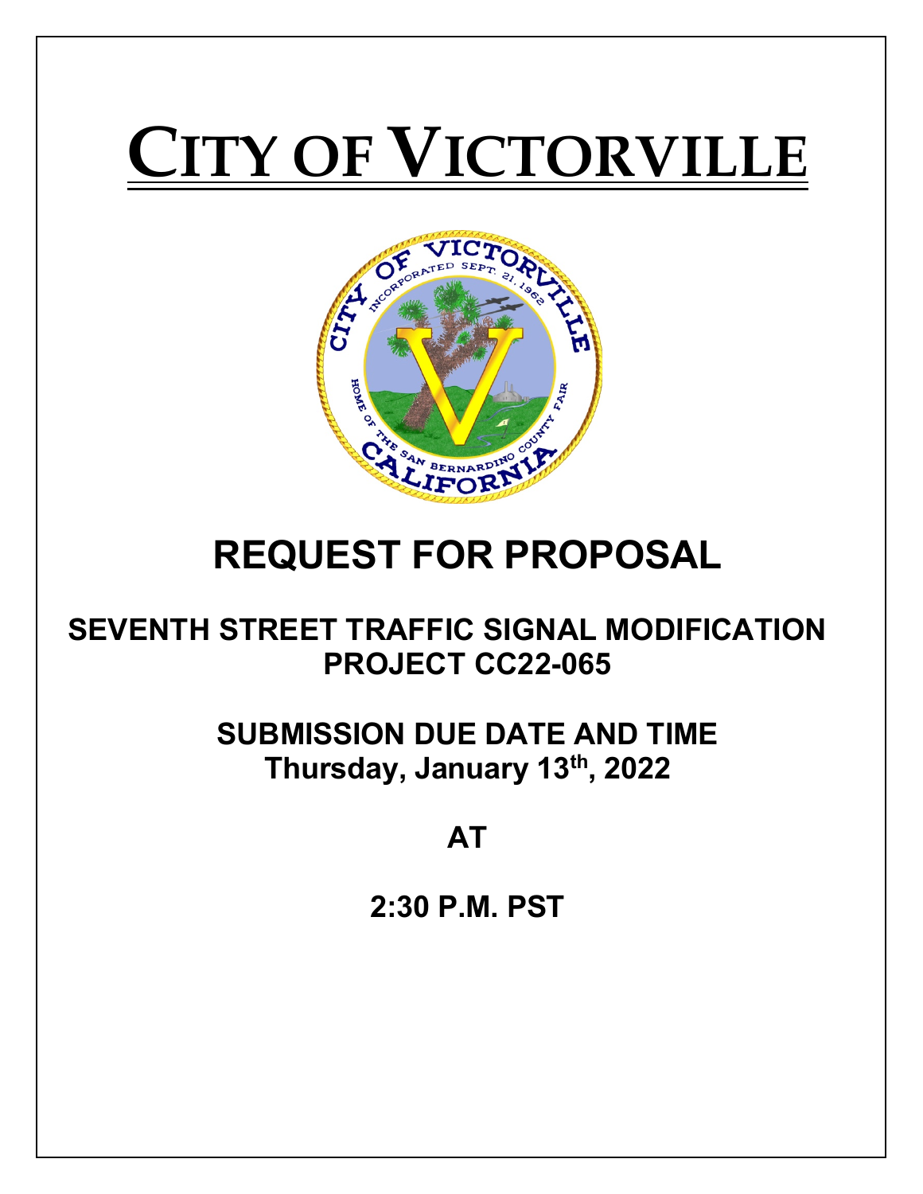# CITY OF VICTORVILLE

# REQUEST FOR PROPOSAL

## SEVENTH STREET TRAFFIC SIGNAL MODIFICATION PROJECT CC22-065

## SUBMISSION DUE DATE AND TIME

**Thursday, January 13th, 2022**

**AT**

**2:30 P.M. PST**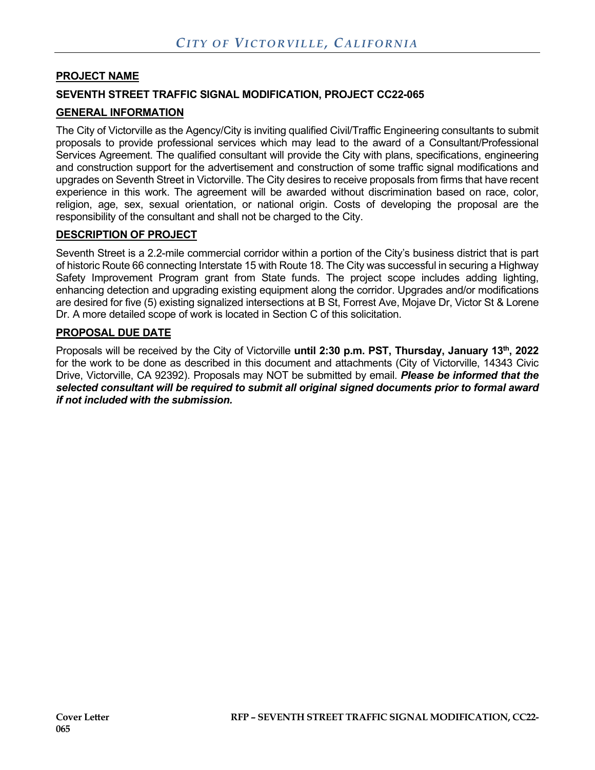## PROJECT NAME

**SEVENTH STREET TRAFFIC SIGNAL MODIFICATION, PROJECT CC22-065**

## GENERAL INFORMATION

The City of Victorville as the Agency/City is inviting qualified Civil/Traffic Engineering consultants to submit proposals to provide professional services which may lead to the award of a Consultant/Professional Services Agreement. The qualified consultant will provide the City with plans, specifications, engineering and construction support for the advertisement and construction of some traffic signal modifications and upgrades on Seventh Street in Victorville. The City desires to receive proposals from firms that have recent experience in this work. The agreement will be awarded without discrimination based on race, color, religion, age, sex, sexual orientation, or national origin. Costs of developing the proposal are the responsibility of the consultant and shall not be charged to the City.

## DESCRIPTION OF PROJECT

Seventh Street is a 2.2-mile commercial corridor within a portion of the City's business district that is part of historic Route 66 connecting Interstate 15 with Route 18. The City was successful in securing a Highway Safety Improvement Program grant from State funds. The project scope includes adding lighting, enhancing detection and upgrading existing equipment along the corridor. Upgrades and/or modifications are desired for five (5) existing signalized intersections at B St, Forrest Ave, Mojave Dr, Victor St & Lorene Dr. A more detailed scope of work is located in Section C of this solicitation.

## PROPOSAL DUE DATE

Proposals will be received by the City of Victorville **until 2:30 p.m. PST, Thursday, January 13th, 2022** for the work to be done as described in this document and attachments (City of Victorville, 14343 Civic Drive, Victorville, CA 92392). Proposals may NOT be submitted by email. ***Please be informed that the selected consultant will be required to submit all original signed documents prior to formal award if not included with the submission.***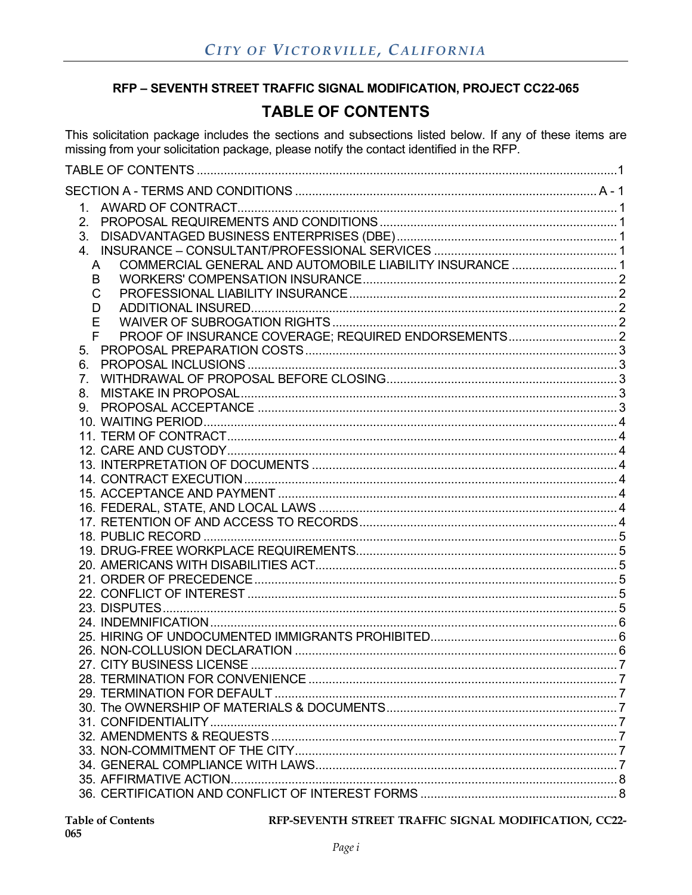### RFP – SEVENTH STREET TRAFFIC SIGNAL MODIFICATION, PROJECT CC22-065

## TABLE OF CONTENTS

This solicitation package includes the sections and subsections listed below. If any of these items are missing from your solicitation package, please notify the contact identified in the RFP.

TABLE OF CONTENTS ............................................................ 1

SECTION A - TERMS AND CONDITIONS ............................................ A - 1

1. AWARD OF CONTRACT ............................................................ 1
2. PROPOSAL REQUIREMENTS AND CONDITIONS ......................................... 1
3. DISADVANTAGED BUSINESS ENTERPRISES (DBE) ..................................... 1
4. INSURANCE – CONSULTANT/PROFESSIONAL SERVICES .................................. 1
   - A COMMERCIAL GENERAL AND AUTOMOBILE LIABILITY INSURANCE .................... 1
   - B WORKERS' COMPENSATION INSURANCE ........................................... 2
   - C PROFESSIONAL LIABILITY INSURANCE .......................................... 2
   - D ADDITIONAL INSURED ........................................................ 2
   - E WAIVER OF SUBROGATION RIGHTS .............................................. 2
   - F PROOF OF INSURANCE COVERAGE; REQUIRED ENDORSEMENTS ........................ 2
5. PROPOSAL PREPARATION COSTS .................................................... 3
6. PROPOSAL INCLUSIONS ........................................................... 3
7. WITHDRAWAL OF PROPOSAL BEFORE CLOSING ......................................... 3
8. MISTAKE IN PROPOSAL ........................................................... 3
9. PROPOSAL ACCEPTANCE ........................................................... 3
10. WAITING PERIOD ............................................................... 4
11. TERM OF CONTRACT ............................................................. 4
12. CARE AND CUSTODY ............................................................. 4
13. INTERPRETATION OF DOCUMENTS .................................................. 4
14. CONTRACT EXECUTION ........................................................... 4
15. ACCEPTANCE AND PAYMENT ....................................................... 4
16. FEDERAL, STATE, AND LOCAL LAWS ............................................... 4
17. RETENTION OF AND ACCESS TO RECORDS ........................................... 4
18. PUBLIC RECORD ................................................................ 5
19. DRUG-FREE WORKPLACE REQUIREMENTS ............................................. 5
20. AMERICANS WITH DISABILITIES ACT .............................................. 5
21. ORDER OF PRECEDENCE ........................................................... 5
22. CONFLICT OF INTEREST .......................................................... 5
23. DISPUTES ...................................................................... 5
24. INDEMNIFICATION ............................................................... 6
25. HIRING OF UNDOCUMENTED IMMIGRANTS PROHIBITED .................................. 6
26. NON-COLLUSION DECLARATION ..................................................... 6
27. CITY BUSINESS LICENSE ......................................................... 7
28. TERMINATION FOR CONVENIENCE ................................................... 7
29. TERMINATION FOR DEFAULT ....................................................... 7
30. The OWNERSHIP OF MATERIALS & DOCUMENTS ........................................ 7
31. CONFIDENTIALITY ............................................................... 7
32. AMENDMENTS & REQUESTS ......................................................... 7
33. NON-COMMITMENT OF THE CITY ..................................................... 7
34. GENERAL COMPLIANCE WITH LAWS ................................................... 7
35. AFFIRMATIVE ACTION ............................................................. 8
36. CERTIFICATION AND CONFLICT OF INTEREST FORMS .................................... 8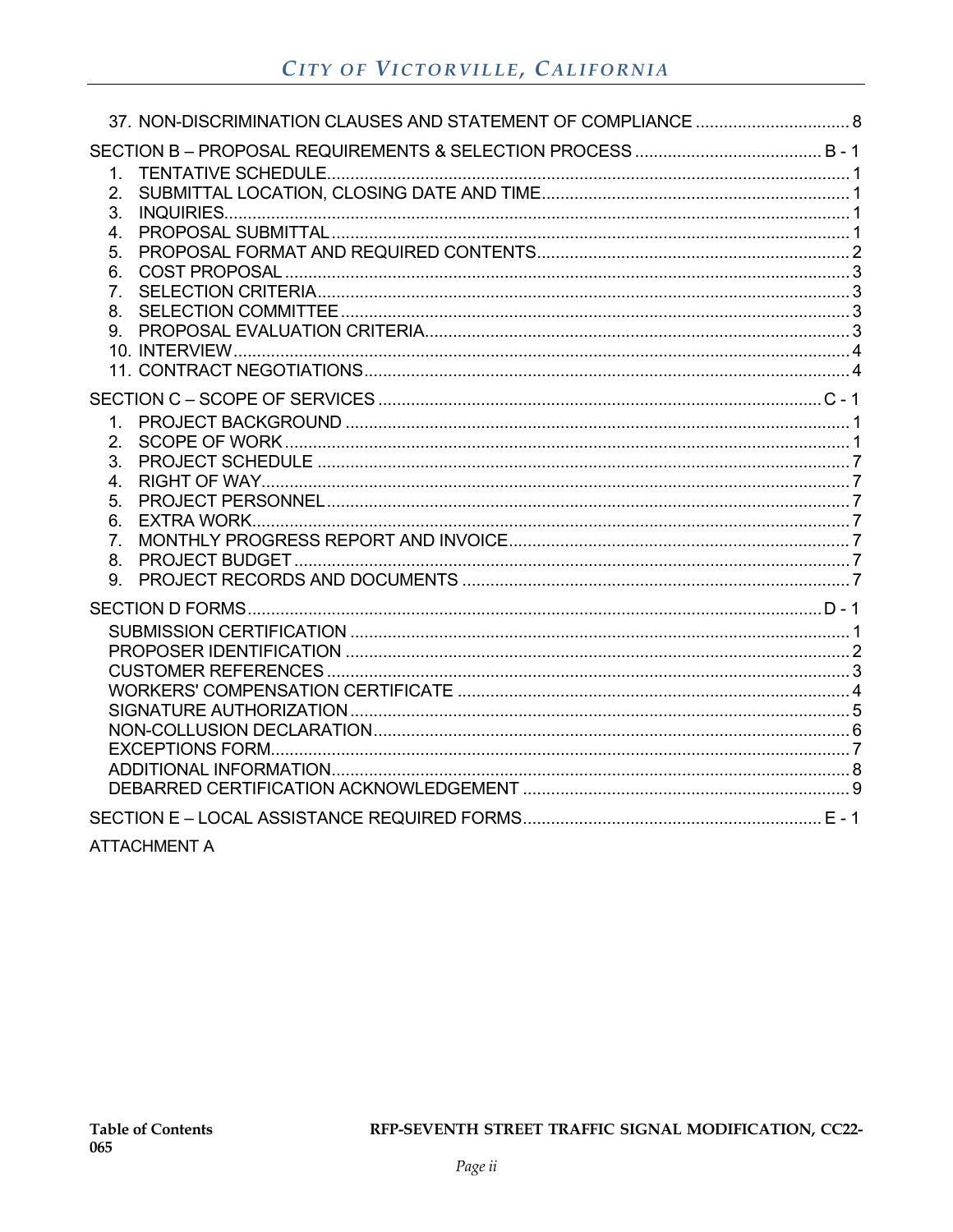37. NON-DISCRIMINATION CLAUSES AND STATEMENT OF COMPLIANCE .................................. 8

SECTION B – PROPOSAL REQUIREMENTS & SELECTION PROCESS ........................................ B - 1

1. TENTATIVE SCHEDULE ............................................................................................ 1
2. SUBMITTAL LOCATION, CLOSING DATE AND TIME .................................................. 1
3. INQUIRIES ................................................................................................................ 1
4. PROPOSAL SUBMITTAL ............................................................................................ 1
5. PROPOSAL FORMAT AND REQUIRED CONTENTS .................................................... 2
6. COST PROPOSAL ....................................................................................................... 3
7. SELECTION CRITERIA ................................................................................................ 3
8. SELECTION COMMITTEE ............................................................................................ 3
9. PROPOSAL EVALUATION CRITERIA ........................................................................... 3
10. INTERVIEW ............................................................................................................... 4
11. CONTRACT NEGOTIATIONS ....................................................................................... 4

SECTION C – SCOPE OF SERVICES ................................................................................ C - 1

1. PROJECT BACKGROUND ............................................................................................ 1
2. SCOPE OF WORK ........................................................................................................ 1
3. PROJECT SCHEDULE .................................................................................................. 7
4. RIGHT OF WAY ............................................................................................................ 7
5. PROJECT PERSONNEL ................................................................................................ 7
6. EXTRA WORK .............................................................................................................. 7
7. MONTHLY PROGRESS REPORT AND INVOICE ............................................................. 7
8. PROJECT BUDGET ....................................................................................................... 7
9. PROJECT RECORDS AND DOCUMENTS ........................................................................ 7

SECTION D FORMS ........................................................................................................ D - 1

SUBMISSION CERTIFICATION ............................................................................................ 1
PROPOSER IDENTIFICATION ............................................................................................. 2
CUSTOMER REFERENCES ................................................................................................... 3
WORKERS' COMPENSATION CERTIFICATE ......................................................................... 4
SIGNATURE AUTHORIZATION ............................................................................................. 5
NON-COLLUSION DECLARATION ........................................................................................ 6
EXCEPTIONS FORM ............................................................................................................ 7
ADDITIONAL INFORMATION ................................................................................................ 8
DEBARRED CERTIFICATION ACKNOWLEDGEMENT ............................................................... 9

SECTION E – LOCAL ASSISTANCE REQUIRED FORMS ..................................................... E - 1

ATTACHMENT A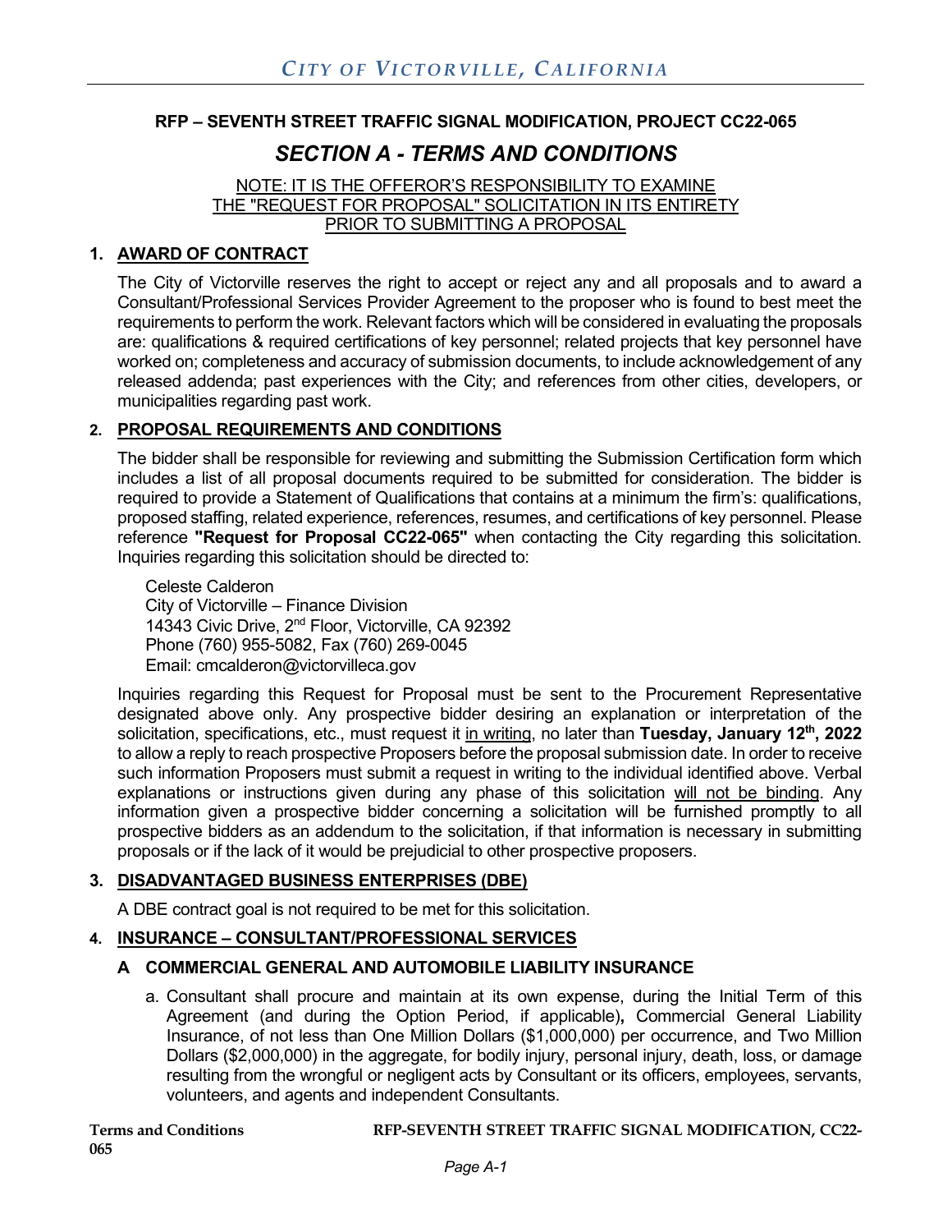*CITY OF VICTORVILLE, CALIFORNIA*

**RFP – SEVENTH STREET TRAFFIC SIGNAL MODIFICATION, PROJECT CC22-065**

## *SECTION A - TERMS AND CONDITIONS*

<u>NOTE: IT IS THE OFFEROR'S RESPONSIBILITY TO EXAMINE THE "REQUEST FOR PROPOSAL" SOLICITATION IN ITS ENTIRETY PRIOR TO SUBMITTING A PROPOSAL</u>

### 1. <u>AWARD OF CONTRACT</u>

The City of Victorville reserves the right to accept or reject any and all proposals and to award a Consultant/Professional Services Provider Agreement to the proposer who is found to best meet the requirements to perform the work. Relevant factors which will be considered in evaluating the proposals are: qualifications & required certifications of key personnel; related projects that key personnel have worked on; completeness and accuracy of submission documents, to include acknowledgement of any released addenda; past experiences with the City; and references from other cities, developers, or municipalities regarding past work.

### 2. <u>PROPOSAL REQUIREMENTS AND CONDITIONS</u>

The bidder shall be responsible for reviewing and submitting the Submission Certification form which includes a list of all proposal documents required to be submitted for consideration. The bidder is required to provide a Statement of Qualifications that contains at a minimum the firm's: qualifications, proposed staffing, related experience, references, resumes, and certifications of key personnel. Please reference **"Request for Proposal CC22-065"** when contacting the City regarding this solicitation. Inquiries regarding this solicitation should be directed to:

Celeste Calderon
City of Victorville – Finance Division
14343 Civic Drive, 2nd Floor, Victorville, CA 92392
Phone (760) 955-5082, Fax (760) 269-0045
Email: cmcalderon@victorvilleca.gov

Inquiries regarding this Request for Proposal must be sent to the Procurement Representative designated above only. Any prospective bidder desiring an explanation or interpretation of the solicitation, specifications, etc., must request it <u>in writing</u>, no later than **Tuesday, January 12th, 2022** to allow a reply to reach prospective Proposers before the proposal submission date. In order to receive such information Proposers must submit a request in writing to the individual identified above. Verbal explanations or instructions given during any phase of this solicitation <u>will not be binding</u>. Any information given a prospective bidder concerning a solicitation will be furnished promptly to all prospective bidders as an addendum to the solicitation, if that information is necessary in submitting proposals or if the lack of it would be prejudicial to other prospective proposers.

### 3. <u>DISADVANTAGED BUSINESS ENTERPRISES (DBE)</u>

A DBE contract goal is not required to be met for this solicitation.

### 4. <u>INSURANCE – CONSULTANT/PROFESSIONAL SERVICES</u>

#### A COMMERCIAL GENERAL AND AUTOMOBILE LIABILITY INSURANCE

a. Consultant shall procure and maintain at its own expense, during the Initial Term of this Agreement (and during the Option Period, if applicable)**,** Commercial General Liability Insurance, of not less than One Million Dollars ($1,000,000) per occurrence, and Two Million Dollars ($2,000,000) in the aggregate, for bodily injury, personal injury, death, loss, or damage resulting from the wrongful or negligent acts by Consultant or its officers, employees, servants, volunteers, and agents and independent Consultants.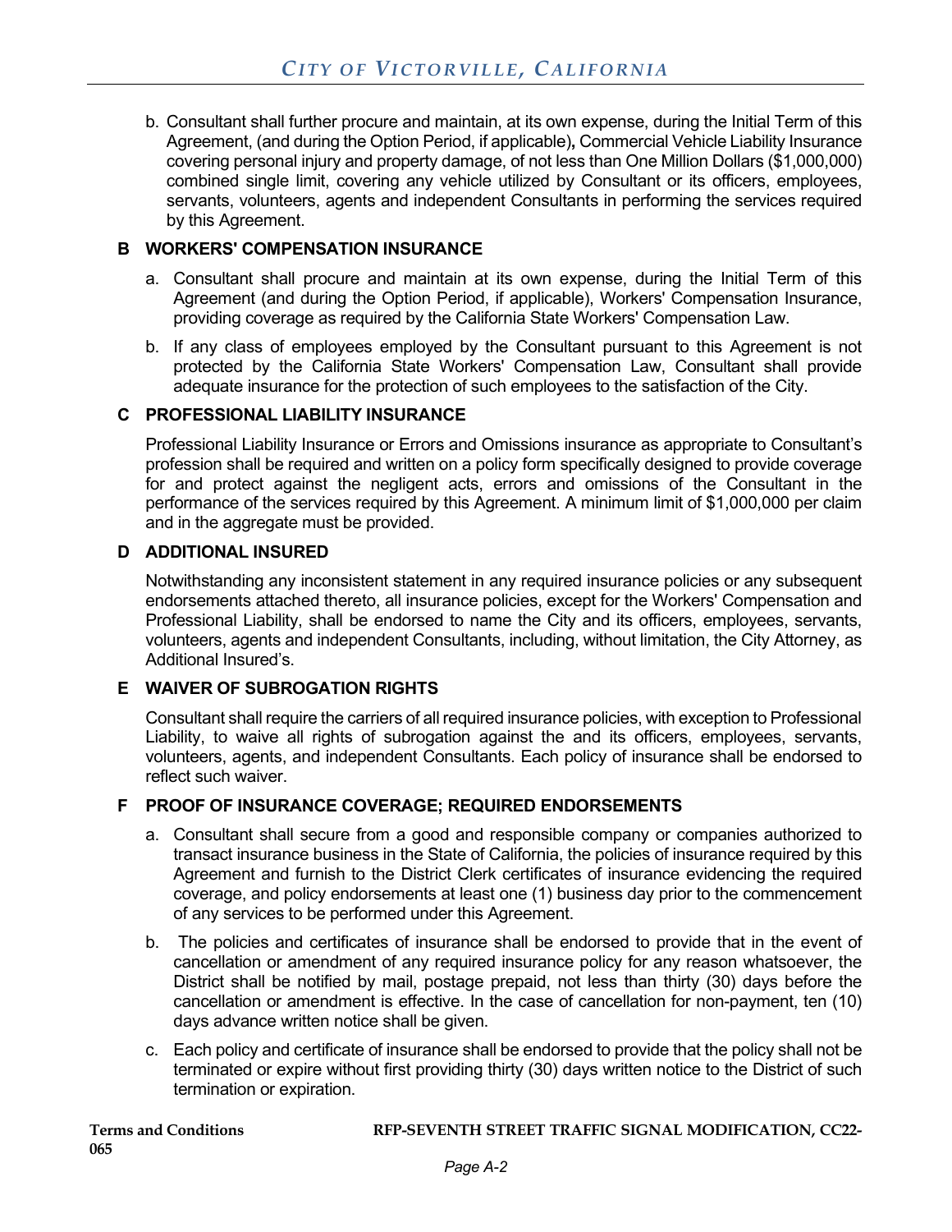b. Consultant shall further procure and maintain, at its own expense, during the Initial Term of this Agreement, (and during the Option Period, if applicable)**,** Commercial Vehicle Liability Insurance covering personal injury and property damage, of not less than One Million Dollars ($1,000,000) combined single limit, covering any vehicle utilized by Consultant or its officers, employees, servants, volunteers, agents and independent Consultants in performing the services required by this Agreement.

### B WORKERS' COMPENSATION INSURANCE

a. Consultant shall procure and maintain at its own expense, during the Initial Term of this Agreement (and during the Option Period, if applicable), Workers' Compensation Insurance, providing coverage as required by the California State Workers' Compensation Law.

b. If any class of employees employed by the Consultant pursuant to this Agreement is not protected by the California State Workers' Compensation Law, Consultant shall provide adequate insurance for the protection of such employees to the satisfaction of the City.

### C PROFESSIONAL LIABILITY INSURANCE

Professional Liability Insurance or Errors and Omissions insurance as appropriate to Consultant's profession shall be required and written on a policy form specifically designed to provide coverage for and protect against the negligent acts, errors and omissions of the Consultant in the performance of the services required by this Agreement. A minimum limit of $1,000,000 per claim and in the aggregate must be provided.

### D ADDITIONAL INSURED

Notwithstanding any inconsistent statement in any required insurance policies or any subsequent endorsements attached thereto, all insurance policies, except for the Workers' Compensation and Professional Liability, shall be endorsed to name the City and its officers, employees, servants, volunteers, agents and independent Consultants, including, without limitation, the City Attorney, as Additional Insured's.

### E WAIVER OF SUBROGATION RIGHTS

Consultant shall require the carriers of all required insurance policies, with exception to Professional Liability, to waive all rights of subrogation against the and its officers, employees, servants, volunteers, agents, and independent Consultants. Each policy of insurance shall be endorsed to reflect such waiver.

### F PROOF OF INSURANCE COVERAGE; REQUIRED ENDORSEMENTS

a. Consultant shall secure from a good and responsible company or companies authorized to transact insurance business in the State of California, the policies of insurance required by this Agreement and furnish to the District Clerk certificates of insurance evidencing the required coverage, and policy endorsements at least one (1) business day prior to the commencement of any services to be performed under this Agreement.

b. The policies and certificates of insurance shall be endorsed to provide that in the event of cancellation or amendment of any required insurance policy for any reason whatsoever, the District shall be notified by mail, postage prepaid, not less than thirty (30) days before the cancellation or amendment is effective. In the case of cancellation for non-payment, ten (10) days advance written notice shall be given.

c. Each policy and certificate of insurance shall be endorsed to provide that the policy shall not be terminated or expire without first providing thirty (30) days written notice to the District of such termination or expiration.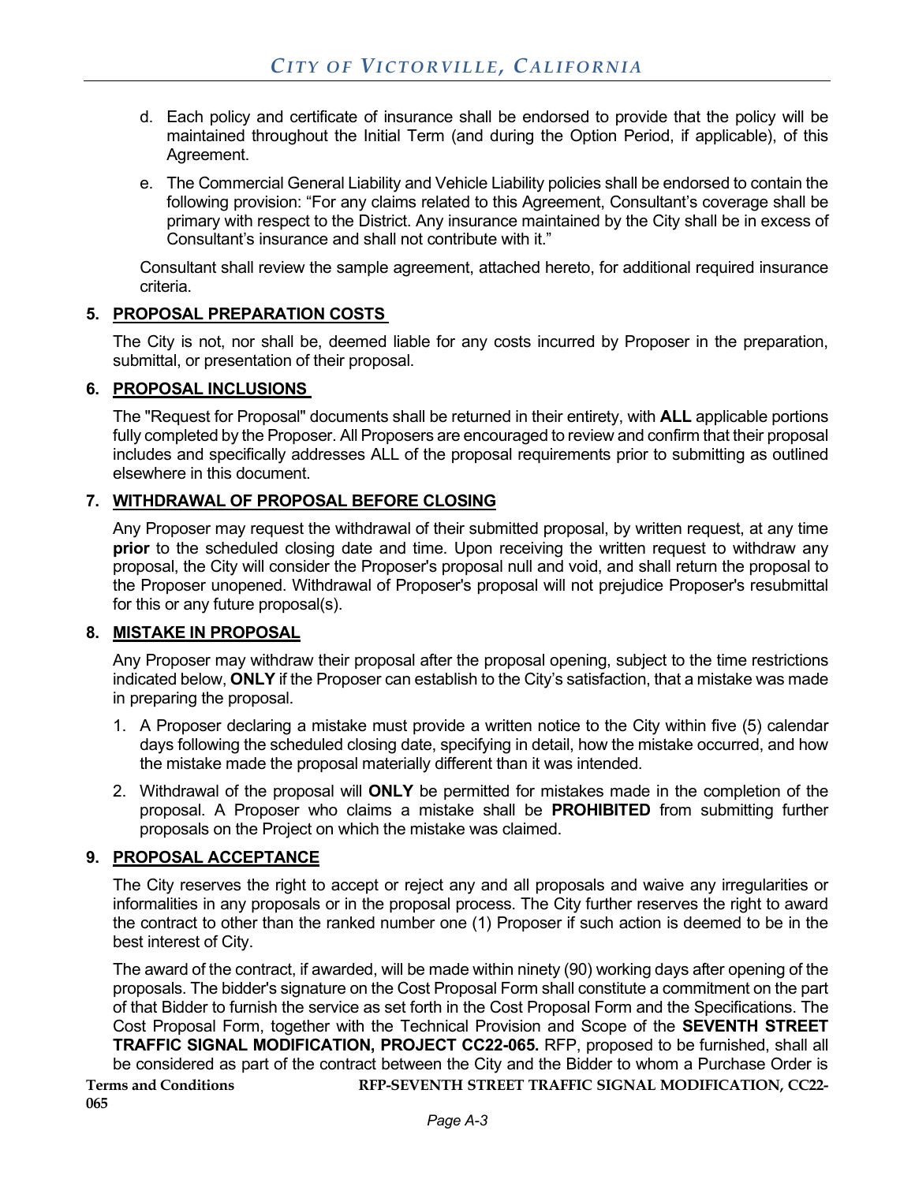d. Each policy and certificate of insurance shall be endorsed to provide that the policy will be maintained throughout the Initial Term (and during the Option Period, if applicable), of this Agreement.

e. The Commercial General Liability and Vehicle Liability policies shall be endorsed to contain the following provision: "For any claims related to this Agreement, Consultant's coverage shall be primary with respect to the District. Any insurance maintained by the City shall be in excess of Consultant's insurance and shall not contribute with it."

Consultant shall review the sample agreement, attached hereto, for additional required insurance criteria.

## 5. PROPOSAL PREPARATION COSTS

The City is not, nor shall be, deemed liable for any costs incurred by Proposer in the preparation, submittal, or presentation of their proposal.

## 6. PROPOSAL INCLUSIONS

The "Request for Proposal" documents shall be returned in their entirety, with **ALL** applicable portions fully completed by the Proposer. All Proposers are encouraged to review and confirm that their proposal includes and specifically addresses ALL of the proposal requirements prior to submitting as outlined elsewhere in this document.

## 7. WITHDRAWAL OF PROPOSAL BEFORE CLOSING

Any Proposer may request the withdrawal of their submitted proposal, by written request, at any time **prior** to the scheduled closing date and time. Upon receiving the written request to withdraw any proposal, the City will consider the Proposer's proposal null and void, and shall return the proposal to the Proposer unopened. Withdrawal of Proposer's proposal will not prejudice Proposer's resubmittal for this or any future proposal(s).

## 8. MISTAKE IN PROPOSAL

Any Proposer may withdraw their proposal after the proposal opening, subject to the time restrictions indicated below, **ONLY** if the Proposer can establish to the City's satisfaction, that a mistake was made in preparing the proposal.

1. A Proposer declaring a mistake must provide a written notice to the City within five (5) calendar days following the scheduled closing date, specifying in detail, how the mistake occurred, and how the mistake made the proposal materially different than it was intended.
2. Withdrawal of the proposal will **ONLY** be permitted for mistakes made in the completion of the proposal. A Proposer who claims a mistake shall be **PROHIBITED** from submitting further proposals on the Project on which the mistake was claimed.

## 9. PROPOSAL ACCEPTANCE

The City reserves the right to accept or reject any and all proposals and waive any irregularities or informalities in any proposals or in the proposal process. The City further reserves the right to award the contract to other than the ranked number one (1) Proposer if such action is deemed to be in the best interest of City.

The award of the contract, if awarded, will be made within ninety (90) working days after opening of the proposals. The bidder's signature on the Cost Proposal Form shall constitute a commitment on the part of that Bidder to furnish the service as set forth in the Cost Proposal Form and the Specifications. The Cost Proposal Form, together with the Technical Provision and Scope of the **SEVENTH STREET TRAFFIC SIGNAL MODIFICATION, PROJECT CC22-065.** RFP, proposed to be furnished, shall all be considered as part of the contract between the City and the Bidder to whom a Purchase Order is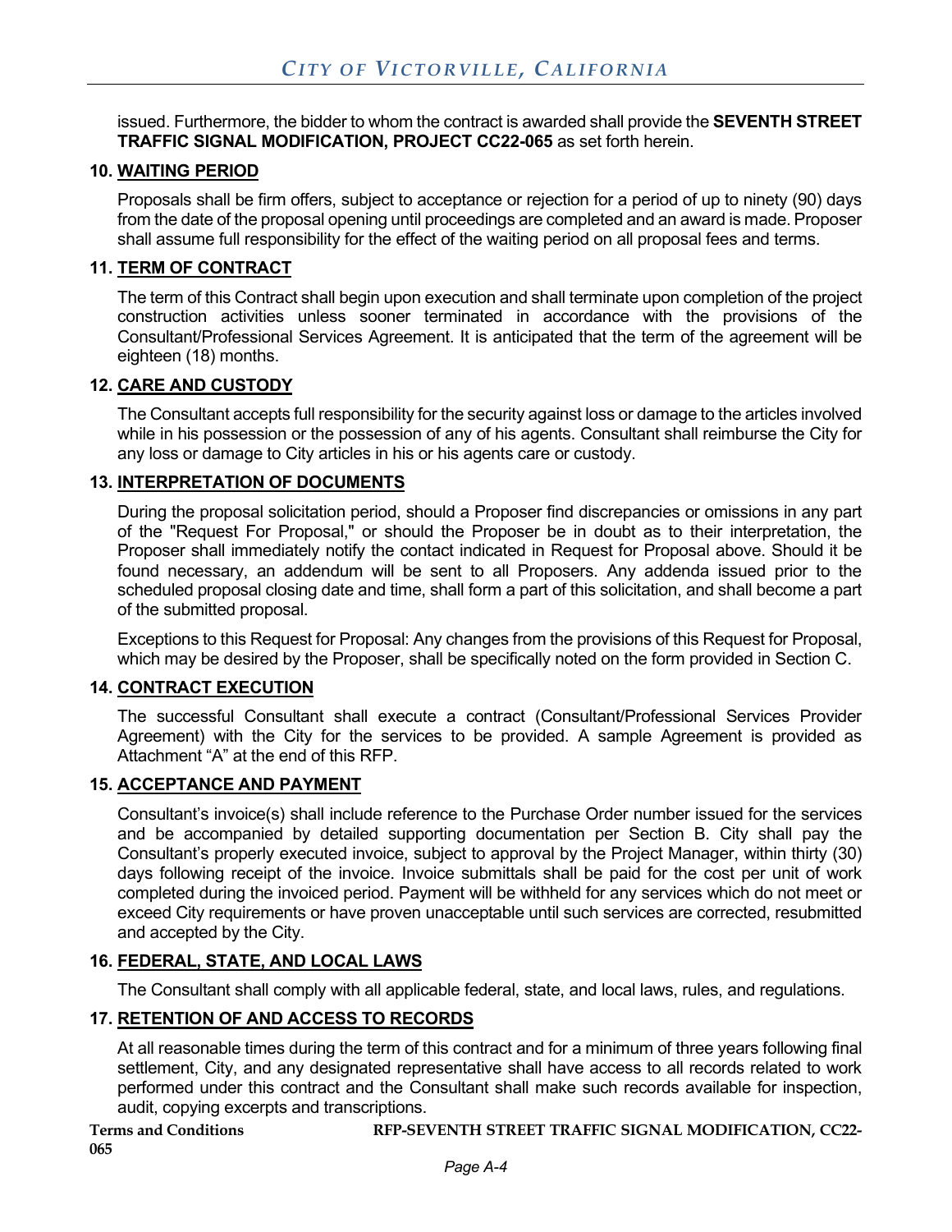issued. Furthermore, the bidder to whom the contract is awarded shall provide the **SEVENTH STREET TRAFFIC SIGNAL MODIFICATION, PROJECT CC22-065** as set forth herein.

**10. WAITING PERIOD**

Proposals shall be firm offers, subject to acceptance or rejection for a period of up to ninety (90) days from the date of the proposal opening until proceedings are completed and an award is made. Proposer shall assume full responsibility for the effect of the waiting period on all proposal fees and terms.

**11. TERM OF CONTRACT**

The term of this Contract shall begin upon execution and shall terminate upon completion of the project construction activities unless sooner terminated in accordance with the provisions of the Consultant/Professional Services Agreement. It is anticipated that the term of the agreement will be eighteen (18) months.

**12. CARE AND CUSTODY**

The Consultant accepts full responsibility for the security against loss or damage to the articles involved while in his possession or the possession of any of his agents. Consultant shall reimburse the City for any loss or damage to City articles in his or his agents care or custody.

**13. INTERPRETATION OF DOCUMENTS**

During the proposal solicitation period, should a Proposer find discrepancies or omissions in any part of the "Request For Proposal," or should the Proposer be in doubt as to their interpretation, the Proposer shall immediately notify the contact indicated in Request for Proposal above. Should it be found necessary, an addendum will be sent to all Proposers. Any addenda issued prior to the scheduled proposal closing date and time, shall form a part of this solicitation, and shall become a part of the submitted proposal.

Exceptions to this Request for Proposal: Any changes from the provisions of this Request for Proposal, which may be desired by the Proposer, shall be specifically noted on the form provided in Section C.

**14. CONTRACT EXECUTION**

The successful Consultant shall execute a contract (Consultant/Professional Services Provider Agreement) with the City for the services to be provided. A sample Agreement is provided as Attachment "A" at the end of this RFP.

**15. ACCEPTANCE AND PAYMENT**

Consultant's invoice(s) shall include reference to the Purchase Order number issued for the services and be accompanied by detailed supporting documentation per Section B. City shall pay the Consultant's properly executed invoice, subject to approval by the Project Manager, within thirty (30) days following receipt of the invoice. Invoice submittals shall be paid for the cost per unit of work completed during the invoiced period. Payment will be withheld for any services which do not meet or exceed City requirements or have proven unacceptable until such services are corrected, resubmitted and accepted by the City.

**16. FEDERAL, STATE, AND LOCAL LAWS**

The Consultant shall comply with all applicable federal, state, and local laws, rules, and regulations.

**17. RETENTION OF AND ACCESS TO RECORDS**

At all reasonable times during the term of this contract and for a minimum of three years following final settlement, City, and any designated representative shall have access to all records related to work performed under this contract and the Consultant shall make such records available for inspection, audit, copying excerpts and transcriptions.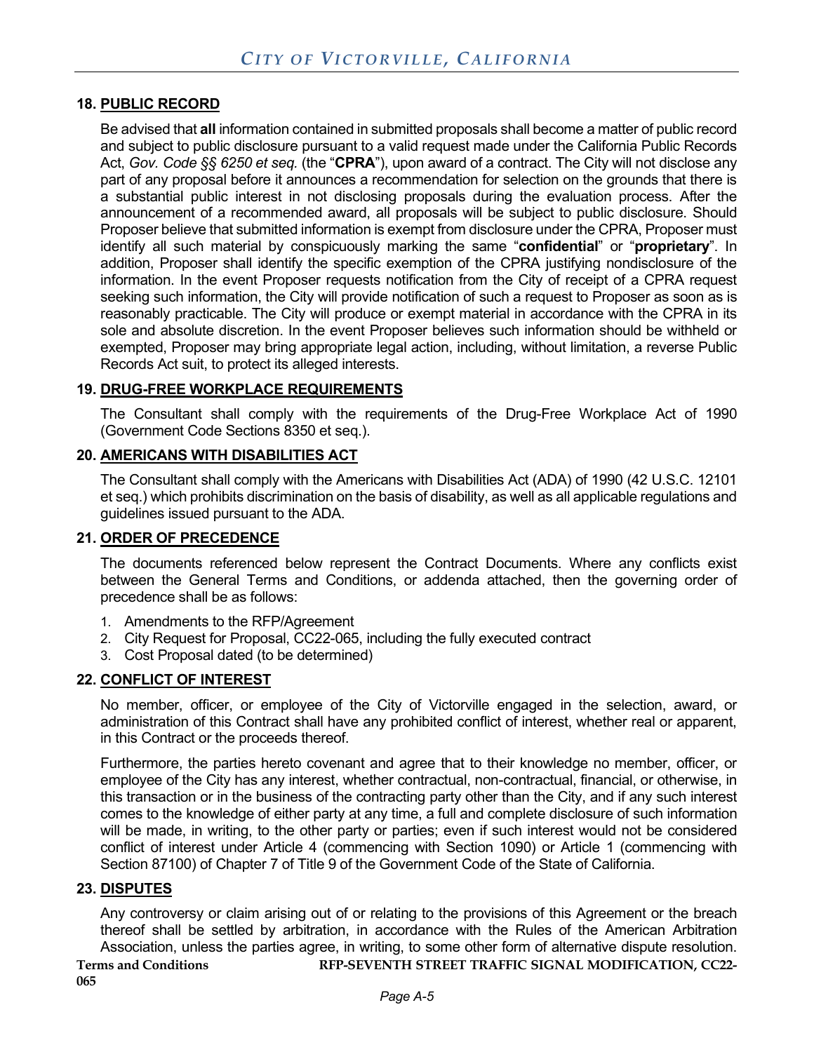## 18. PUBLIC RECORD

Be advised that **all** information contained in submitted proposals shall become a matter of public record and subject to public disclosure pursuant to a valid request made under the California Public Records Act, *Gov. Code §§ 6250 et seq.* (the "**CPRA**"), upon award of a contract. The City will not disclose any part of any proposal before it announces a recommendation for selection on the grounds that there is a substantial public interest in not disclosing proposals during the evaluation process. After the announcement of a recommended award, all proposals will be subject to public disclosure. Should Proposer believe that submitted information is exempt from disclosure under the CPRA, Proposer must identify all such material by conspicuously marking the same "**confidential**" or "**proprietary**". In addition, Proposer shall identify the specific exemption of the CPRA justifying nondisclosure of the information. In the event Proposer requests notification from the City of receipt of a CPRA request seeking such information, the City will provide notification of such a request to Proposer as soon as is reasonably practicable. The City will produce or exempt material in accordance with the CPRA in its sole and absolute discretion. In the event Proposer believes such information should be withheld or exempted, Proposer may bring appropriate legal action, including, without limitation, a reverse Public Records Act suit, to protect its alleged interests.

## 19. DRUG-FREE WORKPLACE REQUIREMENTS

The Consultant shall comply with the requirements of the Drug-Free Workplace Act of 1990 (Government Code Sections 8350 et seq.).

## 20. AMERICANS WITH DISABILITIES ACT

The Consultant shall comply with the Americans with Disabilities Act (ADA) of 1990 (42 U.S.C. 12101 et seq.) which prohibits discrimination on the basis of disability, as well as all applicable regulations and guidelines issued pursuant to the ADA.

## 21. ORDER OF PRECEDENCE

The documents referenced below represent the Contract Documents. Where any conflicts exist between the General Terms and Conditions, or addenda attached, then the governing order of precedence shall be as follows:

1. Amendments to the RFP/Agreement
2. City Request for Proposal, CC22-065, including the fully executed contract
3. Cost Proposal dated (to be determined)

## 22. CONFLICT OF INTEREST

No member, officer, or employee of the City of Victorville engaged in the selection, award, or administration of this Contract shall have any prohibited conflict of interest, whether real or apparent, in this Contract or the proceeds thereof.

Furthermore, the parties hereto covenant and agree that to their knowledge no member, officer, or employee of the City has any interest, whether contractual, non-contractual, financial, or otherwise, in this transaction or in the business of the contracting party other than the City, and if any such interest comes to the knowledge of either party at any time, a full and complete disclosure of such information will be made, in writing, to the other party or parties; even if such interest would not be considered conflict of interest under Article 4 (commencing with Section 1090) or Article 1 (commencing with Section 87100) of Chapter 7 of Title 9 of the Government Code of the State of California.

## 23. DISPUTES

Any controversy or claim arising out of or relating to the provisions of this Agreement or the breach thereof shall be settled by arbitration, in accordance with the Rules of the American Arbitration Association, unless the parties agree, in writing, to some other form of alternative dispute resolution.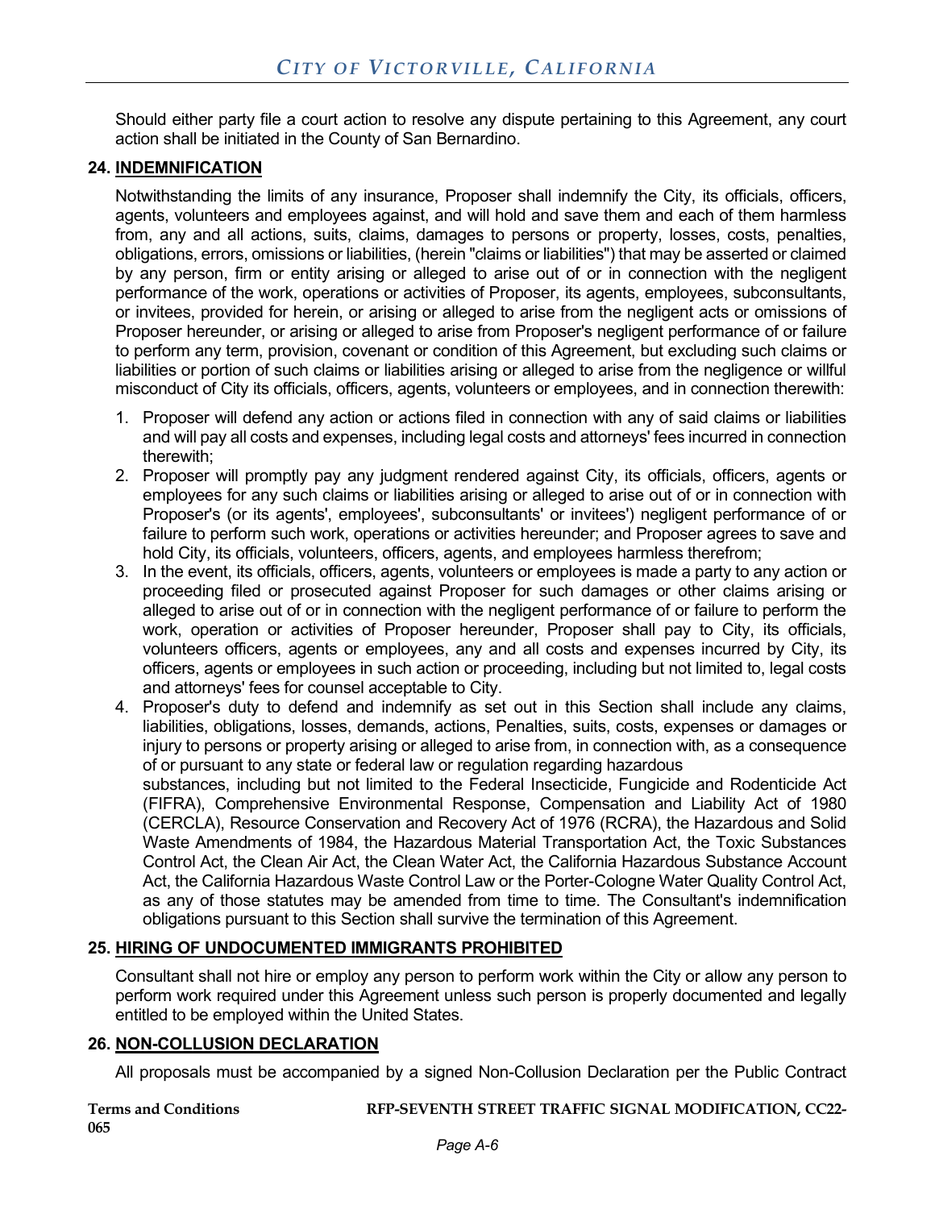Should either party file a court action to resolve any dispute pertaining to this Agreement, any court action shall be initiated in the County of San Bernardino.

## 24. INDEMNIFICATION

Notwithstanding the limits of any insurance, Proposer shall indemnify the City, its officials, officers, agents, volunteers and employees against, and will hold and save them and each of them harmless from, any and all actions, suits, claims, damages to persons or property, losses, costs, penalties, obligations, errors, omissions or liabilities, (herein "claims or liabilities") that may be asserted or claimed by any person, firm or entity arising or alleged to arise out of or in connection with the negligent performance of the work, operations or activities of Proposer, its agents, employees, subconsultants, or invitees, provided for herein, or arising or alleged to arise from the negligent acts or omissions of Proposer hereunder, or arising or alleged to arise from Proposer's negligent performance of or failure to perform any term, provision, covenant or condition of this Agreement, but excluding such claims or liabilities or portion of such claims or liabilities arising or alleged to arise from the negligence or willful misconduct of City its officials, officers, agents, volunteers or employees, and in connection therewith:

1. Proposer will defend any action or actions filed in connection with any of said claims or liabilities and will pay all costs and expenses, including legal costs and attorneys' fees incurred in connection therewith;
2. Proposer will promptly pay any judgment rendered against City, its officials, officers, agents or employees for any such claims or liabilities arising or alleged to arise out of or in connection with Proposer's (or its agents', employees', subconsultants' or invitees') negligent performance of or failure to perform such work, operations or activities hereunder; and Proposer agrees to save and hold City, its officials, volunteers, officers, agents, and employees harmless therefrom;
3. In the event, its officials, officers, agents, volunteers or employees is made a party to any action or proceeding filed or prosecuted against Proposer for such damages or other claims arising or alleged to arise out of or in connection with the negligent performance of or failure to perform the work, operation or activities of Proposer hereunder, Proposer shall pay to City, its officials, volunteers officers, agents or employees, any and all costs and expenses incurred by City, its officers, agents or employees in such action or proceeding, including but not limited to, legal costs and attorneys' fees for counsel acceptable to City.
4. Proposer's duty to defend and indemnify as set out in this Section shall include any claims, liabilities, obligations, losses, demands, actions, Penalties, suits, costs, expenses or damages or injury to persons or property arising or alleged to arise from, in connection with, as a consequence of or pursuant to any state or federal law or regulation regarding hazardous substances, including but not limited to the Federal Insecticide, Fungicide and Rodenticide Act (FIFRA), Comprehensive Environmental Response, Compensation and Liability Act of 1980 (CERCLA), Resource Conservation and Recovery Act of 1976 (RCRA), the Hazardous and Solid Waste Amendments of 1984, the Hazardous Material Transportation Act, the Toxic Substances Control Act, the Clean Air Act, the Clean Water Act, the California Hazardous Substance Account Act, the California Hazardous Waste Control Law or the Porter-Cologne Water Quality Control Act, as any of those statutes may be amended from time to time. The Consultant's indemnification obligations pursuant to this Section shall survive the termination of this Agreement.

## 25. HIRING OF UNDOCUMENTED IMMIGRANTS PROHIBITED

Consultant shall not hire or employ any person to perform work within the City or allow any person to perform work required under this Agreement unless such person is properly documented and legally entitled to be employed within the United States.

## 26. NON-COLLUSION DECLARATION

All proposals must be accompanied by a signed Non-Collusion Declaration per the Public Contract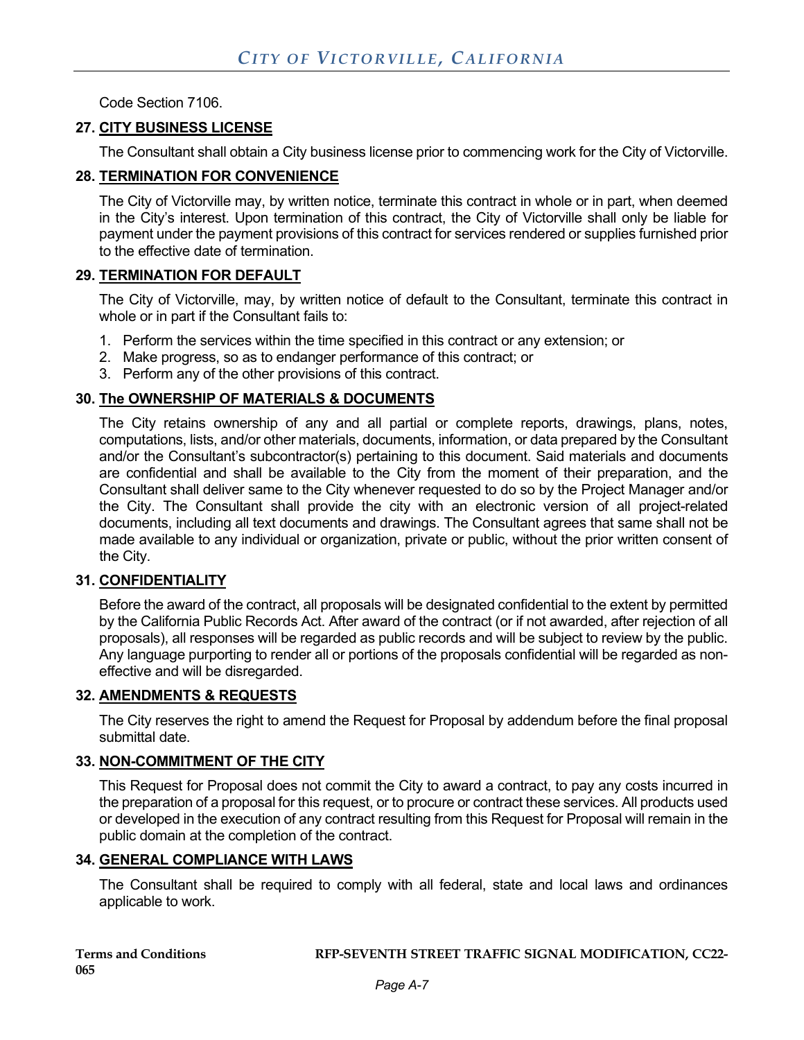Code Section 7106.

**27. CITY BUSINESS LICENSE**

The Consultant shall obtain a City business license prior to commencing work for the City of Victorville.

**28. TERMINATION FOR CONVENIENCE**

The City of Victorville may, by written notice, terminate this contract in whole or in part, when deemed in the City's interest. Upon termination of this contract, the City of Victorville shall only be liable for payment under the payment provisions of this contract for services rendered or supplies furnished prior to the effective date of termination.

**29. TERMINATION FOR DEFAULT**

The City of Victorville, may, by written notice of default to the Consultant, terminate this contract in whole or in part if the Consultant fails to:

1. Perform the services within the time specified in this contract or any extension; or
2. Make progress, so as to endanger performance of this contract; or
3. Perform any of the other provisions of this contract.

**30. The OWNERSHIP OF MATERIALS & DOCUMENTS**

The City retains ownership of any and all partial or complete reports, drawings, plans, notes, computations, lists, and/or other materials, documents, information, or data prepared by the Consultant and/or the Consultant's subcontractor(s) pertaining to this document. Said materials and documents are confidential and shall be available to the City from the moment of their preparation, and the Consultant shall deliver same to the City whenever requested to do so by the Project Manager and/or the City. The Consultant shall provide the city with an electronic version of all project-related documents, including all text documents and drawings. The Consultant agrees that same shall not be made available to any individual or organization, private or public, without the prior written consent of the City.

**31. CONFIDENTIALITY**

Before the award of the contract, all proposals will be designated confidential to the extent by permitted by the California Public Records Act. After award of the contract (or if not awarded, after rejection of all proposals), all responses will be regarded as public records and will be subject to review by the public. Any language purporting to render all or portions of the proposals confidential will be regarded as non-effective and will be disregarded.

**32. AMENDMENTS & REQUESTS**

The City reserves the right to amend the Request for Proposal by addendum before the final proposal submittal date.

**33. NON-COMMITMENT OF THE CITY**

This Request for Proposal does not commit the City to award a contract, to pay any costs incurred in the preparation of a proposal for this request, or to procure or contract these services. All products used or developed in the execution of any contract resulting from this Request for Proposal will remain in the public domain at the completion of the contract.

**34. GENERAL COMPLIANCE WITH LAWS**

The Consultant shall be required to comply with all federal, state and local laws and ordinances applicable to work.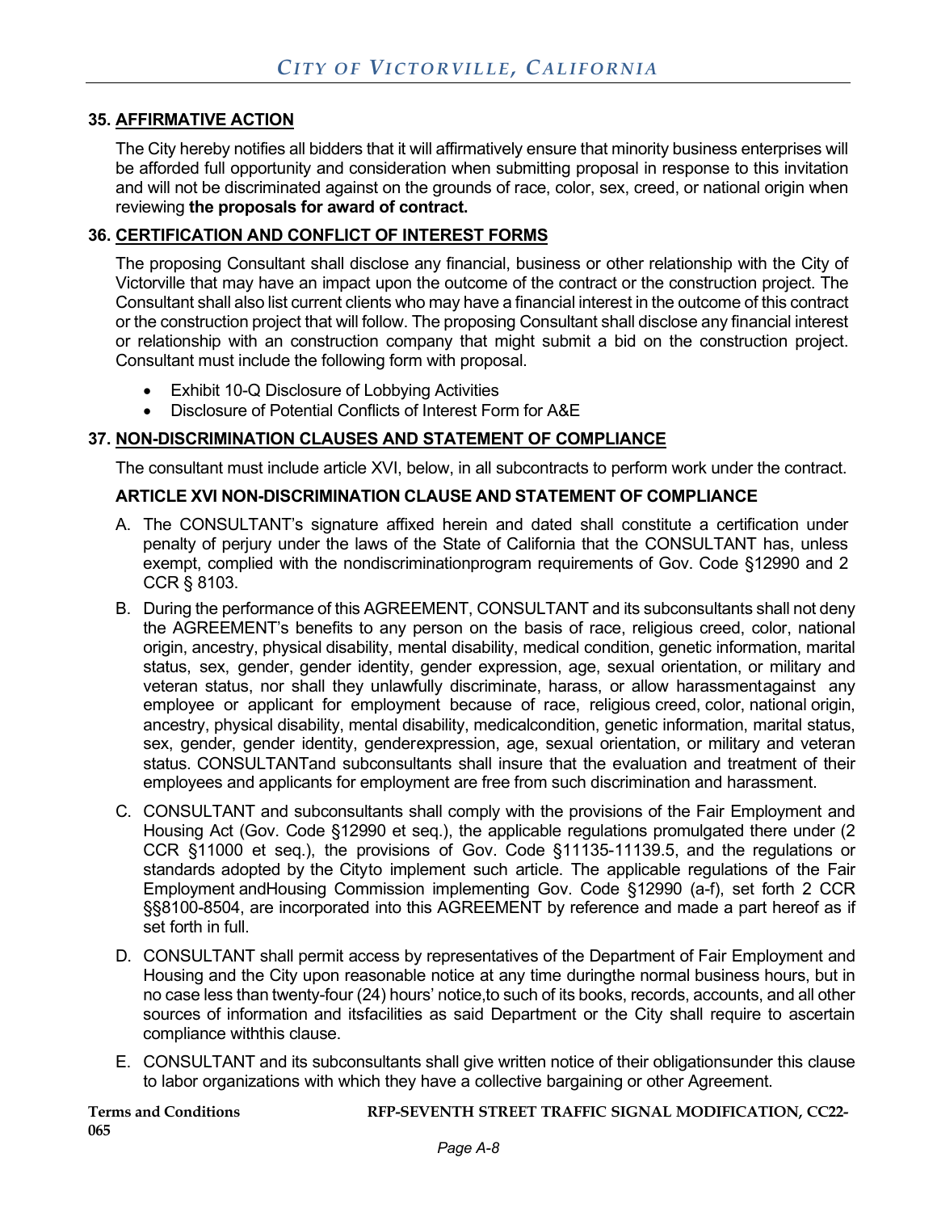## 35. AFFIRMATIVE ACTION

The City hereby notifies all bidders that it will affirmatively ensure that minority business enterprises will be afforded full opportunity and consideration when submitting proposal in response to this invitation and will not be discriminated against on the grounds of race, color, sex, creed, or national origin when reviewing **the proposals for award of contract.**

## 36. CERTIFICATION AND CONFLICT OF INTEREST FORMS

The proposing Consultant shall disclose any financial, business or other relationship with the City of Victorville that may have an impact upon the outcome of the contract or the construction project. The Consultant shall also list current clients who may have a financial interest in the outcome of this contract or the construction project that will follow. The proposing Consultant shall disclose any financial interest or relationship with an construction company that might submit a bid on the construction project. Consultant must include the following form with proposal.

- Exhibit 10-Q Disclosure of Lobbying Activities
- Disclosure of Potential Conflicts of Interest Form for A&E

## 37. NON-DISCRIMINATION CLAUSES AND STATEMENT OF COMPLIANCE

The consultant must include article XVI, below, in all subcontracts to perform work under the contract.

### ARTICLE XVI NON-DISCRIMINATION CLAUSE AND STATEMENT OF COMPLIANCE

A. The CONSULTANT's signature affixed herein and dated shall constitute a certification under penalty of perjury under the laws of the State of California that the CONSULTANT has, unless exempt, complied with the nondiscriminationprogram requirements of Gov. Code §12990 and 2 CCR § 8103.

B. During the performance of this AGREEMENT, CONSULTANT and its subconsultants shall not deny the AGREEMENT's benefits to any person on the basis of race, religious creed, color, national origin, ancestry, physical disability, mental disability, medical condition, genetic information, marital status, sex, gender, gender identity, gender expression, age, sexual orientation, or military and veteran status, nor shall they unlawfully discriminate, harass, or allow harassmentagainst any employee or applicant for employment because of race, religious creed, color, national origin, ancestry, physical disability, mental disability, medicalcondition, genetic information, marital status, sex, gender, gender identity, genderexpression, age, sexual orientation, or military and veteran status. CONSULTANTand subconsultants shall insure that the evaluation and treatment of their employees and applicants for employment are free from such discrimination and harassment.

C. CONSULTANT and subconsultants shall comply with the provisions of the Fair Employment and Housing Act (Gov. Code §12990 et seq.), the applicable regulations promulgated there under (2 CCR §11000 et seq.), the provisions of Gov. Code §11135-11139.5, and the regulations or standards adopted by the Cityto implement such article. The applicable regulations of the Fair Employment andHousing Commission implementing Gov. Code §12990 (a-f), set forth 2 CCR §§8100-8504, are incorporated into this AGREEMENT by reference and made a part hereof as if set forth in full.

D. CONSULTANT shall permit access by representatives of the Department of Fair Employment and Housing and the City upon reasonable notice at any time duringthe normal business hours, but in no case less than twenty-four (24) hours' notice,to such of its books, records, accounts, and all other sources of information and itsfacilities as said Department or the City shall require to ascertain compliance withthis clause.

E. CONSULTANT and its subconsultants shall give written notice of their obligationsunder this clause to labor organizations with which they have a collective bargaining or other Agreement.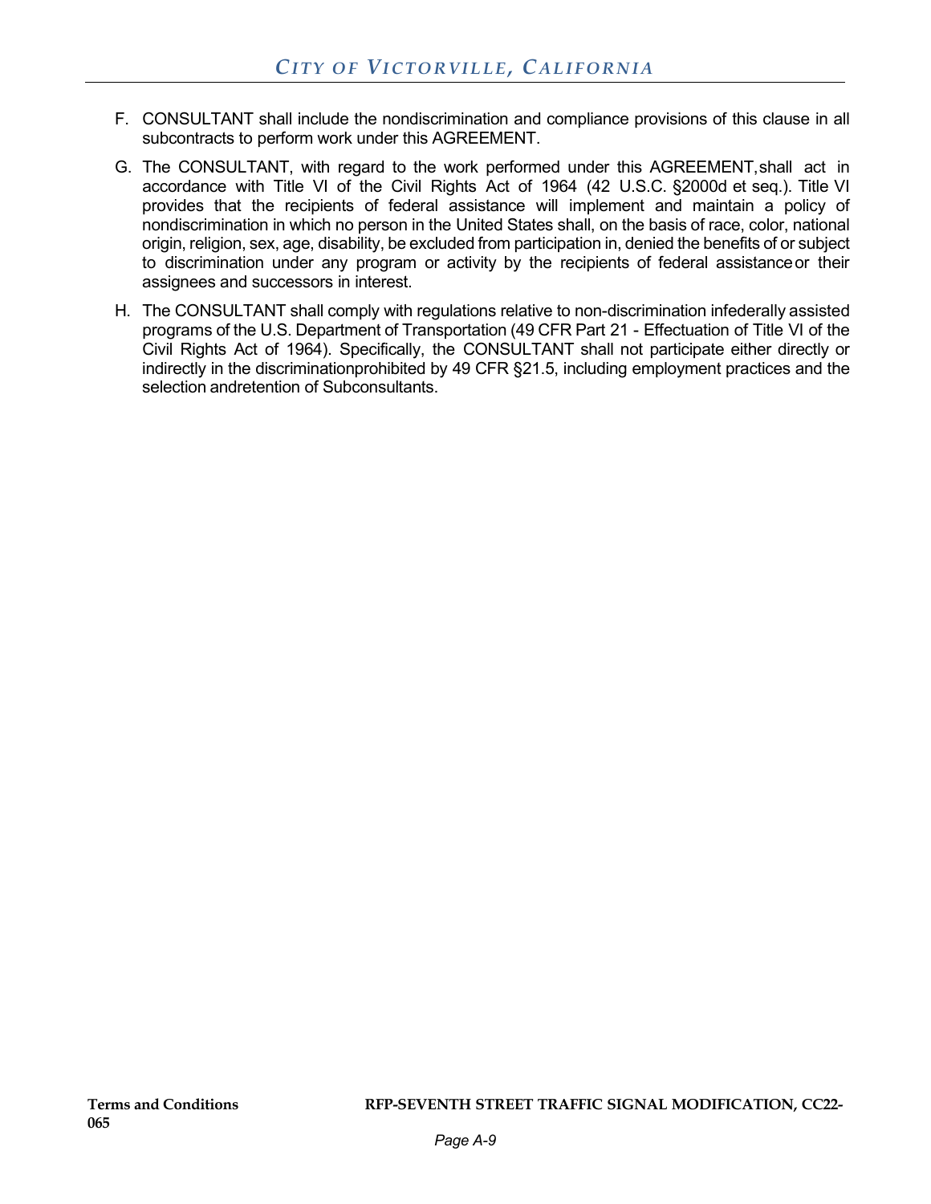F. CONSULTANT shall include the nondiscrimination and compliance provisions of this clause in all subcontracts to perform work under this AGREEMENT.

G. The CONSULTANT, with regard to the work performed under this AGREEMENT, shall act in accordance with Title VI of the Civil Rights Act of 1964 (42 U.S.C. §2000d et seq.). Title VI provides that the recipients of federal assistance will implement and maintain a policy of nondiscrimination in which no person in the United States shall, on the basis of race, color, national origin, religion, sex, age, disability, be excluded from participation in, denied the benefits of or subject to discrimination under any program or activity by the recipients of federal assistance or their assignees and successors in interest.

H. The CONSULTANT shall comply with regulations relative to non-discrimination infederally assisted programs of the U.S. Department of Transportation (49 CFR Part 21 - Effectuation of Title VI of the Civil Rights Act of 1964). Specifically, the CONSULTANT shall not participate either directly or indirectly in the discriminationprohibited by 49 CFR §21.5, including employment practices and the selection andretention of Subconsultants.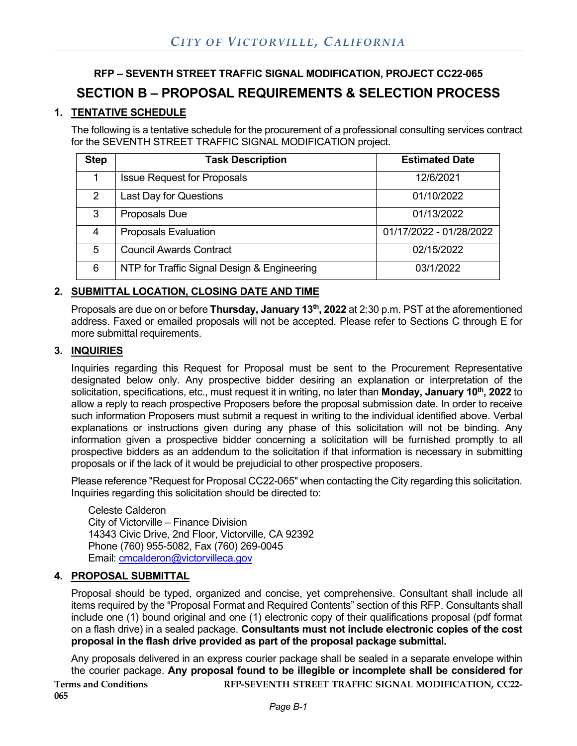**RFP – SEVENTH STREET TRAFFIC SIGNAL MODIFICATION, PROJECT CC22-065**

# SECTION B – PROPOSAL REQUIREMENTS & SELECTION PROCESS

## 1. TENTATIVE SCHEDULE

The following is a tentative schedule for the procurement of a professional consulting services contract for the SEVENTH STREET TRAFFIC SIGNAL MODIFICATION project.

| Step | Task Description | Estimated Date |
|---|---|---|
| 1 | Issue Request for Proposals | 12/6/2021 |
| 2 | Last Day for Questions | 01/10/2022 |
| 3 | Proposals Due | 01/13/2022 |
| 4 | Proposals Evaluation | 01/17/2022 - 01/28/2022 |
| 5 | Council Awards Contract | 02/15/2022 |
| 6 | NTP for Traffic Signal Design & Engineering | 03/1/2022 |

## 2. SUBMITTAL LOCATION, CLOSING DATE AND TIME

Proposals are due on or before **Thursday, January 13th, 2022** at 2:30 p.m. PST at the aforementioned address. Faxed or emailed proposals will not be accepted. Please refer to Sections C through E for more submittal requirements.

## 3. INQUIRIES

Inquiries regarding this Request for Proposal must be sent to the Procurement Representative designated below only. Any prospective bidder desiring an explanation or interpretation of the solicitation, specifications, etc., must request it in writing, no later than **Monday, January 10th, 2022** to allow a reply to reach prospective Proposers before the proposal submission date. In order to receive such information Proposers must submit a request in writing to the individual identified above. Verbal explanations or instructions given during any phase of this solicitation will not be binding. Any information given a prospective bidder concerning a solicitation will be furnished promptly to all prospective bidders as an addendum to the solicitation if that information is necessary in submitting proposals or if the lack of it would be prejudicial to other prospective proposers.

Please reference "Request for Proposal CC22-065" when contacting the City regarding this solicitation. Inquiries regarding this solicitation should be directed to:

Celeste Calderon
City of Victorville – Finance Division
14343 Civic Drive, 2nd Floor, Victorville, CA 92392
Phone (760) 955-5082, Fax (760) 269-0045
Email: cmcalderon@victorvilleca.gov

## 4. PROPOSAL SUBMITTAL

Proposal should be typed, organized and concise, yet comprehensive. Consultant shall include all items required by the "Proposal Format and Required Contents" section of this RFP. Consultants shall include one (1) bound original and one (1) electronic copy of their qualifications proposal (pdf format on a flash drive) in a sealed package. **Consultants must not include electronic copies of the cost proposal in the flash drive provided as part of the proposal package submittal.**

Any proposals delivered in an express courier package shall be sealed in a separate envelope within the courier package. **Any proposal found to be illegible or incomplete shall be considered for**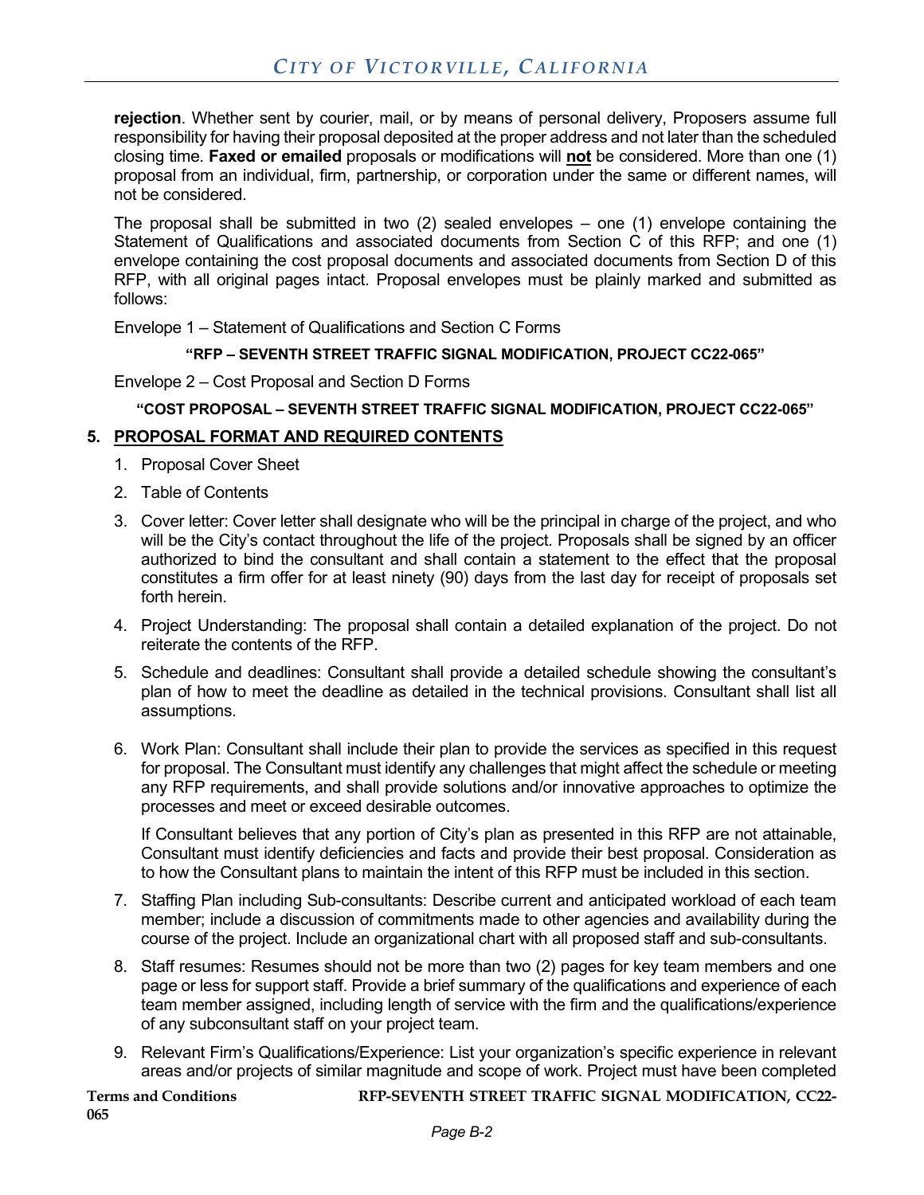**rejection**. Whether sent by courier, mail, or by means of personal delivery, Proposers assume full responsibility for having their proposal deposited at the proper address and not later than the scheduled closing time. **Faxed or emailed** proposals or modifications will **not** be considered. More than one (1) proposal from an individual, firm, partnership, or corporation under the same or different names, will not be considered.

The proposal shall be submitted in two (2) sealed envelopes – one (1) envelope containing the Statement of Qualifications and associated documents from Section C of this RFP; and one (1) envelope containing the cost proposal documents and associated documents from Section D of this RFP, with all original pages intact. Proposal envelopes must be plainly marked and submitted as follows:

Envelope 1 – Statement of Qualifications and Section C Forms

**"RFP – SEVENTH STREET TRAFFIC SIGNAL MODIFICATION, PROJECT CC22-065"**

Envelope 2 – Cost Proposal and Section D Forms

**"COST PROPOSAL – SEVENTH STREET TRAFFIC SIGNAL MODIFICATION, PROJECT CC22-065"**

## 5. PROPOSAL FORMAT AND REQUIRED CONTENTS

1. Proposal Cover Sheet
2. Table of Contents
3. Cover letter: Cover letter shall designate who will be the principal in charge of the project, and who will be the City's contact throughout the life of the project. Proposals shall be signed by an officer authorized to bind the consultant and shall contain a statement to the effect that the proposal constitutes a firm offer for at least ninety (90) days from the last day for receipt of proposals set forth herein.
4. Project Understanding: The proposal shall contain a detailed explanation of the project. Do not reiterate the contents of the RFP.
5. Schedule and deadlines: Consultant shall provide a detailed schedule showing the consultant's plan of how to meet the deadline as detailed in the technical provisions. Consultant shall list all assumptions.
6. Work Plan: Consultant shall include their plan to provide the services as specified in this request for proposal. The Consultant must identify any challenges that might affect the schedule or meeting any RFP requirements, and shall provide solutions and/or innovative approaches to optimize the processes and meet or exceed desirable outcomes.

   If Consultant believes that any portion of City's plan as presented in this RFP are not attainable, Consultant must identify deficiencies and facts and provide their best proposal. Consideration as to how the Consultant plans to maintain the intent of this RFP must be included in this section.
7. Staffing Plan including Sub-consultants: Describe current and anticipated workload of each team member; include a discussion of commitments made to other agencies and availability during the course of the project. Include an organizational chart with all proposed staff and sub-consultants.
8. Staff resumes: Resumes should not be more than two (2) pages for key team members and one page or less for support staff. Provide a brief summary of the qualifications and experience of each team member assigned, including length of service with the firm and the qualifications/experience of any subconsultant staff on your project team.
9. Relevant Firm's Qualifications/Experience: List your organization's specific experience in relevant areas and/or projects of similar magnitude and scope of work. Project must have been completed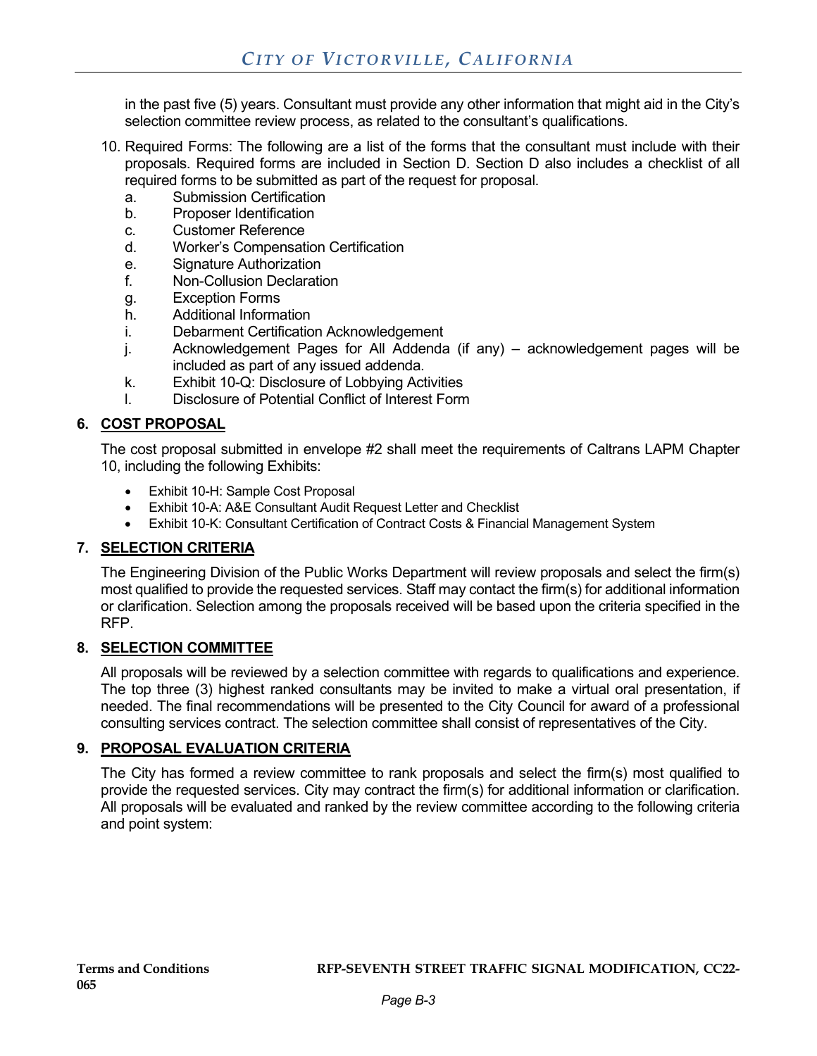in the past five (5) years. Consultant must provide any other information that might aid in the City's selection committee review process, as related to the consultant's qualifications.

10. Required Forms: The following are a list of the forms that the consultant must include with their proposals. Required forms are included in Section D. Section D also includes a checklist of all required forms to be submitted as part of the request for proposal.
    a. Submission Certification
    b. Proposer Identification
    c. Customer Reference
    d. Worker's Compensation Certification
    e. Signature Authorization
    f. Non-Collusion Declaration
    g. Exception Forms
    h. Additional Information
    i. Debarment Certification Acknowledgement
    j. Acknowledgement Pages for All Addenda (if any) – acknowledgement pages will be included as part of any issued addenda.
    k. Exhibit 10-Q: Disclosure of Lobbying Activities
    l. Disclosure of Potential Conflict of Interest Form

## 6. COST PROPOSAL

The cost proposal submitted in envelope #2 shall meet the requirements of Caltrans LAPM Chapter 10, including the following Exhibits:

- Exhibit 10-H: Sample Cost Proposal
- Exhibit 10-A: A&E Consultant Audit Request Letter and Checklist
- Exhibit 10-K: Consultant Certification of Contract Costs & Financial Management System

## 7. SELECTION CRITERIA

The Engineering Division of the Public Works Department will review proposals and select the firm(s) most qualified to provide the requested services. Staff may contact the firm(s) for additional information or clarification. Selection among the proposals received will be based upon the criteria specified in the RFP.

## 8. SELECTION COMMITTEE

All proposals will be reviewed by a selection committee with regards to qualifications and experience. The top three (3) highest ranked consultants may be invited to make a virtual oral presentation, if needed. The final recommendations will be presented to the City Council for award of a professional consulting services contract. The selection committee shall consist of representatives of the City.

## 9. PROPOSAL EVALUATION CRITERIA

The City has formed a review committee to rank proposals and select the firm(s) most qualified to provide the requested services. City may contract the firm(s) for additional information or clarification. All proposals will be evaluated and ranked by the review committee according to the following criteria and point system: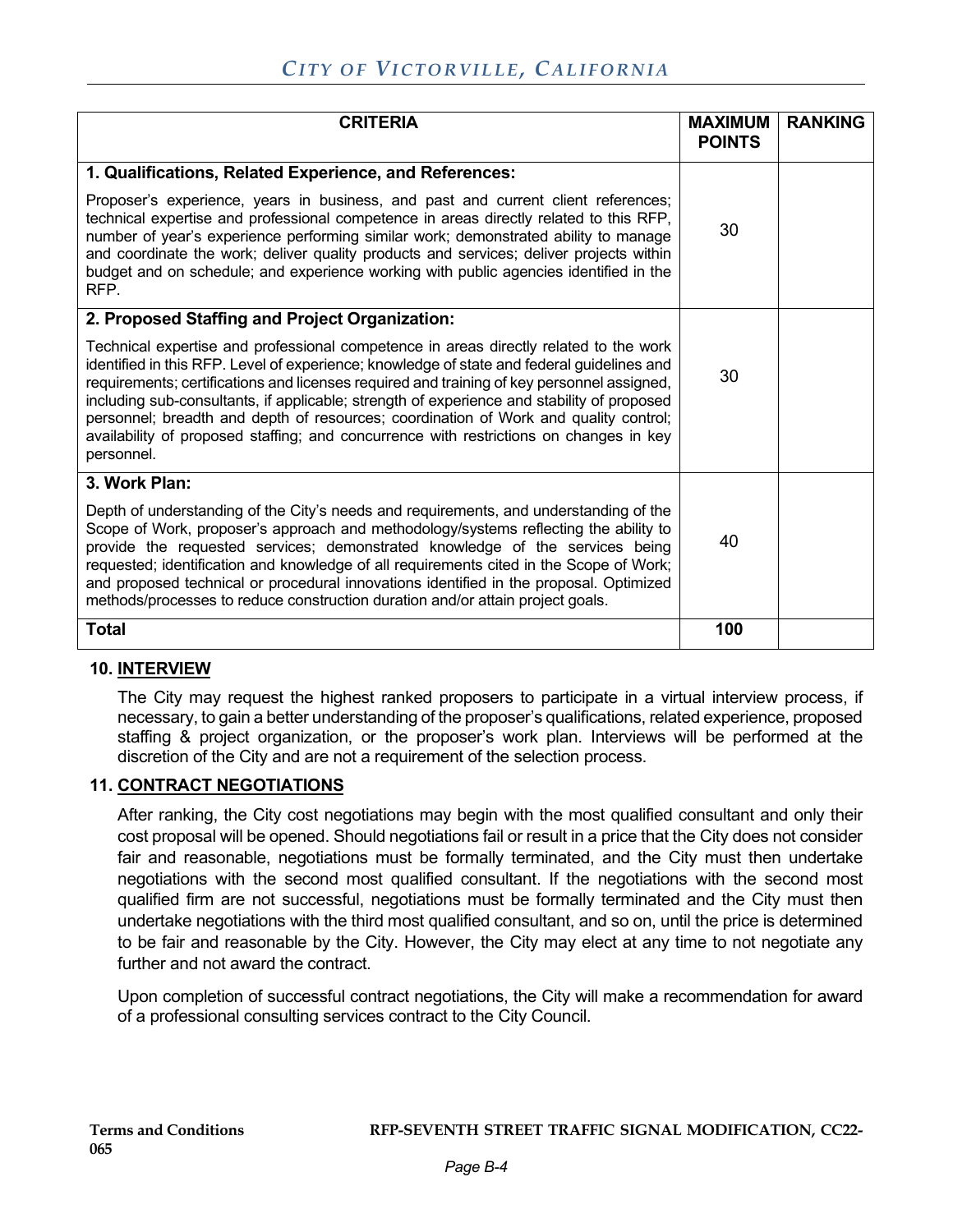| CRITERIA | MAXIMUM POINTS | RANKING |
|---|---|---|
| **1. Qualifications, Related Experience, and References:**<br><br>Proposer's experience, years in business, and past and current client references; technical expertise and professional competence in areas directly related to this RFP, number of year's experience performing similar work; demonstrated ability to manage and coordinate the work; deliver quality products and services; deliver projects within budget and on schedule; and experience working with public agencies identified in the RFP. | 30 | |
| **2. Proposed Staffing and Project Organization:**<br><br>Technical expertise and professional competence in areas directly related to the work identified in this RFP. Level of experience; knowledge of state and federal guidelines and requirements; certifications and licenses required and training of key personnel assigned, including sub-consultants, if applicable; strength of experience and stability of proposed personnel; breadth and depth of resources; coordination of Work and quality control; availability of proposed staffing; and concurrence with restrictions on changes in key personnel. | 30 | |
| **3. Work Plan:**<br><br>Depth of understanding of the City's needs and requirements, and understanding of the Scope of Work, proposer's approach and methodology/systems reflecting the ability to provide the requested services; demonstrated knowledge of the services being requested; identification and knowledge of all requirements cited in the Scope of Work; and proposed technical or procedural innovations identified in the proposal. Optimized methods/processes to reduce construction duration and/or attain project goals. | 40 | |
| **Total** | **100** | |

## 10. INTERVIEW

The City may request the highest ranked proposers to participate in a virtual interview process, if necessary, to gain a better understanding of the proposer's qualifications, related experience, proposed staffing & project organization, or the proposer's work plan. Interviews will be performed at the discretion of the City and are not a requirement of the selection process.

## 11. CONTRACT NEGOTIATIONS

After ranking, the City cost negotiations may begin with the most qualified consultant and only their cost proposal will be opened. Should negotiations fail or result in a price that the City does not consider fair and reasonable, negotiations must be formally terminated, and the City must then undertake negotiations with the second most qualified consultant. If the negotiations with the second most qualified firm are not successful, negotiations must be formally terminated and the City must then undertake negotiations with the third most qualified consultant, and so on, until the price is determined to be fair and reasonable by the City. However, the City may elect at any time to not negotiate any further and not award the contract.

Upon completion of successful contract negotiations, the City will make a recommendation for award of a professional consulting services contract to the City Council.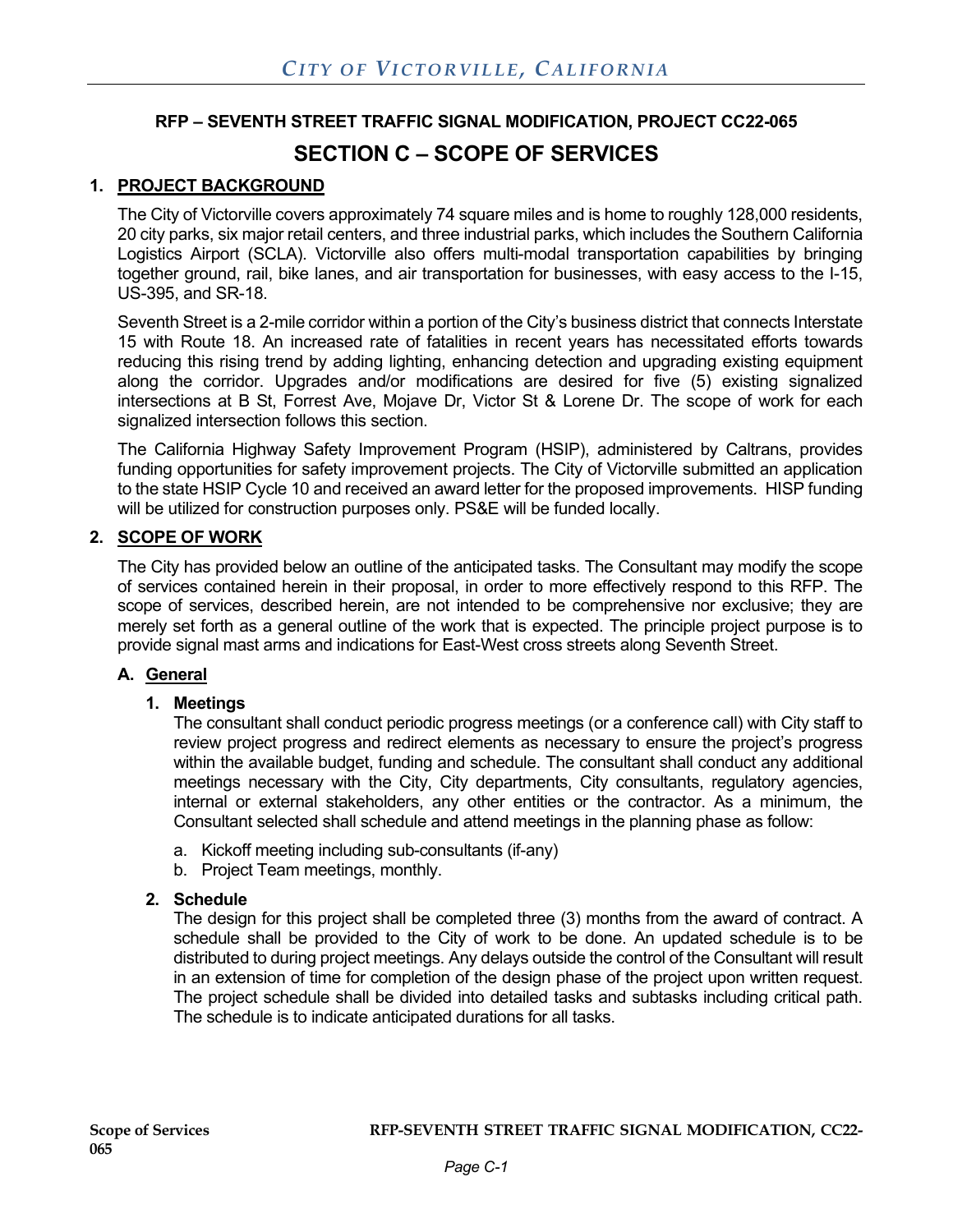# CITY OF VICTORVILLE, CALIFORNIA

## RFP – SEVENTH STREET TRAFFIC SIGNAL MODIFICATION, PROJECT CC22-065

## SECTION C – SCOPE OF SERVICES

### 1. PROJECT BACKGROUND

The City of Victorville covers approximately 74 square miles and is home to roughly 128,000 residents, 20 city parks, six major retail centers, and three industrial parks, which includes the Southern California Logistics Airport (SCLA). Victorville also offers multi-modal transportation capabilities by bringing together ground, rail, bike lanes, and air transportation for businesses, with easy access to the I-15, US-395, and SR-18.

Seventh Street is a 2-mile corridor within a portion of the City's business district that connects Interstate 15 with Route 18. An increased rate of fatalities in recent years has necessitated efforts towards reducing this rising trend by adding lighting, enhancing detection and upgrading existing equipment along the corridor. Upgrades and/or modifications are desired for five (5) existing signalized intersections at B St, Forrest Ave, Mojave Dr, Victor St & Lorene Dr. The scope of work for each signalized intersection follows this section.

The California Highway Safety Improvement Program (HSIP), administered by Caltrans, provides funding opportunities for safety improvement projects. The City of Victorville submitted an application to the state HSIP Cycle 10 and received an award letter for the proposed improvements. HISP funding will be utilized for construction purposes only. PS&E will be funded locally.

### 2. SCOPE OF WORK

The City has provided below an outline of the anticipated tasks. The Consultant may modify the scope of services contained herein in their proposal, in order to more effectively respond to this RFP. The scope of services, described herein, are not intended to be comprehensive nor exclusive; they are merely set forth as a general outline of the work that is expected. The principle project purpose is to provide signal mast arms and indications for East-West cross streets along Seventh Street.

#### A. General

**1. Meetings**

The consultant shall conduct periodic progress meetings (or a conference call) with City staff to review project progress and redirect elements as necessary to ensure the project's progress within the available budget, funding and schedule. The consultant shall conduct any additional meetings necessary with the City, City departments, City consultants, regulatory agencies, internal or external stakeholders, any other entities or the contractor. As a minimum, the Consultant selected shall schedule and attend meetings in the planning phase as follow:

a. Kickoff meeting including sub-consultants (if-any)
b. Project Team meetings, monthly.

**2. Schedule**

The design for this project shall be completed three (3) months from the award of contract. A schedule shall be provided to the City of work to be done. An updated schedule is to be distributed to during project meetings. Any delays outside the control of the Consultant will result in an extension of time for completion of the design phase of the project upon written request. The project schedule shall be divided into detailed tasks and subtasks including critical path. The schedule is to indicate anticipated durations for all tasks.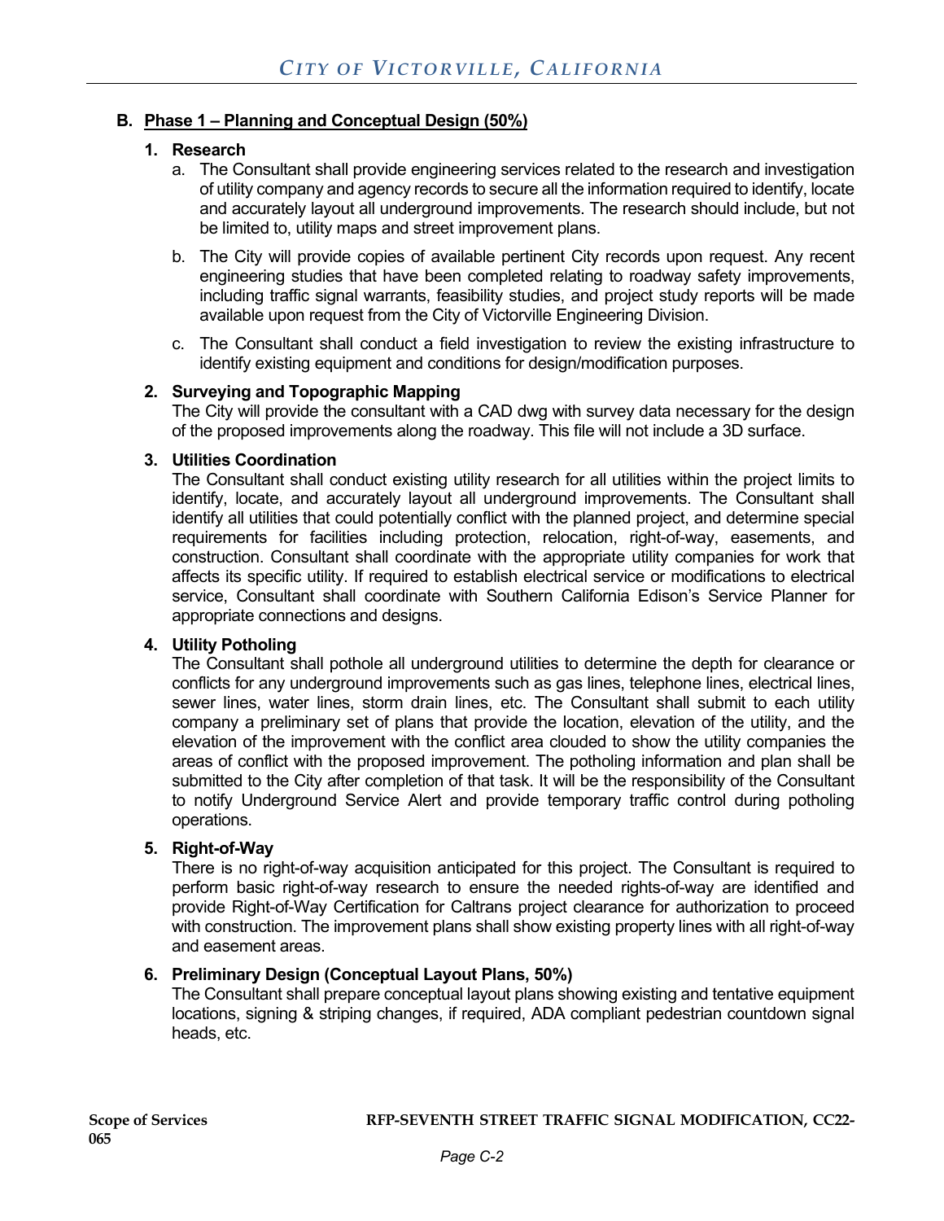## B. Phase 1 – Planning and Conceptual Design (50%)

### 1. Research

a. The Consultant shall provide engineering services related to the research and investigation of utility company and agency records to secure all the information required to identify, locate and accurately layout all underground improvements. The research should include, but not be limited to, utility maps and street improvement plans.

b. The City will provide copies of available pertinent City records upon request. Any recent engineering studies that have been completed relating to roadway safety improvements, including traffic signal warrants, feasibility studies, and project study reports will be made available upon request from the City of Victorville Engineering Division.

c. The Consultant shall conduct a field investigation to review the existing infrastructure to identify existing equipment and conditions for design/modification purposes.

### 2. Surveying and Topographic Mapping

The City will provide the consultant with a CAD dwg with survey data necessary for the design of the proposed improvements along the roadway. This file will not include a 3D surface.

### 3. Utilities Coordination

The Consultant shall conduct existing utility research for all utilities within the project limits to identify, locate, and accurately layout all underground improvements. The Consultant shall identify all utilities that could potentially conflict with the planned project, and determine special requirements for facilities including protection, relocation, right-of-way, easements, and construction. Consultant shall coordinate with the appropriate utility companies for work that affects its specific utility. If required to establish electrical service or modifications to electrical service, Consultant shall coordinate with Southern California Edison's Service Planner for appropriate connections and designs.

### 4. Utility Potholing

The Consultant shall pothole all underground utilities to determine the depth for clearance or conflicts for any underground improvements such as gas lines, telephone lines, electrical lines, sewer lines, water lines, storm drain lines, etc. The Consultant shall submit to each utility company a preliminary set of plans that provide the location, elevation of the utility, and the elevation of the improvement with the conflict area clouded to show the utility companies the areas of conflict with the proposed improvement. The potholing information and plan shall be submitted to the City after completion of that task. It will be the responsibility of the Consultant to notify Underground Service Alert and provide temporary traffic control during potholing operations.

### 5. Right-of-Way

There is no right-of-way acquisition anticipated for this project. The Consultant is required to perform basic right-of-way research to ensure the needed rights-of-way are identified and provide Right-of-Way Certification for Caltrans project clearance for authorization to proceed with construction. The improvement plans shall show existing property lines with all right-of-way and easement areas.

### 6. Preliminary Design (Conceptual Layout Plans, 50%)

The Consultant shall prepare conceptual layout plans showing existing and tentative equipment locations, signing & striping changes, if required, ADA compliant pedestrian countdown signal heads, etc.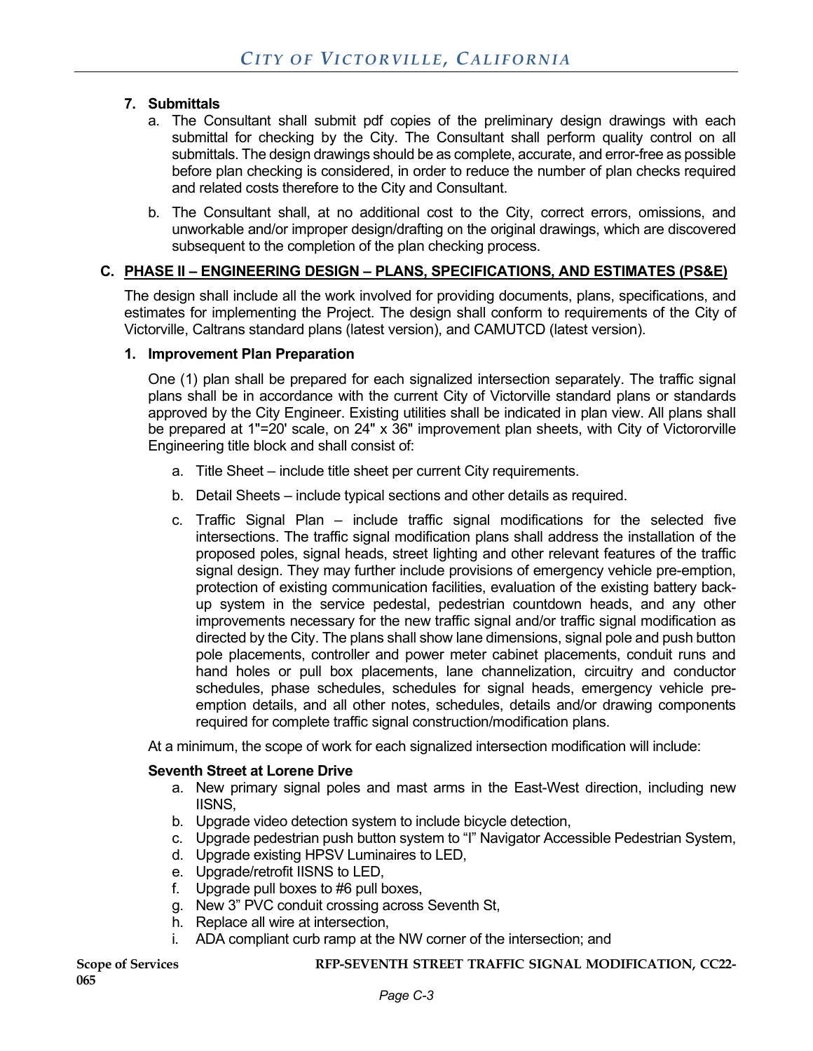## 7. Submittals

a. The Consultant shall submit pdf copies of the preliminary design drawings with each submittal for checking by the City. The Consultant shall perform quality control on all submittals. The design drawings should be as complete, accurate, and error-free as possible before plan checking is considered, in order to reduce the number of plan checks required and related costs therefore to the City and Consultant.

b. The Consultant shall, at no additional cost to the City, correct errors, omissions, and unworkable and/or improper design/drafting on the original drawings, which are discovered subsequent to the completion of the plan checking process.

## C. PHASE II – ENGINEERING DESIGN – PLANS, SPECIFICATIONS, AND ESTIMATES (PS&E)

The design shall include all the work involved for providing documents, plans, specifications, and estimates for implementing the Project. The design shall conform to requirements of the City of Victorville, Caltrans standard plans (latest version), and CAMUTCD (latest version).

### 1. Improvement Plan Preparation

One (1) plan shall be prepared for each signalized intersection separately. The traffic signal plans shall be in accordance with the current City of Victorville standard plans or standards approved by the City Engineer. Existing utilities shall be indicated in plan view. All plans shall be prepared at 1"=20' scale, on 24" x 36" improvement plan sheets, with City of Victororville Engineering title block and shall consist of:

a. Title Sheet – include title sheet per current City requirements.

b. Detail Sheets – include typical sections and other details as required.

c. Traffic Signal Plan – include traffic signal modifications for the selected five intersections. The traffic signal modification plans shall address the installation of the proposed poles, signal heads, street lighting and other relevant features of the traffic signal design. They may further include provisions of emergency vehicle pre-emption, protection of existing communication facilities, evaluation of the existing battery back-up system in the service pedestal, pedestrian countdown heads, and any other improvements necessary for the new traffic signal and/or traffic signal modification as directed by the City. The plans shall show lane dimensions, signal pole and push button pole placements, controller and power meter cabinet placements, conduit runs and hand holes or pull box placements, lane channelization, circuitry and conductor schedules, phase schedules, schedules for signal heads, emergency vehicle pre-emption details, and all other notes, schedules, details and/or drawing components required for complete traffic signal construction/modification plans.

At a minimum, the scope of work for each signalized intersection modification will include:

**Seventh Street at Lorene Drive**

a. New primary signal poles and mast arms in the East-West direction, including new IISNS,
b. Upgrade video detection system to include bicycle detection,
c. Upgrade pedestrian push button system to "I" Navigator Accessible Pedestrian System,
d. Upgrade existing HPSV Luminaires to LED,
e. Upgrade/retrofit IISNS to LED,
f. Upgrade pull boxes to #6 pull boxes,
g. New 3" PVC conduit crossing across Seventh St,
h. Replace all wire at intersection,
i. ADA compliant curb ramp at the NW corner of the intersection; and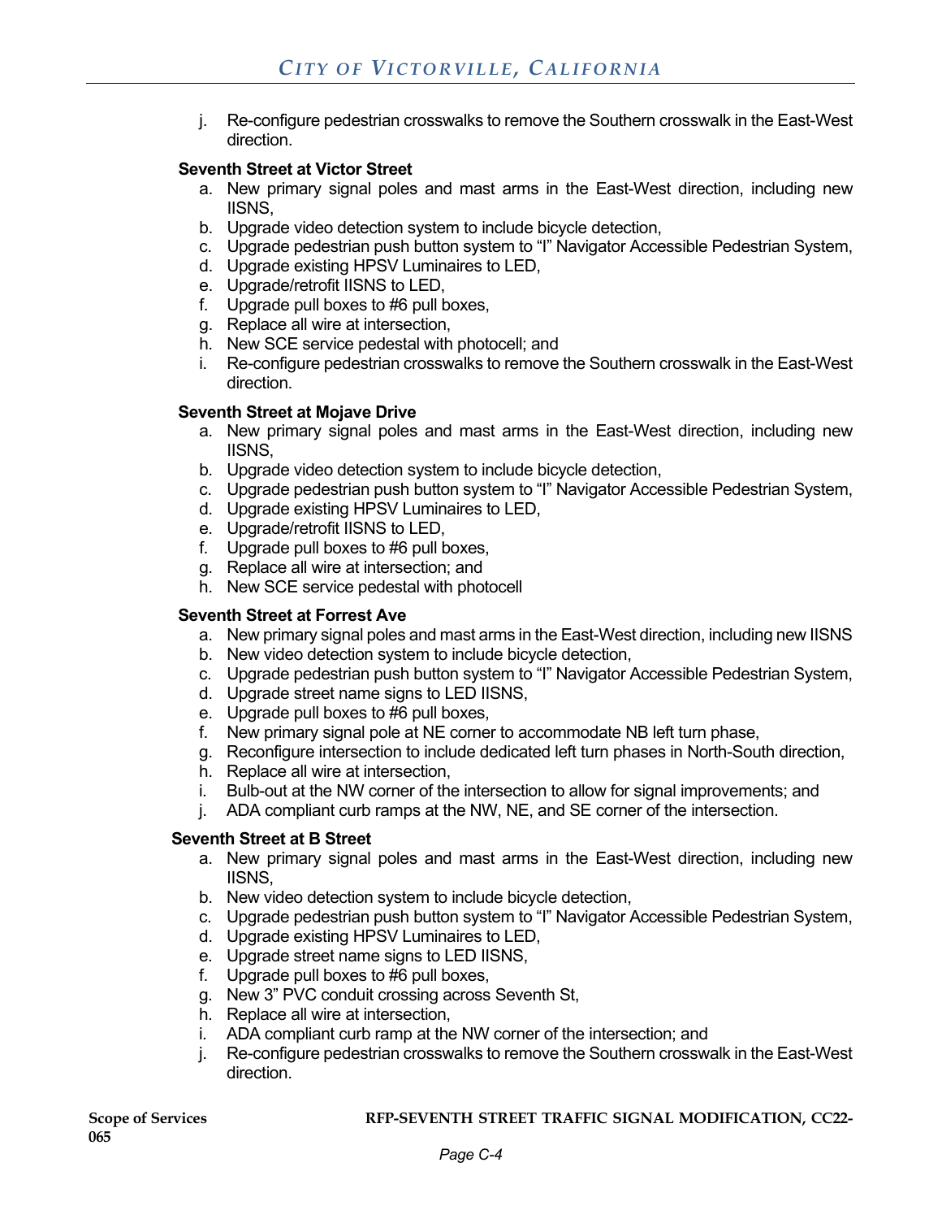j. Re-configure pedestrian crosswalks to remove the Southern crosswalk in the East-West direction.

**Seventh Street at Victor Street**

a. New primary signal poles and mast arms in the East-West direction, including new IISNS,
b. Upgrade video detection system to include bicycle detection,
c. Upgrade pedestrian push button system to "I" Navigator Accessible Pedestrian System,
d. Upgrade existing HPSV Luminaires to LED,
e. Upgrade/retrofit IISNS to LED,
f. Upgrade pull boxes to #6 pull boxes,
g. Replace all wire at intersection,
h. New SCE service pedestal with photocell; and
i. Re-configure pedestrian crosswalks to remove the Southern crosswalk in the East-West direction.

**Seventh Street at Mojave Drive**

a. New primary signal poles and mast arms in the East-West direction, including new IISNS,
b. Upgrade video detection system to include bicycle detection,
c. Upgrade pedestrian push button system to "I" Navigator Accessible Pedestrian System,
d. Upgrade existing HPSV Luminaires to LED,
e. Upgrade/retrofit IISNS to LED,
f. Upgrade pull boxes to #6 pull boxes,
g. Replace all wire at intersection; and
h. New SCE service pedestal with photocell

**Seventh Street at Forrest Ave**

a. New primary signal poles and mast arms in the East-West direction, including new IISNS
b. New video detection system to include bicycle detection,
c. Upgrade pedestrian push button system to "I" Navigator Accessible Pedestrian System,
d. Upgrade street name signs to LED IISNS,
e. Upgrade pull boxes to #6 pull boxes,
f. New primary signal pole at NE corner to accommodate NB left turn phase,
g. Reconfigure intersection to include dedicated left turn phases in North-South direction,
h. Replace all wire at intersection,
i. Bulb-out at the NW corner of the intersection to allow for signal improvements; and
j. ADA compliant curb ramps at the NW, NE, and SE corner of the intersection.

**Seventh Street at B Street**

a. New primary signal poles and mast arms in the East-West direction, including new IISNS,
b. New video detection system to include bicycle detection,
c. Upgrade pedestrian push button system to "I" Navigator Accessible Pedestrian System,
d. Upgrade existing HPSV Luminaires to LED,
e. Upgrade street name signs to LED IISNS,
f. Upgrade pull boxes to #6 pull boxes,
g. New 3" PVC conduit crossing across Seventh St,
h. Replace all wire at intersection,
i. ADA compliant curb ramp at the NW corner of the intersection; and
j. Re-configure pedestrian crosswalks to remove the Southern crosswalk in the East-West direction.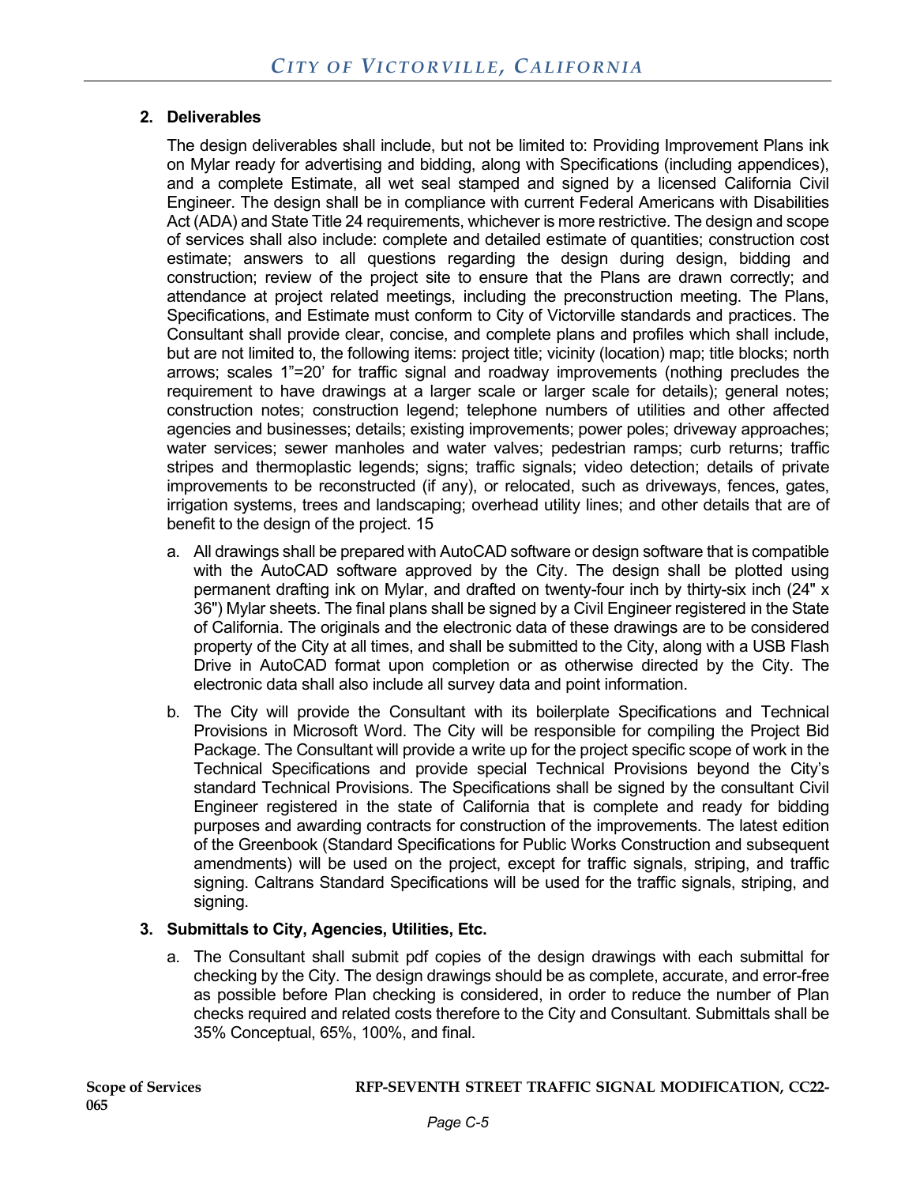## 2. Deliverables

The design deliverables shall include, but not be limited to: Providing Improvement Plans ink on Mylar ready for advertising and bidding, along with Specifications (including appendices), and a complete Estimate, all wet seal stamped and signed by a licensed California Civil Engineer. The design shall be in compliance with current Federal Americans with Disabilities Act (ADA) and State Title 24 requirements, whichever is more restrictive. The design and scope of services shall also include: complete and detailed estimate of quantities; construction cost estimate; answers to all questions regarding the design during design, bidding and construction; review of the project site to ensure that the Plans are drawn correctly; and attendance at project related meetings, including the preconstruction meeting. The Plans, Specifications, and Estimate must conform to City of Victorville standards and practices. The Consultant shall provide clear, concise, and complete plans and profiles which shall include, but are not limited to, the following items: project title; vicinity (location) map; title blocks; north arrows; scales 1"=20' for traffic signal and roadway improvements (nothing precludes the requirement to have drawings at a larger scale or larger scale for details); general notes; construction notes; construction legend; telephone numbers of utilities and other affected agencies and businesses; details; existing improvements; power poles; driveway approaches; water services; sewer manholes and water valves; pedestrian ramps; curb returns; traffic stripes and thermoplastic legends; signs; traffic signals; video detection; details of private improvements to be reconstructed (if any), or relocated, such as driveways, fences, gates, irrigation systems, trees and landscaping; overhead utility lines; and other details that are of benefit to the design of the project. 15

a. All drawings shall be prepared with AutoCAD software or design software that is compatible with the AutoCAD software approved by the City. The design shall be plotted using permanent drafting ink on Mylar, and drafted on twenty-four inch by thirty-six inch (24" x 36") Mylar sheets. The final plans shall be signed by a Civil Engineer registered in the State of California. The originals and the electronic data of these drawings are to be considered property of the City at all times, and shall be submitted to the City, along with a USB Flash Drive in AutoCAD format upon completion or as otherwise directed by the City. The electronic data shall also include all survey data and point information.

b. The City will provide the Consultant with its boilerplate Specifications and Technical Provisions in Microsoft Word. The City will be responsible for compiling the Project Bid Package. The Consultant will provide a write up for the project specific scope of work in the Technical Specifications and provide special Technical Provisions beyond the City's standard Technical Provisions. The Specifications shall be signed by the consultant Civil Engineer registered in the state of California that is complete and ready for bidding purposes and awarding contracts for construction of the improvements. The latest edition of the Greenbook (Standard Specifications for Public Works Construction and subsequent amendments) will be used on the project, except for traffic signals, striping, and traffic signing. Caltrans Standard Specifications will be used for the traffic signals, striping, and signing.

## 3. Submittals to City, Agencies, Utilities, Etc.

a. The Consultant shall submit pdf copies of the design drawings with each submittal for checking by the City. The design drawings should be as complete, accurate, and error-free as possible before Plan checking is considered, in order to reduce the number of Plan checks required and related costs therefore to the City and Consultant. Submittals shall be 35% Conceptual, 65%, 100%, and final.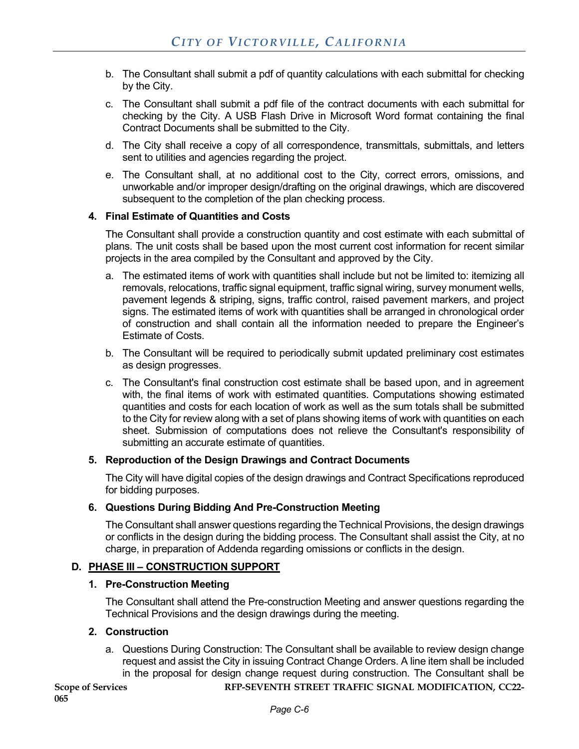b. The Consultant shall submit a pdf of quantity calculations with each submittal for checking by the City.

c. The Consultant shall submit a pdf file of the contract documents with each submittal for checking by the City. A USB Flash Drive in Microsoft Word format containing the final Contract Documents shall be submitted to the City.

d. The City shall receive a copy of all correspondence, transmittals, submittals, and letters sent to utilities and agencies regarding the project.

e. The Consultant shall, at no additional cost to the City, correct errors, omissions, and unworkable and/or improper design/drafting on the original drawings, which are discovered subsequent to the completion of the plan checking process.

**4. Final Estimate of Quantities and Costs**

The Consultant shall provide a construction quantity and cost estimate with each submittal of plans. The unit costs shall be based upon the most current cost information for recent similar projects in the area compiled by the Consultant and approved by the City.

a. The estimated items of work with quantities shall include but not be limited to: itemizing all removals, relocations, traffic signal equipment, traffic signal wiring, survey monument wells, pavement legends & striping, signs, traffic control, raised pavement markers, and project signs. The estimated items of work with quantities shall be arranged in chronological order of construction and shall contain all the information needed to prepare the Engineer's Estimate of Costs.

b. The Consultant will be required to periodically submit updated preliminary cost estimates as design progresses.

c. The Consultant's final construction cost estimate shall be based upon, and in agreement with, the final items of work with estimated quantities. Computations showing estimated quantities and costs for each location of work as well as the sum totals shall be submitted to the City for review along with a set of plans showing items of work with quantities on each sheet. Submission of computations does not relieve the Consultant's responsibility of submitting an accurate estimate of quantities.

**5. Reproduction of the Design Drawings and Contract Documents**

The City will have digital copies of the design drawings and Contract Specifications reproduced for bidding purposes.

**6. Questions During Bidding And Pre-Construction Meeting**

The Consultant shall answer questions regarding the Technical Provisions, the design drawings or conflicts in the design during the bidding process. The Consultant shall assist the City, at no charge, in preparation of Addenda regarding omissions or conflicts in the design.

## D. PHASE III – CONSTRUCTION SUPPORT

**1. Pre-Construction Meeting**

The Consultant shall attend the Pre-construction Meeting and answer questions regarding the Technical Provisions and the design drawings during the meeting.

**2. Construction**

a. Questions During Construction: The Consultant shall be available to review design change request and assist the City in issuing Contract Change Orders. A line item shall be included in the proposal for design change request during construction. The Consultant shall be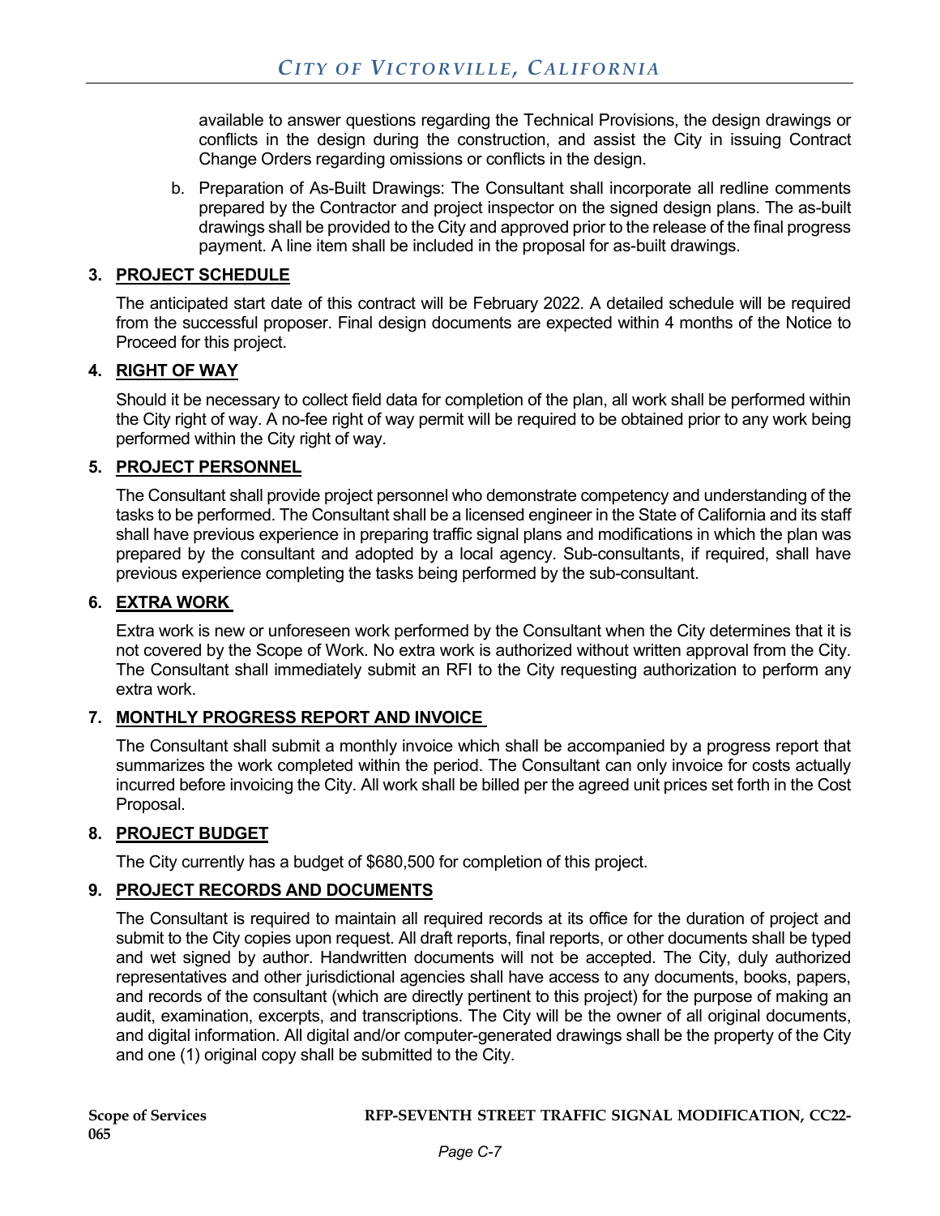available to answer questions regarding the Technical Provisions, the design drawings or conflicts in the design during the construction, and assist the City in issuing Contract Change Orders regarding omissions or conflicts in the design.

b. Preparation of As-Built Drawings: The Consultant shall incorporate all redline comments prepared by the Contractor and project inspector on the signed design plans. The as-built drawings shall be provided to the City and approved prior to the release of the final progress payment. A line item shall be included in the proposal for as-built drawings.

**3. PROJECT SCHEDULE**

The anticipated start date of this contract will be February 2022. A detailed schedule will be required from the successful proposer. Final design documents are expected within 4 months of the Notice to Proceed for this project.

**4. RIGHT OF WAY**

Should it be necessary to collect field data for completion of the plan, all work shall be performed within the City right of way. A no-fee right of way permit will be required to be obtained prior to any work being performed within the City right of way.

**5. PROJECT PERSONNEL**

The Consultant shall provide project personnel who demonstrate competency and understanding of the tasks to be performed. The Consultant shall be a licensed engineer in the State of California and its staff shall have previous experience in preparing traffic signal plans and modifications in which the plan was prepared by the consultant and adopted by a local agency. Sub-consultants, if required, shall have previous experience completing the tasks being performed by the sub-consultant.

**6. EXTRA WORK**

Extra work is new or unforeseen work performed by the Consultant when the City determines that it is not covered by the Scope of Work. No extra work is authorized without written approval from the City. The Consultant shall immediately submit an RFI to the City requesting authorization to perform any extra work.

**7. MONTHLY PROGRESS REPORT AND INVOICE**

The Consultant shall submit a monthly invoice which shall be accompanied by a progress report that summarizes the work completed within the period. The Consultant can only invoice for costs actually incurred before invoicing the City. All work shall be billed per the agreed unit prices set forth in the Cost Proposal.

**8. PROJECT BUDGET**

The City currently has a budget of $680,500 for completion of this project.

**9. PROJECT RECORDS AND DOCUMENTS**

The Consultant is required to maintain all required records at its office for the duration of project and submit to the City copies upon request. All draft reports, final reports, or other documents shall be typed and wet signed by author. Handwritten documents will not be accepted. The City, duly authorized representatives and other jurisdictional agencies shall have access to any documents, books, papers, and records of the consultant (which are directly pertinent to this project) for the purpose of making an audit, examination, excerpts, and transcriptions. The City will be the owner of all original documents, and digital information. All digital and/or computer-generated drawings shall be the property of the City and one (1) original copy shall be submitted to the City.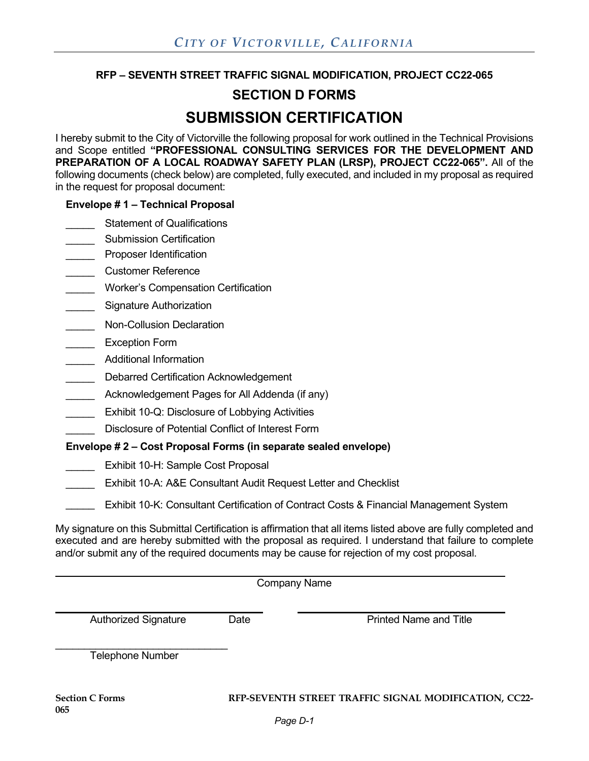### RFP – SEVENTH STREET TRAFFIC SIGNAL MODIFICATION, PROJECT CC22-065

## SECTION D FORMS

# SUBMISSION CERTIFICATION

I hereby submit to the City of Victorville the following proposal for work outlined in the Technical Provisions and Scope entitled **"PROFESSIONAL CONSULTING SERVICES FOR THE DEVELOPMENT AND PREPARATION OF A LOCAL ROADWAY SAFETY PLAN (LRSP), PROJECT CC22-065".** All of the following documents (check below) are completed, fully executed, and included in my proposal as required in the request for proposal document:

**Envelope # 1 – Technical Proposal**

_____ Statement of Qualifications

_____ Submission Certification

_____ Proposer Identification

_____ Customer Reference

_____ Worker's Compensation Certification

_____ Signature Authorization

_____ Non-Collusion Declaration

_____ Exception Form

_____ Additional Information

_____ Debarred Certification Acknowledgement

_____ Acknowledgement Pages for All Addenda (if any)

_____ Exhibit 10-Q: Disclosure of Lobbying Activities

_____ Disclosure of Potential Conflict of Interest Form

**Envelope # 2 – Cost Proposal Forms (in separate sealed envelope)**

_____ Exhibit 10-H: Sample Cost Proposal

_____ Exhibit 10-A: A&E Consultant Audit Request Letter and Checklist

_____ Exhibit 10-K: Consultant Certification of Contract Costs & Financial Management System

My signature on this Submittal Certification is affirmation that all items listed above are fully completed and executed and are hereby submitted with the proposal as required. I understand that failure to complete and/or submit any of the required documents may be cause for rejection of my cost proposal.

______________________________________________
Company Name

______________________________ ______________________________
Authorized Signature Date Printed Name and Title

______________________________
Telephone Number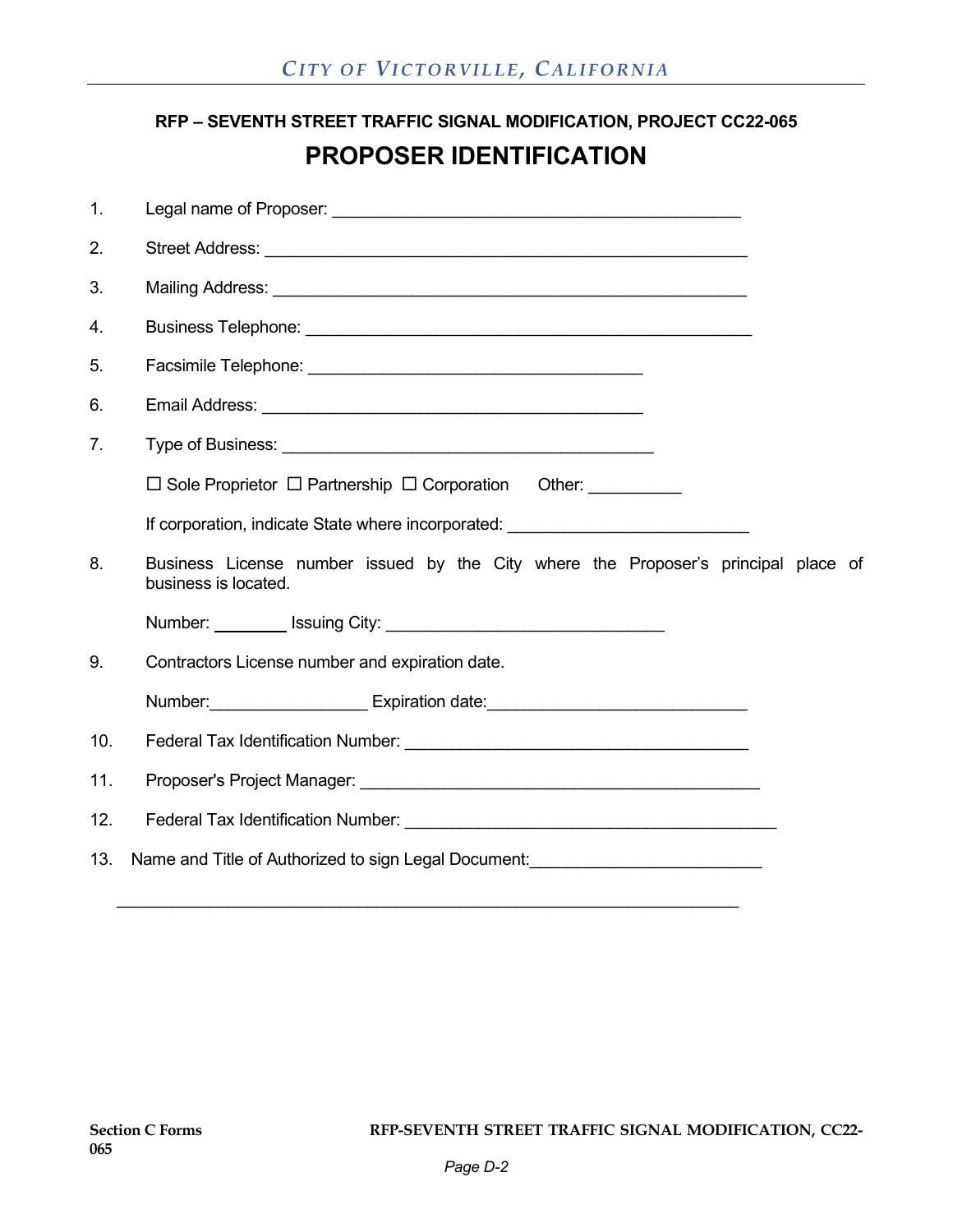**RFP – SEVENTH STREET TRAFFIC SIGNAL MODIFICATION, PROJECT CC22-065**

# PROPOSER IDENTIFICATION

1. Legal name of Proposer: ____________________________________________

2. Street Address: ____________________________________________________

3. Mailing Address: ___________________________________________________

4. Business Telephone: ________________________________________________

5. Facsimile Telephone: ____________________________________

6. Email Address: __________________________________________

7. Type of Business: _____________________________________

   ☐ Sole Proprietor ☐ Partnership ☐ Corporation Other: __________

   If corporation, indicate State where incorporated: __________________________

8. Business License number issued by the City where the Proposer's principal place of business is located.

   Number: ________ Issuing City: ______________________________

9. Contractors License number and expiration date.

   Number:_________________ Expiration date:____________________________

10. Federal Tax Identification Number: ______________________________________

11. Proposer's Project Manager: ____________________________________________

12. Federal Tax Identification Number: __________________________________________

13. Name and Title of Authorized to sign Legal Document:_________________________

_____________________________________________________________________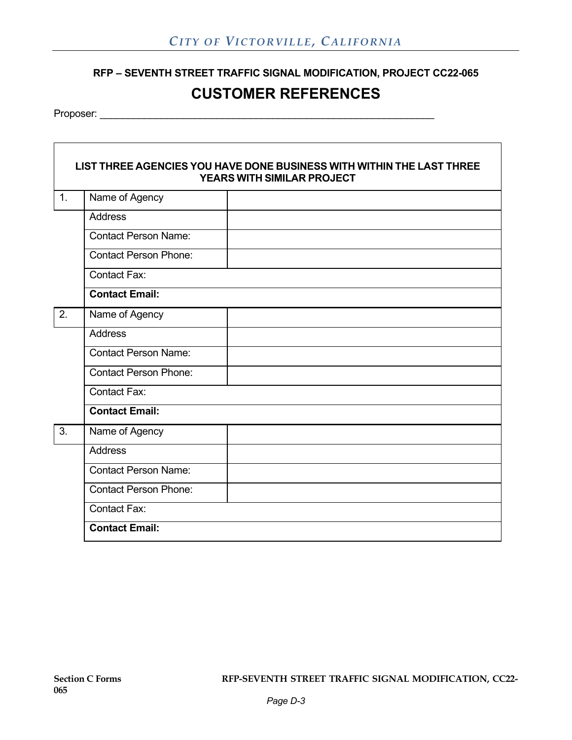**RFP – SEVENTH STREET TRAFFIC SIGNAL MODIFICATION, PROJECT CC22-065**

# CUSTOMER REFERENCES

Proposer: \_\_\_\_\_\_\_\_\_\_\_\_\_\_\_\_\_\_\_\_\_\_\_\_\_\_\_\_\_\_\_\_\_\_\_\_\_\_\_\_\_\_\_\_\_\_\_\_\_\_\_\_\_\_\_\_\_\_\_\_

| LIST THREE AGENCIES YOU HAVE DONE BUSINESS WITH WITHIN THE LAST THREE YEARS WITH SIMILAR PROJECT | | |
|---|---|---|
| 1. | Name of Agency | |
| | Address | |
| | Contact Person Name: | |
| | Contact Person Phone: | |
| | Contact Fax: | |
| | **Contact Email:** | |
| 2. | Name of Agency | |
| | Address | |
| | Contact Person Name: | |
| | Contact Person Phone: | |
| | Contact Fax: | |
| | **Contact Email:** | |
| 3. | Name of Agency | |
| | Address | |
| | Contact Person Name: | |
| | Contact Person Phone: | |
| | Contact Fax: | |
| | **Contact Email:** | |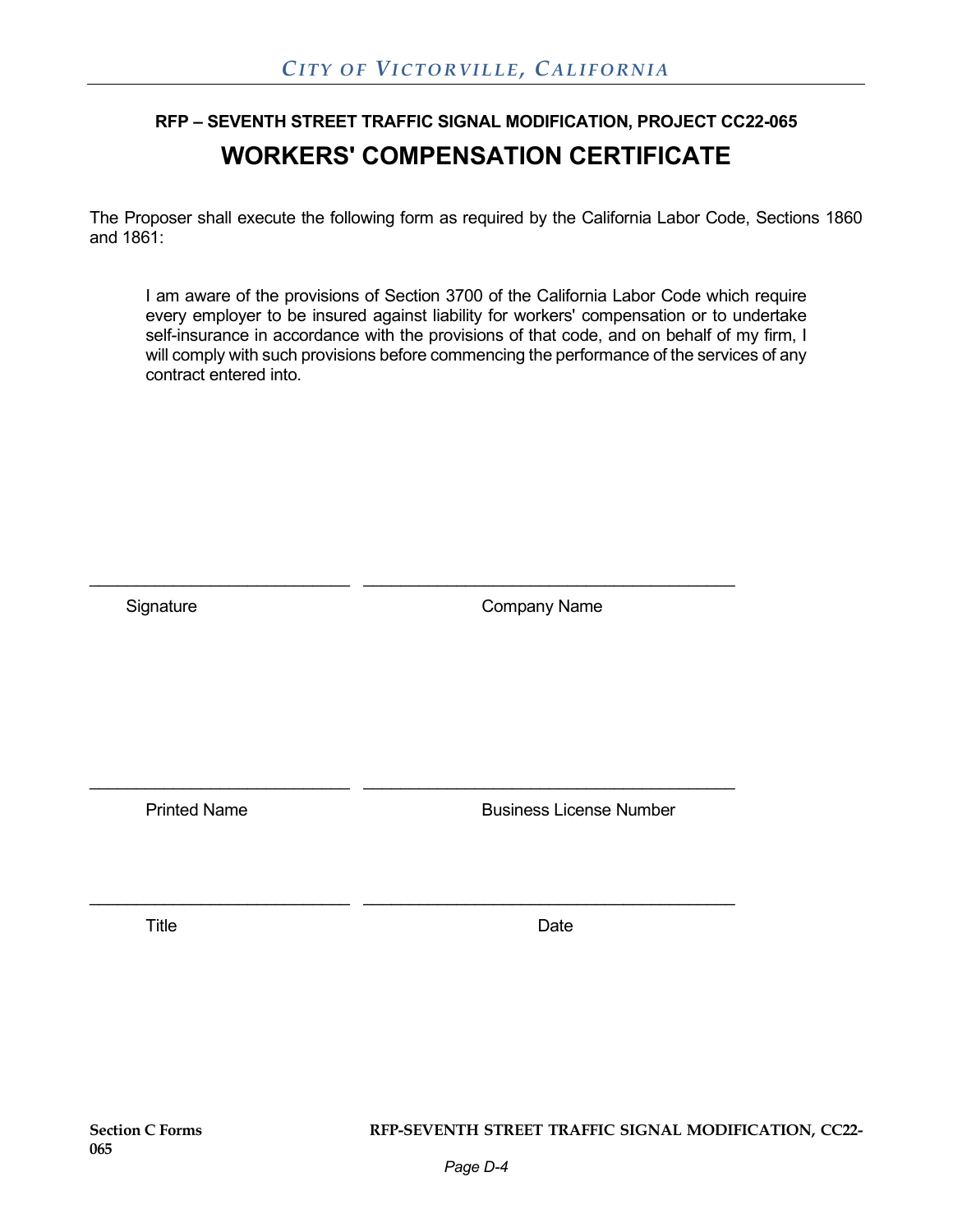## RFP – SEVENTH STREET TRAFFIC SIGNAL MODIFICATION, PROJECT CC22-065

# WORKERS' COMPENSATION CERTIFICATE

The Proposer shall execute the following form as required by the California Labor Code, Sections 1860 and 1861:

> I am aware of the provisions of Section 3700 of the California Labor Code which require every employer to be insured against liability for workers' compensation or to undertake self-insurance in accordance with the provisions of that code, and on behalf of my firm, I will comply with such provisions before commencing the performance of the services of any contract entered into.

| | |
|---|---|
| ____________________________ | ________________________________________ |
| Signature | Company Name |
| ____________________________ | ________________________________________ |
| Printed Name | Business License Number |
| ____________________________ | ________________________________________ |
| Title | Date |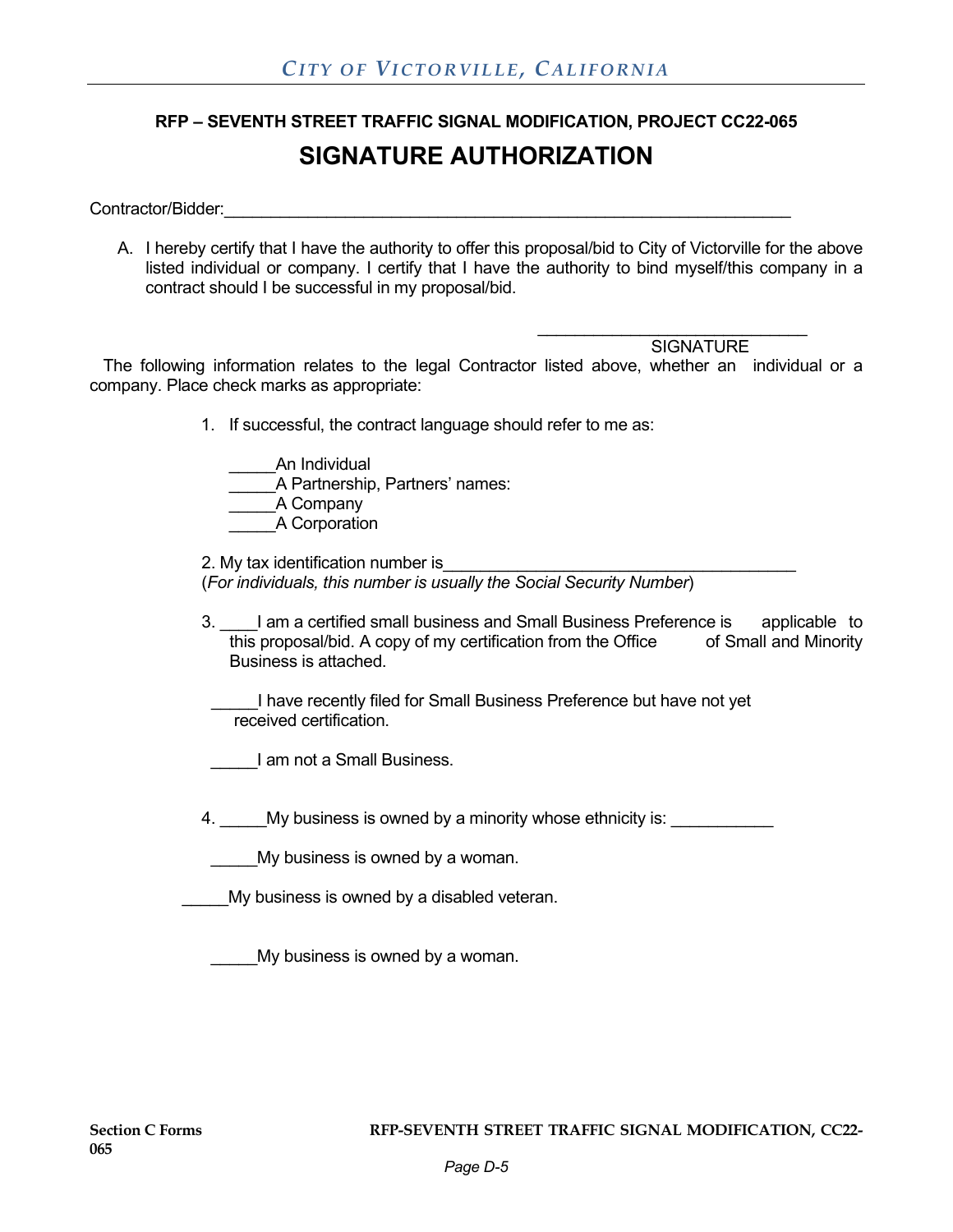**RFP – SEVENTH STREET TRAFFIC SIGNAL MODIFICATION, PROJECT CC22-065**

# SIGNATURE AUTHORIZATION

Contractor/Bidder:_______________________________________________________________

A. I hereby certify that I have the authority to offer this proposal/bid to City of Victorville for the above listed individual or company. I certify that I have the authority to bind myself/this company in a contract should I be successful in my proposal/bid.

_____________________________
SIGNATURE

The following information relates to the legal Contractor listed above, whether an individual or a company. Place check marks as appropriate:

1. If successful, the contract language should refer to me as:

   _____An Individual
   _____A Partnership, Partners' names:
   _____A Company
   _____A Corporation

2. My tax identification number is_______________________________________
   (*For individuals, this number is usually the Social Security Number*)

3. ____I am a certified small business and Small Business Preference is applicable to this proposal/bid. A copy of my certification from the Office of Small and Minority Business is attached.

   _____I have recently filed for Small Business Preference but have not yet received certification.

   _____I am not a Small Business.

4. _____My business is owned by a minority whose ethnicity is: ___________

   _____My business is owned by a woman.

   _____My business is owned by a disabled veteran.

   _____My business is owned by a woman.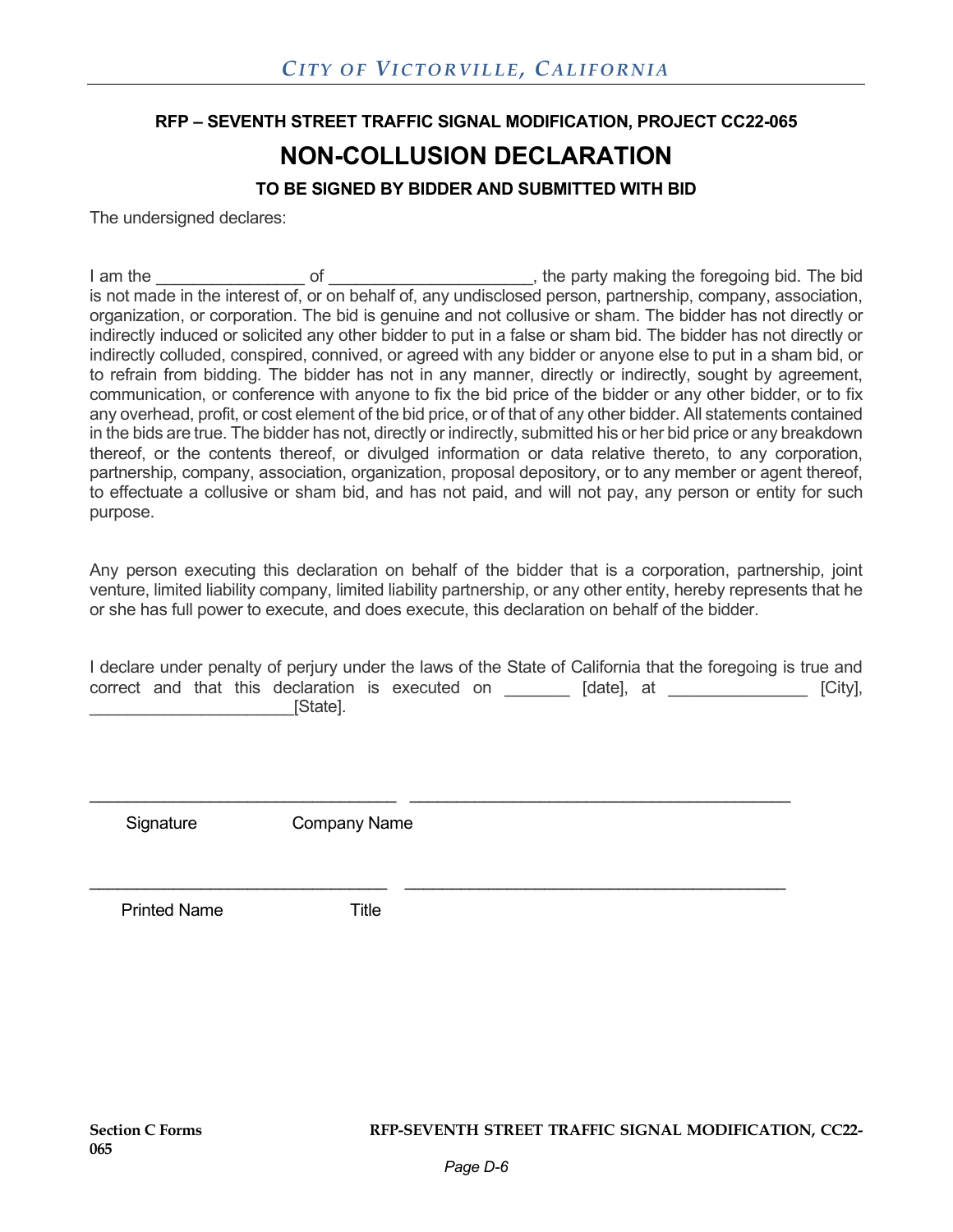## RFP – SEVENTH STREET TRAFFIC SIGNAL MODIFICATION, PROJECT CC22-065

# NON-COLLUSION DECLARATION

### TO BE SIGNED BY BIDDER AND SUBMITTED WITH BID

The undersigned declares:

I am the ________________ of ______________________, the party making the foregoing bid. The bid is not made in the interest of, or on behalf of, any undisclosed person, partnership, company, association, organization, or corporation. The bid is genuine and not collusive or sham. The bidder has not directly or indirectly induced or solicited any other bidder to put in a false or sham bid. The bidder has not directly or indirectly colluded, conspired, connived, or agreed with any bidder or anyone else to put in a sham bid, or to refrain from bidding. The bidder has not in any manner, directly or indirectly, sought by agreement, communication, or conference with anyone to fix the bid price of the bidder or any other bidder, or to fix any overhead, profit, or cost element of the bid price, or of that of any other bidder. All statements contained in the bids are true. The bidder has not, directly or indirectly, submitted his or her bid price or any breakdown thereof, or the contents thereof, or divulged information or data relative thereto, to any corporation, partnership, company, association, organization, proposal depository, or to any member or agent thereof, to effectuate a collusive or sham bid, and has not paid, and will not pay, any person or entity for such purpose.

Any person executing this declaration on behalf of the bidder that is a corporation, partnership, joint venture, limited liability company, limited liability partnership, or any other entity, hereby represents that he or she has full power to execute, and does execute, this declaration on behalf of the bidder.

I declare under penalty of perjury under the laws of the State of California that the foregoing is true and correct and that this declaration is executed on _______ [date], at _______________ [City], ______________________[State].

_________________________________ __________________________________________

Signature Company Name

_________________________________ __________________________________________

Printed Name Title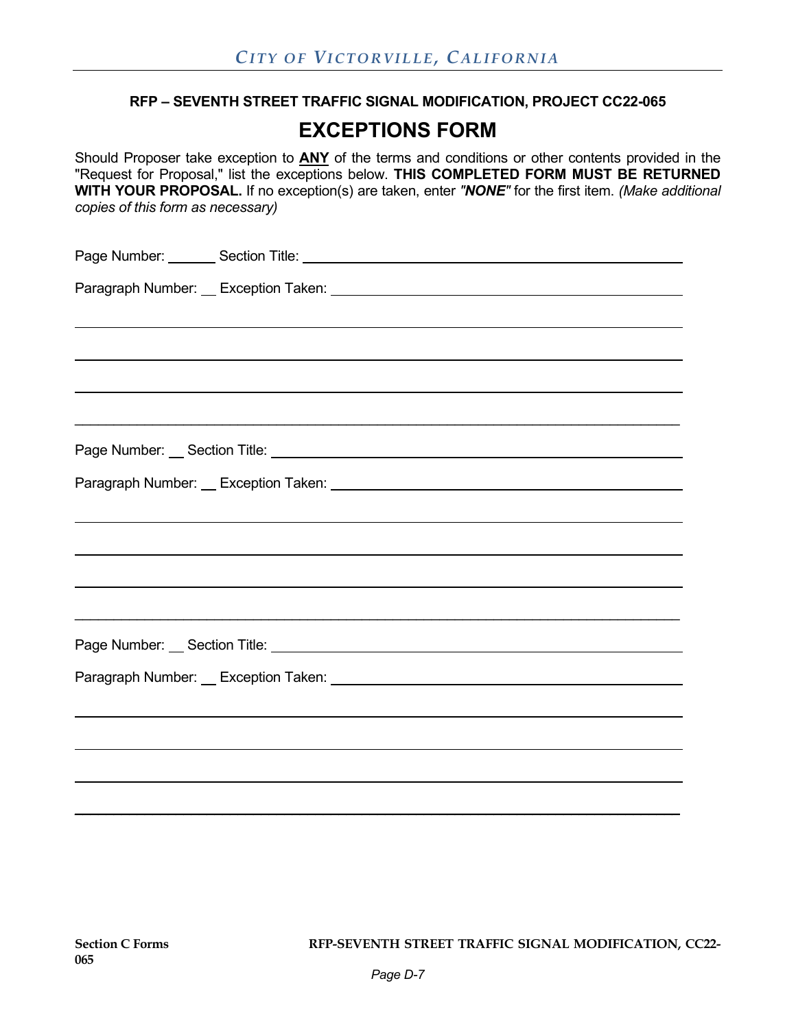**RFP – SEVENTH STREET TRAFFIC SIGNAL MODIFICATION, PROJECT CC22-065**

# EXCEPTIONS FORM

Should Proposer take exception to **ANY** of the terms and conditions or other contents provided in the "Request for Proposal," list the exceptions below. **THIS COMPLETED FORM MUST BE RETURNED WITH YOUR PROPOSAL.** If no exception(s) are taken, enter ***"NONE"*** for the first item. *(Make additional copies of this form as necessary)*

Page Number: ______ Section Title: ____________________________________________

Paragraph Number: __ Exception Taken: ______________________________________

______________________________________________________________________

______________________________________________________________________

______________________________________________________________________

______________________________________________________________________

Page Number: __ Section Title: ________________________________________________

Paragraph Number: __ Exception Taken: ______________________________________

______________________________________________________________________

______________________________________________________________________

______________________________________________________________________

______________________________________________________________________

Page Number: __ Section Title: ________________________________________________

Paragraph Number: __ Exception Taken: ______________________________________

______________________________________________________________________

______________________________________________________________________

______________________________________________________________________

______________________________________________________________________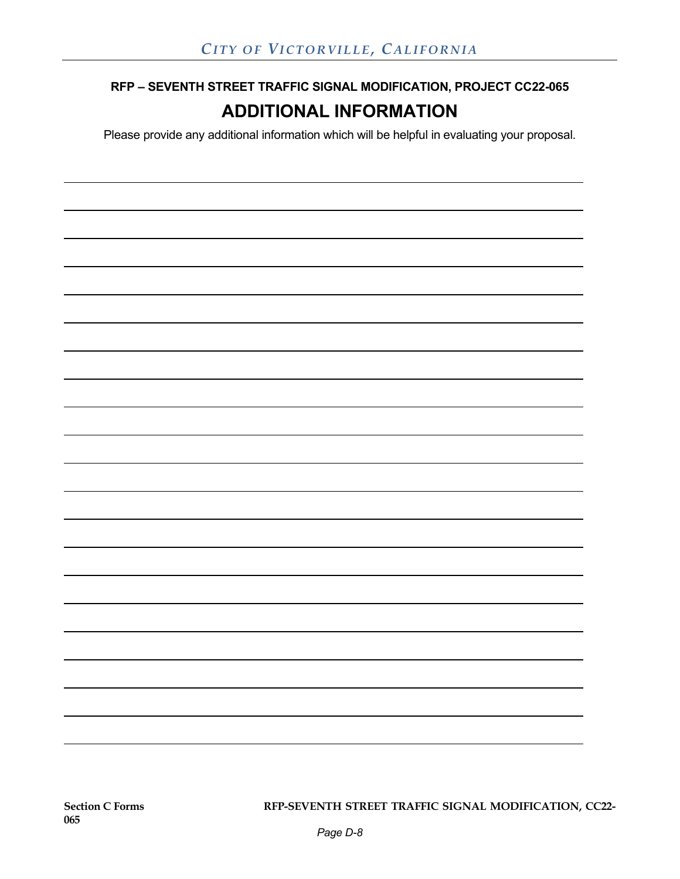**RFP – SEVENTH STREET TRAFFIC SIGNAL MODIFICATION, PROJECT CC22-065**

## ADDITIONAL INFORMATION

Please provide any additional information which will be helpful in evaluating your proposal.

\_\_\_\_\_\_\_\_\_\_\_\_\_\_\_\_\_\_\_\_\_\_\_\_\_\_\_\_\_\_\_\_\_\_\_\_\_\_\_\_\_\_\_\_\_\_\_\_\_\_\_\_\_\_\_\_\_\_\_\_\_\_\_\_\_\_\_\_\_\_\_\_

\_\_\_\_\_\_\_\_\_\_\_\_\_\_\_\_\_\_\_\_\_\_\_\_\_\_\_\_\_\_\_\_\_\_\_\_\_\_\_\_\_\_\_\_\_\_\_\_\_\_\_\_\_\_\_\_\_\_\_\_\_\_\_\_\_\_\_\_\_\_\_\_

\_\_\_\_\_\_\_\_\_\_\_\_\_\_\_\_\_\_\_\_\_\_\_\_\_\_\_\_\_\_\_\_\_\_\_\_\_\_\_\_\_\_\_\_\_\_\_\_\_\_\_\_\_\_\_\_\_\_\_\_\_\_\_\_\_\_\_\_\_\_\_\_

\_\_\_\_\_\_\_\_\_\_\_\_\_\_\_\_\_\_\_\_\_\_\_\_\_\_\_\_\_\_\_\_\_\_\_\_\_\_\_\_\_\_\_\_\_\_\_\_\_\_\_\_\_\_\_\_\_\_\_\_\_\_\_\_\_\_\_\_\_\_\_\_

\_\_\_\_\_\_\_\_\_\_\_\_\_\_\_\_\_\_\_\_\_\_\_\_\_\_\_\_\_\_\_\_\_\_\_\_\_\_\_\_\_\_\_\_\_\_\_\_\_\_\_\_\_\_\_\_\_\_\_\_\_\_\_\_\_\_\_\_\_\_\_\_

\_\_\_\_\_\_\_\_\_\_\_\_\_\_\_\_\_\_\_\_\_\_\_\_\_\_\_\_\_\_\_\_\_\_\_\_\_\_\_\_\_\_\_\_\_\_\_\_\_\_\_\_\_\_\_\_\_\_\_\_\_\_\_\_\_\_\_\_\_\_\_\_

\_\_\_\_\_\_\_\_\_\_\_\_\_\_\_\_\_\_\_\_\_\_\_\_\_\_\_\_\_\_\_\_\_\_\_\_\_\_\_\_\_\_\_\_\_\_\_\_\_\_\_\_\_\_\_\_\_\_\_\_\_\_\_\_\_\_\_\_\_\_\_\_

\_\_\_\_\_\_\_\_\_\_\_\_\_\_\_\_\_\_\_\_\_\_\_\_\_\_\_\_\_\_\_\_\_\_\_\_\_\_\_\_\_\_\_\_\_\_\_\_\_\_\_\_\_\_\_\_\_\_\_\_\_\_\_\_\_\_\_\_\_\_\_\_

\_\_\_\_\_\_\_\_\_\_\_\_\_\_\_\_\_\_\_\_\_\_\_\_\_\_\_\_\_\_\_\_\_\_\_\_\_\_\_\_\_\_\_\_\_\_\_\_\_\_\_\_\_\_\_\_\_\_\_\_\_\_\_\_\_\_\_\_\_\_\_\_

\_\_\_\_\_\_\_\_\_\_\_\_\_\_\_\_\_\_\_\_\_\_\_\_\_\_\_\_\_\_\_\_\_\_\_\_\_\_\_\_\_\_\_\_\_\_\_\_\_\_\_\_\_\_\_\_\_\_\_\_\_\_\_\_\_\_\_\_\_\_\_\_

\_\_\_\_\_\_\_\_\_\_\_\_\_\_\_\_\_\_\_\_\_\_\_\_\_\_\_\_\_\_\_\_\_\_\_\_\_\_\_\_\_\_\_\_\_\_\_\_\_\_\_\_\_\_\_\_\_\_\_\_\_\_\_\_\_\_\_\_\_\_\_\_

\_\_\_\_\_\_\_\_\_\_\_\_\_\_\_\_\_\_\_\_\_\_\_\_\_\_\_\_\_\_\_\_\_\_\_\_\_\_\_\_\_\_\_\_\_\_\_\_\_\_\_\_\_\_\_\_\_\_\_\_\_\_\_\_\_\_\_\_\_\_\_\_

\_\_\_\_\_\_\_\_\_\_\_\_\_\_\_\_\_\_\_\_\_\_\_\_\_\_\_\_\_\_\_\_\_\_\_\_\_\_\_\_\_\_\_\_\_\_\_\_\_\_\_\_\_\_\_\_\_\_\_\_\_\_\_\_\_\_\_\_\_\_\_\_

\_\_\_\_\_\_\_\_\_\_\_\_\_\_\_\_\_\_\_\_\_\_\_\_\_\_\_\_\_\_\_\_\_\_\_\_\_\_\_\_\_\_\_\_\_\_\_\_\_\_\_\_\_\_\_\_\_\_\_\_\_\_\_\_\_\_\_\_\_\_\_\_

\_\_\_\_\_\_\_\_\_\_\_\_\_\_\_\_\_\_\_\_\_\_\_\_\_\_\_\_\_\_\_\_\_\_\_\_\_\_\_\_\_\_\_\_\_\_\_\_\_\_\_\_\_\_\_\_\_\_\_\_\_\_\_\_\_\_\_\_\_\_\_\_

\_\_\_\_\_\_\_\_\_\_\_\_\_\_\_\_\_\_\_\_\_\_\_\_\_\_\_\_\_\_\_\_\_\_\_\_\_\_\_\_\_\_\_\_\_\_\_\_\_\_\_\_\_\_\_\_\_\_\_\_\_\_\_\_\_\_\_\_\_\_\_\_

\_\_\_\_\_\_\_\_\_\_\_\_\_\_\_\_\_\_\_\_\_\_\_\_\_\_\_\_\_\_\_\_\_\_\_\_\_\_\_\_\_\_\_\_\_\_\_\_\_\_\_\_\_\_\_\_\_\_\_\_\_\_\_\_\_\_\_\_\_\_\_\_

\_\_\_\_\_\_\_\_\_\_\_\_\_\_\_\_\_\_\_\_\_\_\_\_\_\_\_\_\_\_\_\_\_\_\_\_\_\_\_\_\_\_\_\_\_\_\_\_\_\_\_\_\_\_\_\_\_\_\_\_\_\_\_\_\_\_\_\_\_\_\_\_

\_\_\_\_\_\_\_\_\_\_\_\_\_\_\_\_\_\_\_\_\_\_\_\_\_\_\_\_\_\_\_\_\_\_\_\_\_\_\_\_\_\_\_\_\_\_\_\_\_\_\_\_\_\_\_\_\_\_\_\_\_\_\_\_\_\_\_\_\_\_\_\_

\_\_\_\_\_\_\_\_\_\_\_\_\_\_\_\_\_\_\_\_\_\_\_\_\_\_\_\_\_\_\_\_\_\_\_\_\_\_\_\_\_\_\_\_\_\_\_\_\_\_\_\_\_\_\_\_\_\_\_\_\_\_\_\_\_\_\_\_\_\_\_\_

\_\_\_\_\_\_\_\_\_\_\_\_\_\_\_\_\_\_\_\_\_\_\_\_\_\_\_\_\_\_\_\_\_\_\_\_\_\_\_\_\_\_\_\_\_\_\_\_\_\_\_\_\_\_\_\_\_\_\_\_\_\_\_\_\_\_\_\_\_\_\_\_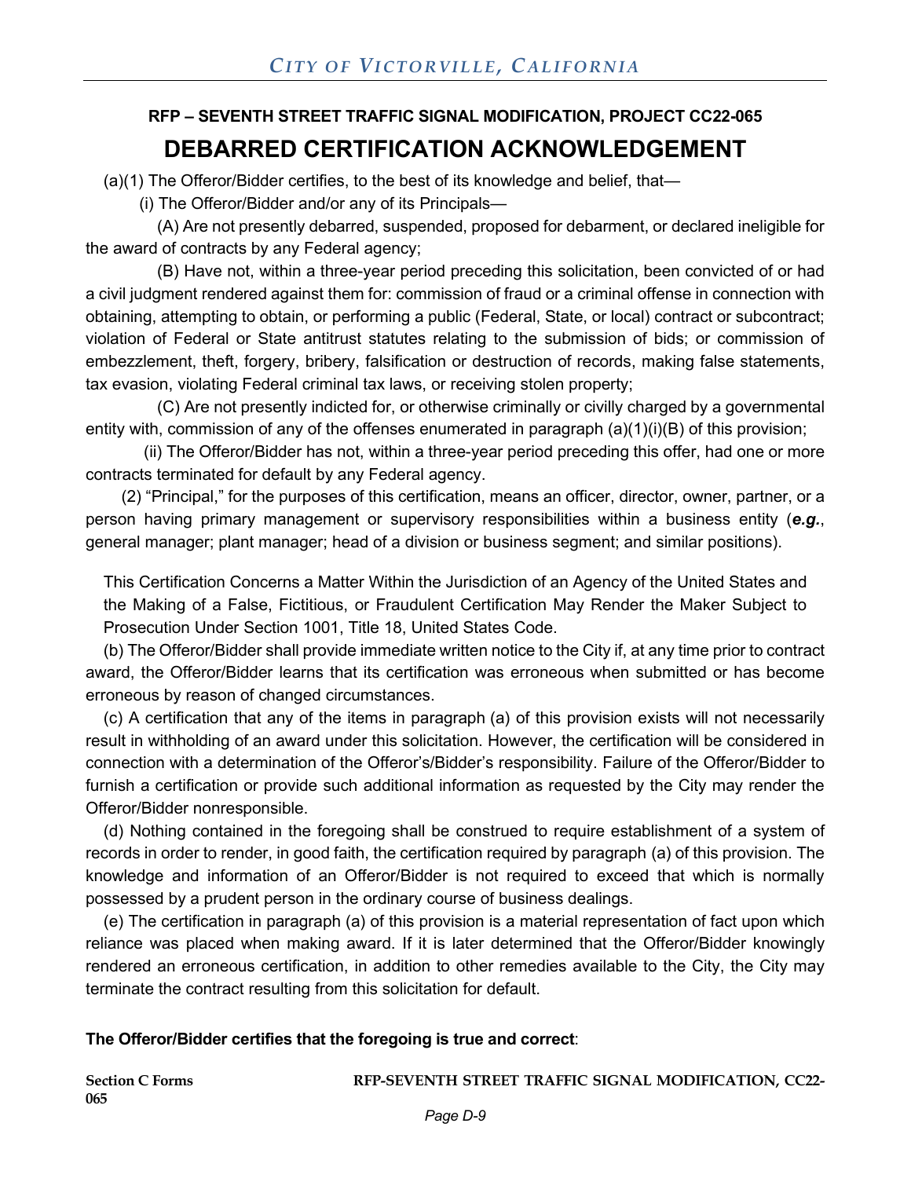## RFP – SEVENTH STREET TRAFFIC SIGNAL MODIFICATION, PROJECT CC22-065

# DEBARRED CERTIFICATION ACKNOWLEDGEMENT

(a)(1) The Offeror/Bidder certifies, to the best of its knowledge and belief, that—

(i) The Offeror/Bidder and/or any of its Principals—

(A) Are not presently debarred, suspended, proposed for debarment, or declared ineligible for the award of contracts by any Federal agency;

(B) Have not, within a three-year period preceding this solicitation, been convicted of or had a civil judgment rendered against them for: commission of fraud or a criminal offense in connection with obtaining, attempting to obtain, or performing a public (Federal, State, or local) contract or subcontract; violation of Federal or State antitrust statutes relating to the submission of bids; or commission of embezzlement, theft, forgery, bribery, falsification or destruction of records, making false statements, tax evasion, violating Federal criminal tax laws, or receiving stolen property;

(C) Are not presently indicted for, or otherwise criminally or civilly charged by a governmental entity with, commission of any of the offenses enumerated in paragraph (a)(1)(i)(B) of this provision;

(ii) The Offeror/Bidder has not, within a three-year period preceding this offer, had one or more contracts terminated for default by any Federal agency.

(2) "Principal," for the purposes of this certification, means an officer, director, owner, partner, or a person having primary management or supervisory responsibilities within a business entity (***e.g.***, general manager; plant manager; head of a division or business segment; and similar positions).

This Certification Concerns a Matter Within the Jurisdiction of an Agency of the United States and the Making of a False, Fictitious, or Fraudulent Certification May Render the Maker Subject to Prosecution Under Section 1001, Title 18, United States Code.

(b) The Offeror/Bidder shall provide immediate written notice to the City if, at any time prior to contract award, the Offeror/Bidder learns that its certification was erroneous when submitted or has become erroneous by reason of changed circumstances.

(c) A certification that any of the items in paragraph (a) of this provision exists will not necessarily result in withholding of an award under this solicitation. However, the certification will be considered in connection with a determination of the Offeror's/Bidder's responsibility. Failure of the Offeror/Bidder to furnish a certification or provide such additional information as requested by the City may render the Offeror/Bidder nonresponsible.

(d) Nothing contained in the foregoing shall be construed to require establishment of a system of records in order to render, in good faith, the certification required by paragraph (a) of this provision. The knowledge and information of an Offeror/Bidder is not required to exceed that which is normally possessed by a prudent person in the ordinary course of business dealings.

(e) The certification in paragraph (a) of this provision is a material representation of fact upon which reliance was placed when making award. If it is later determined that the Offeror/Bidder knowingly rendered an erroneous certification, in addition to other remedies available to the City, the City may terminate the contract resulting from this solicitation for default.

**The Offeror/Bidder certifies that the foregoing is true and correct**: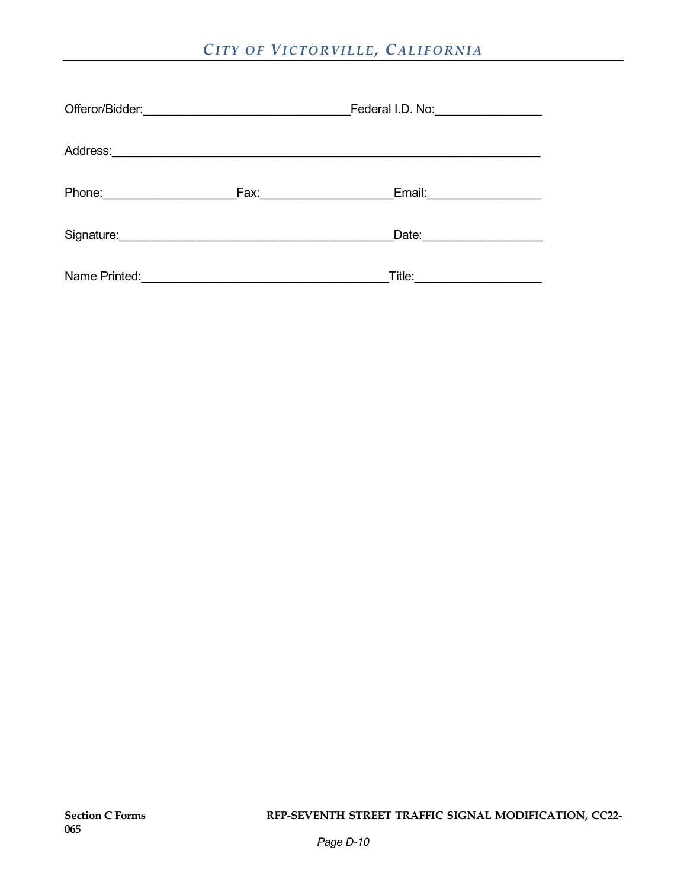Offeror/Bidder:______________________________Federal I.D. No:________________

Address:_________________________________________________________________

Phone:____________________Fax:____________________Email:_________________

Signature:__________________________________________Date:__________________

Name Printed:_____________________________________Title:___________________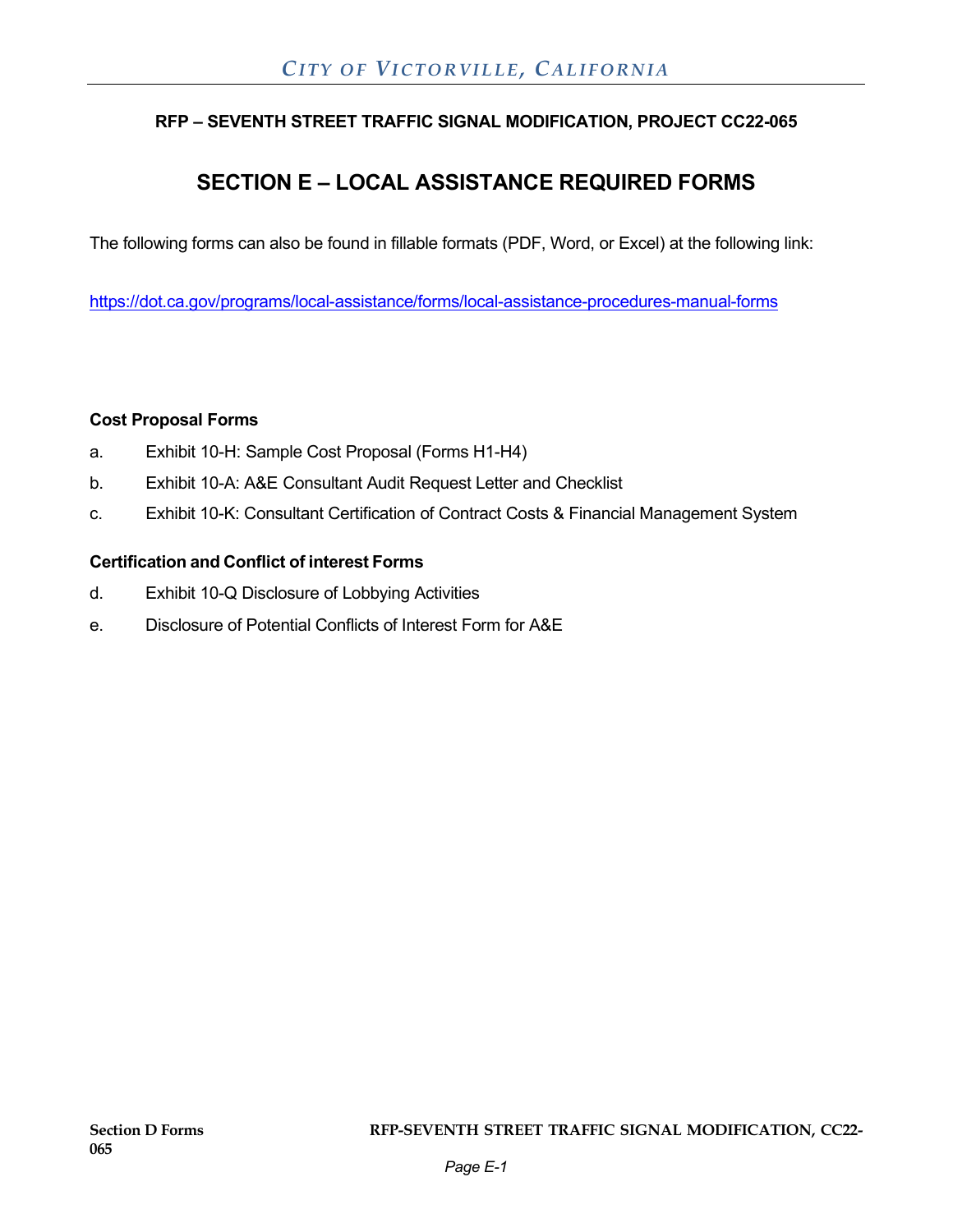**RFP – SEVENTH STREET TRAFFIC SIGNAL MODIFICATION, PROJECT CC22-065**

# SECTION E – LOCAL ASSISTANCE REQUIRED FORMS

The following forms can also be found in fillable formats (PDF, Word, or Excel) at the following link:

https://dot.ca.gov/programs/local-assistance/forms/local-assistance-procedures-manual-forms

**Cost Proposal Forms**

a. Exhibit 10-H: Sample Cost Proposal (Forms H1-H4)

b. Exhibit 10-A: A&E Consultant Audit Request Letter and Checklist

c. Exhibit 10-K: Consultant Certification of Contract Costs & Financial Management System

**Certification and Conflict of interest Forms**

d. Exhibit 10-Q Disclosure of Lobbying Activities

e. Disclosure of Potential Conflicts of Interest Form for A&E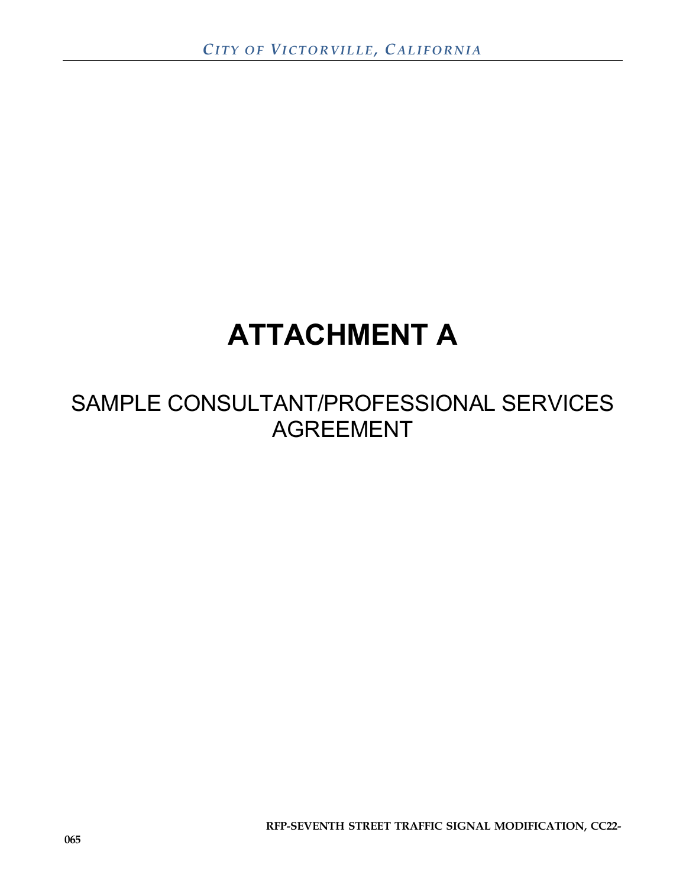# ATTACHMENT A

## SAMPLE CONSULTANT/PROFESSIONAL SERVICES AGREEMENT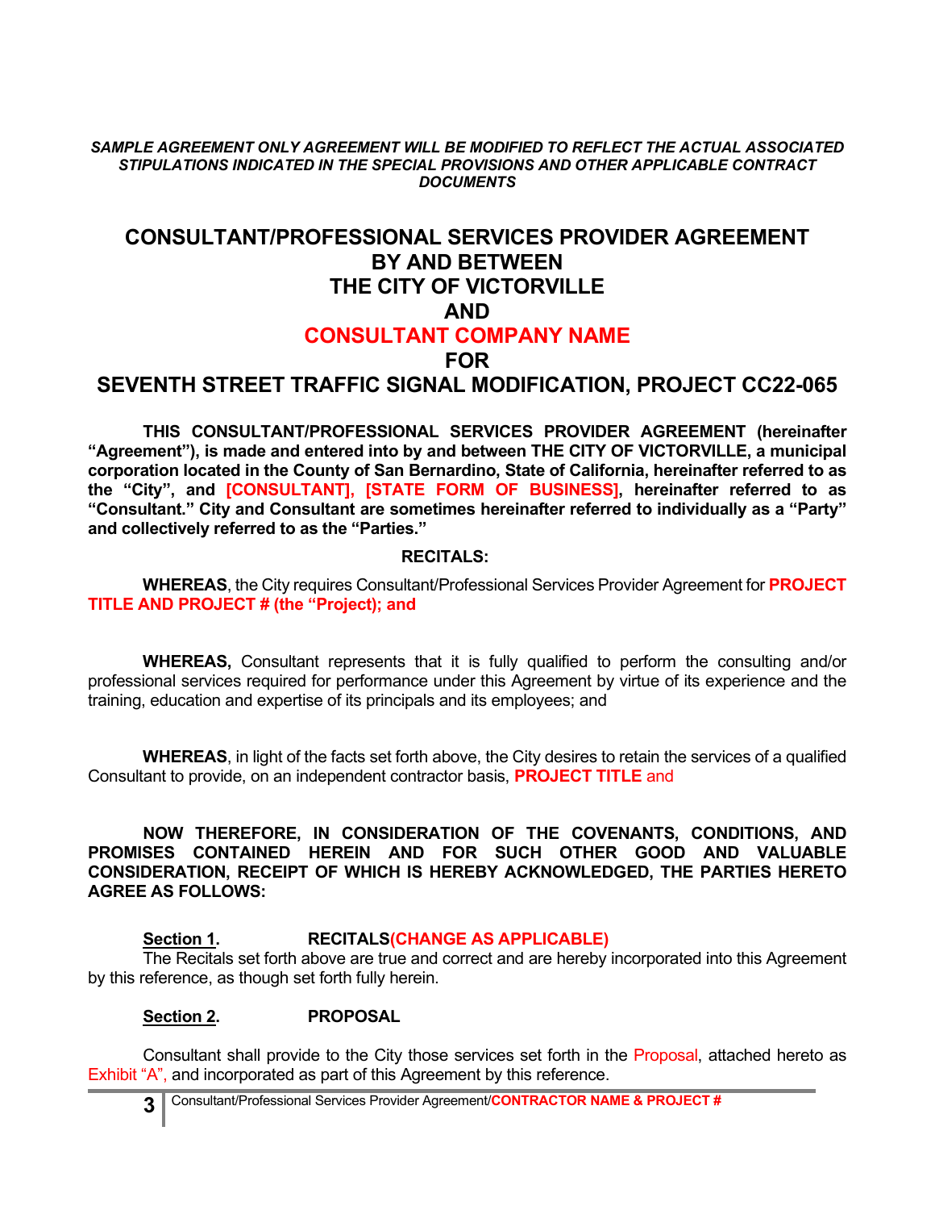***SAMPLE AGREEMENT ONLY AGREEMENT WILL BE MODIFIED TO REFLECT THE ACTUAL ASSOCIATED STIPULATIONS INDICATED IN THE SPECIAL PROVISIONS AND OTHER APPLICABLE CONTRACT DOCUMENTS***

# CONSULTANT/PROFESSIONAL SERVICES PROVIDER AGREEMENT BY AND BETWEEN THE CITY OF VICTORVILLE AND CONSULTANT COMPANY NAME FOR SEVENTH STREET TRAFFIC SIGNAL MODIFICATION, PROJECT CC22-065

**THIS CONSULTANT/PROFESSIONAL SERVICES PROVIDER AGREEMENT (hereinafter "Agreement"), is made and entered into by and between THE CITY OF VICTORVILLE, a municipal corporation located in the County of San Bernardino, State of California, hereinafter referred to as the "City", and [CONSULTANT], [STATE FORM OF BUSINESS], hereinafter referred to as "Consultant." City and Consultant are sometimes hereinafter referred to individually as a "Party" and collectively referred to as the "Parties."**

**RECITALS:**

**WHEREAS**, the City requires Consultant/Professional Services Provider Agreement for **PROJECT TITLE AND PROJECT # (the "Project); and**

**WHEREAS,** Consultant represents that it is fully qualified to perform the consulting and/or professional services required for performance under this Agreement by virtue of its experience and the training, education and expertise of its principals and its employees; and

**WHEREAS**, in light of the facts set forth above, the City desires to retain the services of a qualified Consultant to provide, on an independent contractor basis, **PROJECT TITLE** and

**NOW THEREFORE, IN CONSIDERATION OF THE COVENANTS, CONDITIONS, AND PROMISES CONTAINED HEREIN AND FOR SUCH OTHER GOOD AND VALUABLE CONSIDERATION, RECEIPT OF WHICH IS HEREBY ACKNOWLEDGED, THE PARTIES HERETO AGREE AS FOLLOWS:**

**Section 1.** **RECITALS(CHANGE AS APPLICABLE)**

The Recitals set forth above are true and correct and are hereby incorporated into this Agreement by this reference, as though set forth fully herein.

**Section 2.** **PROPOSAL**

Consultant shall provide to the City those services set forth in the Proposal, attached hereto as Exhibit "A", and incorporated as part of this Agreement by this reference.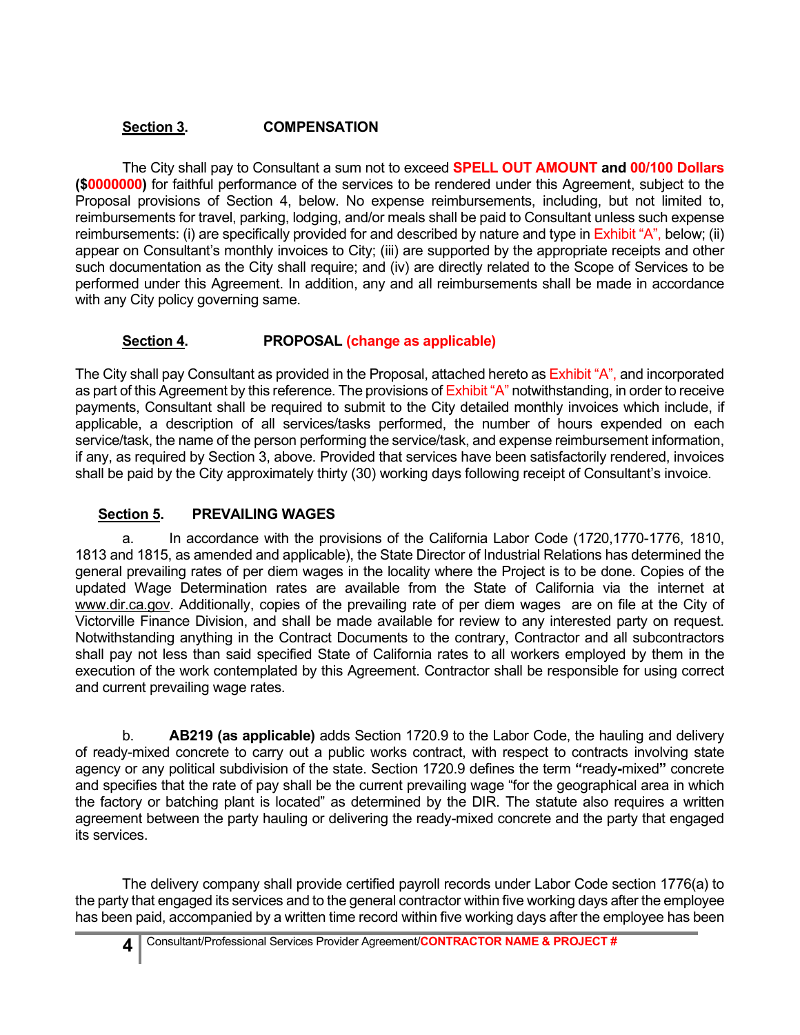**Section 3.** **COMPENSATION**

The City shall pay to Consultant a sum not to exceed **SPELL OUT AMOUNT and 00/100 Dollars ($0000000)** for faithful performance of the services to be rendered under this Agreement, subject to the Proposal provisions of Section 4, below. No expense reimbursements, including, but not limited to, reimbursements for travel, parking, lodging, and/or meals shall be paid to Consultant unless such expense reimbursements: (i) are specifically provided for and described by nature and type in Exhibit "A", below; (ii) appear on Consultant's monthly invoices to City; (iii) are supported by the appropriate receipts and other such documentation as the City shall require; and (iv) are directly related to the Scope of Services to be performed under this Agreement. In addition, any and all reimbursements shall be made in accordance with any City policy governing same.

**Section 4.** **PROPOSAL (change as applicable)**

The City shall pay Consultant as provided in the Proposal, attached hereto as Exhibit "A", and incorporated as part of this Agreement by this reference. The provisions of Exhibit "A" notwithstanding, in order to receive payments, Consultant shall be required to submit to the City detailed monthly invoices which include, if applicable, a description of all services/tasks performed, the number of hours expended on each service/task, the name of the person performing the service/task, and expense reimbursement information, if any, as required by Section 3, above. Provided that services have been satisfactorily rendered, invoices shall be paid by the City approximately thirty (30) working days following receipt of Consultant's invoice.

**Section 5.** **PREVAILING WAGES**

a. In accordance with the provisions of the California Labor Code (1720,1770-1776, 1810, 1813 and 1815, as amended and applicable), the State Director of Industrial Relations has determined the general prevailing rates of per diem wages in the locality where the Project is to be done. Copies of the updated Wage Determination rates are available from the State of California via the internet at www.dir.ca.gov. Additionally, copies of the prevailing rate of per diem wages are on file at the City of Victorville Finance Division, and shall be made available for review to any interested party on request. Notwithstanding anything in the Contract Documents to the contrary, Contractor and all subcontractors shall pay not less than said specified State of California rates to all workers employed by them in the execution of the work contemplated by this Agreement. Contractor shall be responsible for using correct and current prevailing wage rates.

b. **AB219 (as applicable)** adds Section 1720.9 to the Labor Code, the hauling and delivery of ready-mixed concrete to carry out a public works contract, with respect to contracts involving state agency or any political subdivision of the state. Section 1720.9 defines the term **"**ready**-**mixed**"** concrete and specifies that the rate of pay shall be the current prevailing wage "for the geographical area in which the factory or batching plant is located" as determined by the DIR. The statute also requires a written agreement between the party hauling or delivering the ready-mixed concrete and the party that engaged its services.

The delivery company shall provide certified payroll records under Labor Code section 1776(a) to the party that engaged its services and to the general contractor within five working days after the employee has been paid, accompanied by a written time record within five working days after the employee has been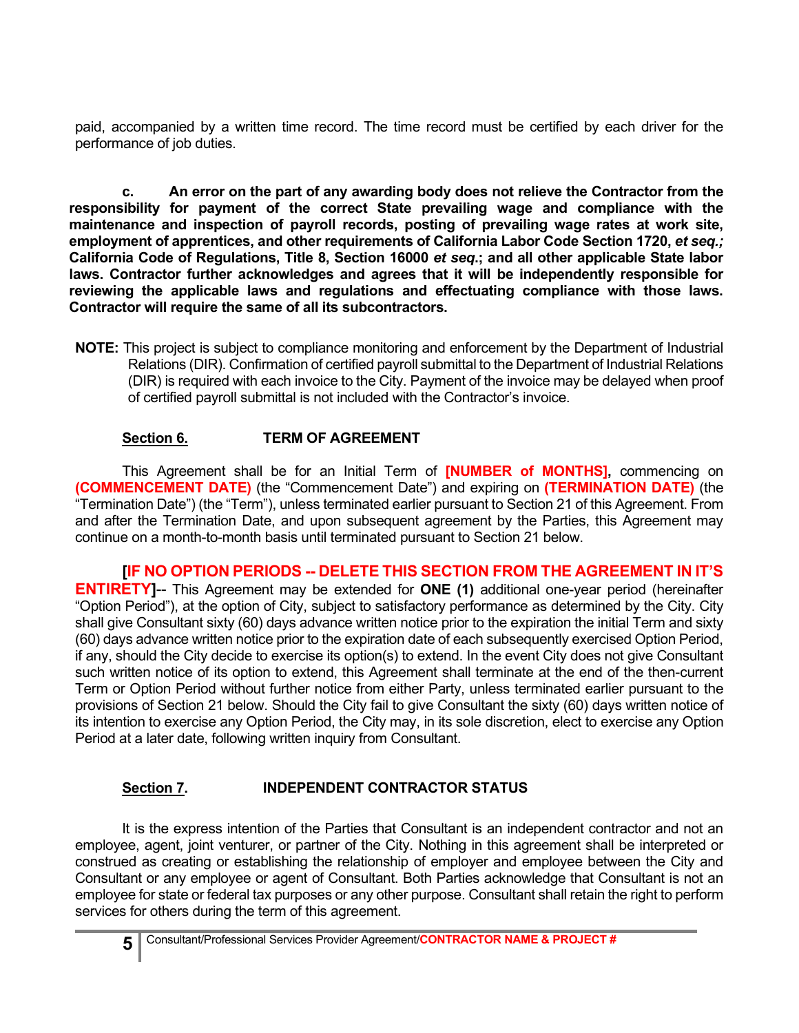paid, accompanied by a written time record. The time record must be certified by each driver for the performance of job duties.

**c. An error on the part of any awarding body does not relieve the Contractor from the responsibility for payment of the correct State prevailing wage and compliance with the maintenance and inspection of payroll records, posting of prevailing wage rates at work site, employment of apprentices, and other requirements of California Labor Code Section 1720, *et seq.;* California Code of Regulations, Title 8, Section 16000 *et seq*.; and all other applicable State labor laws. Contractor further acknowledges and agrees that it will be independently responsible for reviewing the applicable laws and regulations and effectuating compliance with those laws. Contractor will require the same of all its subcontractors.**

**NOTE:** This project is subject to compliance monitoring and enforcement by the Department of Industrial Relations (DIR). Confirmation of certified payroll submittal to the Department of Industrial Relations (DIR) is required with each invoice to the City. Payment of the invoice may be delayed when proof of certified payroll submittal is not included with the Contractor's invoice.

## Section 6. TERM OF AGREEMENT

This Agreement shall be for an Initial Term of **[NUMBER of MONTHS],** commencing on **(COMMENCEMENT DATE)** (the "Commencement Date") and expiring on **(TERMINATION DATE)** (the "Termination Date") (the "Term"), unless terminated earlier pursuant to Section 21 of this Agreement. From and after the Termination Date, and upon subsequent agreement by the Parties, this Agreement may continue on a month-to-month basis until terminated pursuant to Section 21 below.

**[IF NO OPTION PERIODS -- DELETE THIS SECTION FROM THE AGREEMENT IN IT'S ENTIRETY]**-- This Agreement may be extended for **ONE (1)** additional one-year period (hereinafter "Option Period"), at the option of City, subject to satisfactory performance as determined by the City. City shall give Consultant sixty (60) days advance written notice prior to the expiration the initial Term and sixty (60) days advance written notice prior to the expiration date of each subsequently exercised Option Period, if any, should the City decide to exercise its option(s) to extend. In the event City does not give Consultant such written notice of its option to extend, this Agreement shall terminate at the end of the then-current Term or Option Period without further notice from either Party, unless terminated earlier pursuant to the provisions of Section 21 below. Should the City fail to give Consultant the sixty (60) days written notice of its intention to exercise any Option Period, the City may, in its sole discretion, elect to exercise any Option Period at a later date, following written inquiry from Consultant.

## Section 7. INDEPENDENT CONTRACTOR STATUS

It is the express intention of the Parties that Consultant is an independent contractor and not an employee, agent, joint venturer, or partner of the City. Nothing in this agreement shall be interpreted or construed as creating or establishing the relationship of employer and employee between the City and Consultant or any employee or agent of Consultant. Both Parties acknowledge that Consultant is not an employee for state or federal tax purposes or any other purpose. Consultant shall retain the right to perform services for others during the term of this agreement.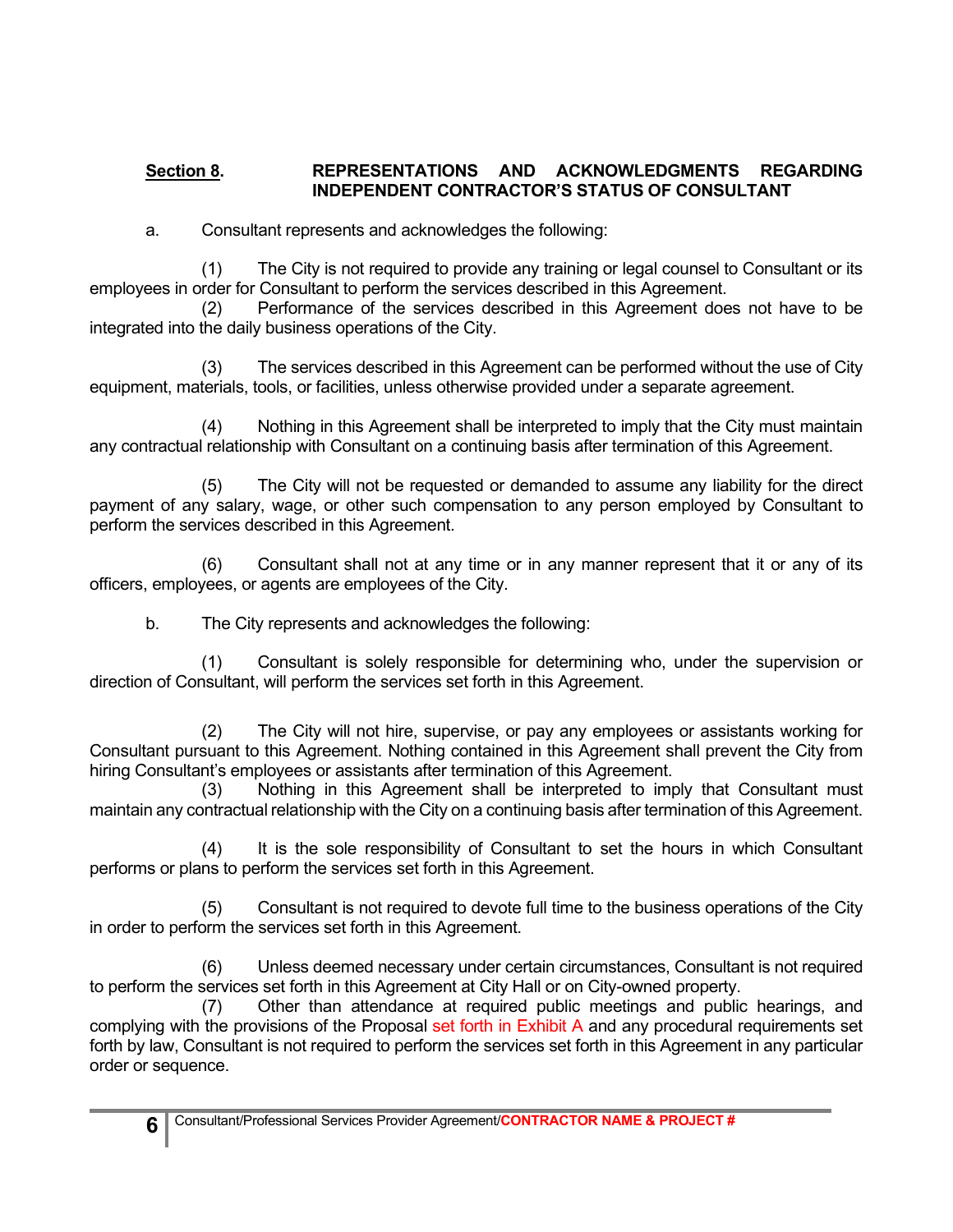**<u>Section 8</u>. REPRESENTATIONS AND ACKNOWLEDGMENTS REGARDING INDEPENDENT CONTRACTOR'S STATUS OF CONSULTANT**

a. Consultant represents and acknowledges the following:

(1) The City is not required to provide any training or legal counsel to Consultant or its employees in order for Consultant to perform the services described in this Agreement.

(2) Performance of the services described in this Agreement does not have to be integrated into the daily business operations of the City.

(3) The services described in this Agreement can be performed without the use of City equipment, materials, tools, or facilities, unless otherwise provided under a separate agreement.

(4) Nothing in this Agreement shall be interpreted to imply that the City must maintain any contractual relationship with Consultant on a continuing basis after termination of this Agreement.

(5) The City will not be requested or demanded to assume any liability for the direct payment of any salary, wage, or other such compensation to any person employed by Consultant to perform the services described in this Agreement.

(6) Consultant shall not at any time or in any manner represent that it or any of its officers, employees, or agents are employees of the City.

b. The City represents and acknowledges the following:

(1) Consultant is solely responsible for determining who, under the supervision or direction of Consultant, will perform the services set forth in this Agreement.

(2) The City will not hire, supervise, or pay any employees or assistants working for Consultant pursuant to this Agreement. Nothing contained in this Agreement shall prevent the City from hiring Consultant's employees or assistants after termination of this Agreement.

(3) Nothing in this Agreement shall be interpreted to imply that Consultant must maintain any contractual relationship with the City on a continuing basis after termination of this Agreement.

(4) It is the sole responsibility of Consultant to set the hours in which Consultant performs or plans to perform the services set forth in this Agreement.

(5) Consultant is not required to devote full time to the business operations of the City in order to perform the services set forth in this Agreement.

(6) Unless deemed necessary under certain circumstances, Consultant is not required to perform the services set forth in this Agreement at City Hall or on City-owned property.

(7) Other than attendance at required public meetings and public hearings, and complying with the provisions of the Proposal set forth in Exhibit A and any procedural requirements set forth by law, Consultant is not required to perform the services set forth in this Agreement in any particular order or sequence.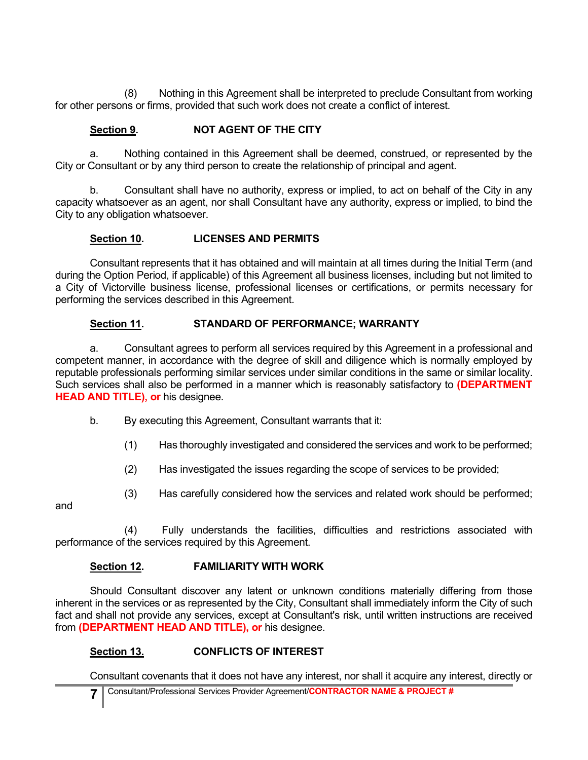(8) Nothing in this Agreement shall be interpreted to preclude Consultant from working for other persons or firms, provided that such work does not create a conflict of interest.

**Section 9. NOT AGENT OF THE CITY**

a. Nothing contained in this Agreement shall be deemed, construed, or represented by the City or Consultant or by any third person to create the relationship of principal and agent.

b. Consultant shall have no authority, express or implied, to act on behalf of the City in any capacity whatsoever as an agent, nor shall Consultant have any authority, express or implied, to bind the City to any obligation whatsoever.

**Section 10. LICENSES AND PERMITS**

Consultant represents that it has obtained and will maintain at all times during the Initial Term (and during the Option Period, if applicable) of this Agreement all business licenses, including but not limited to a City of Victorville business license, professional licenses or certifications, or permits necessary for performing the services described in this Agreement.

**Section 11. STANDARD OF PERFORMANCE; WARRANTY**

a. Consultant agrees to perform all services required by this Agreement in a professional and competent manner, in accordance with the degree of skill and diligence which is normally employed by reputable professionals performing similar services under similar conditions in the same or similar locality. Such services shall also be performed in a manner which is reasonably satisfactory to **(DEPARTMENT HEAD AND TITLE), or** his designee.

b. By executing this Agreement, Consultant warrants that it:

(1) Has thoroughly investigated and considered the services and work to be performed;

(2) Has investigated the issues regarding the scope of services to be provided;

(3) Has carefully considered how the services and related work should be performed; and

(4) Fully understands the facilities, difficulties and restrictions associated with performance of the services required by this Agreement.

**Section 12. FAMILIARITY WITH WORK**

Should Consultant discover any latent or unknown conditions materially differing from those inherent in the services or as represented by the City, Consultant shall immediately inform the City of such fact and shall not provide any services, except at Consultant's risk, until written instructions are received from **(DEPARTMENT HEAD AND TITLE), or** his designee.

**Section 13. CONFLICTS OF INTEREST**

Consultant covenants that it does not have any interest, nor shall it acquire any interest, directly or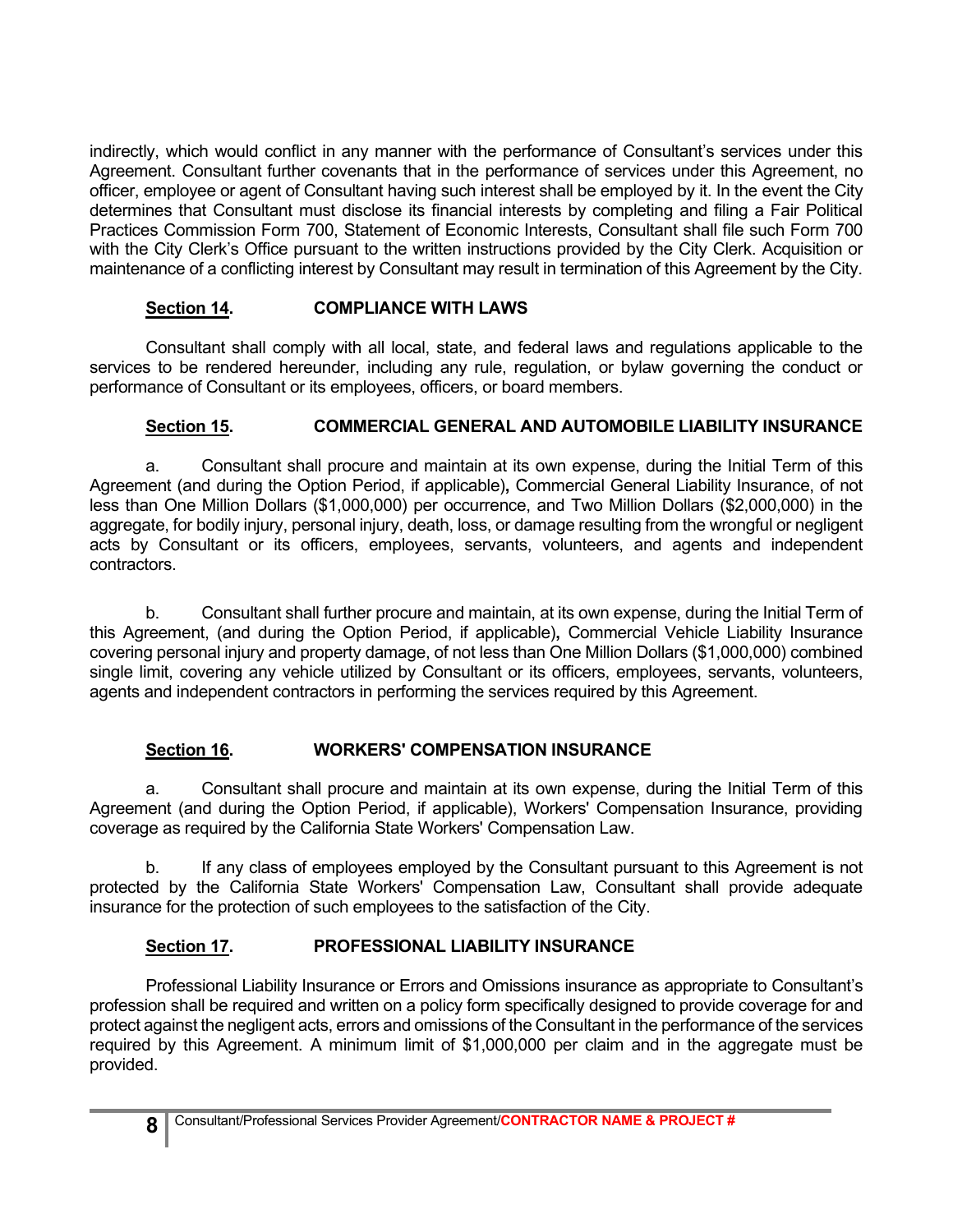indirectly, which would conflict in any manner with the performance of Consultant's services under this Agreement. Consultant further covenants that in the performance of services under this Agreement, no officer, employee or agent of Consultant having such interest shall be employed by it. In the event the City determines that Consultant must disclose its financial interests by completing and filing a Fair Political Practices Commission Form 700, Statement of Economic Interests, Consultant shall file such Form 700 with the City Clerk's Office pursuant to the written instructions provided by the City Clerk. Acquisition or maintenance of a conflicting interest by Consultant may result in termination of this Agreement by the City.

**Section 14.** **COMPLIANCE WITH LAWS**

Consultant shall comply with all local, state, and federal laws and regulations applicable to the services to be rendered hereunder, including any rule, regulation, or bylaw governing the conduct or performance of Consultant or its employees, officers, or board members.

**Section 15.** **COMMERCIAL GENERAL AND AUTOMOBILE LIABILITY INSURANCE**

a. Consultant shall procure and maintain at its own expense, during the Initial Term of this Agreement (and during the Option Period, if applicable), Commercial General Liability Insurance, of not less than One Million Dollars ($1,000,000) per occurrence, and Two Million Dollars ($2,000,000) in the aggregate, for bodily injury, personal injury, death, loss, or damage resulting from the wrongful or negligent acts by Consultant or its officers, employees, servants, volunteers, and agents and independent contractors.

b. Consultant shall further procure and maintain, at its own expense, during the Initial Term of this Agreement, (and during the Option Period, if applicable), Commercial Vehicle Liability Insurance covering personal injury and property damage, of not less than One Million Dollars ($1,000,000) combined single limit, covering any vehicle utilized by Consultant or its officers, employees, servants, volunteers, agents and independent contractors in performing the services required by this Agreement.

**Section 16.** **WORKERS' COMPENSATION INSURANCE**

a. Consultant shall procure and maintain at its own expense, during the Initial Term of this Agreement (and during the Option Period, if applicable), Workers' Compensation Insurance, providing coverage as required by the California State Workers' Compensation Law.

b. If any class of employees employed by the Consultant pursuant to this Agreement is not protected by the California State Workers' Compensation Law, Consultant shall provide adequate insurance for the protection of such employees to the satisfaction of the City.

**Section 17.** **PROFESSIONAL LIABILITY INSURANCE**

Professional Liability Insurance or Errors and Omissions insurance as appropriate to Consultant's profession shall be required and written on a policy form specifically designed to provide coverage for and protect against the negligent acts, errors and omissions of the Consultant in the performance of the services required by this Agreement. A minimum limit of $1,000,000 per claim and in the aggregate must be provided.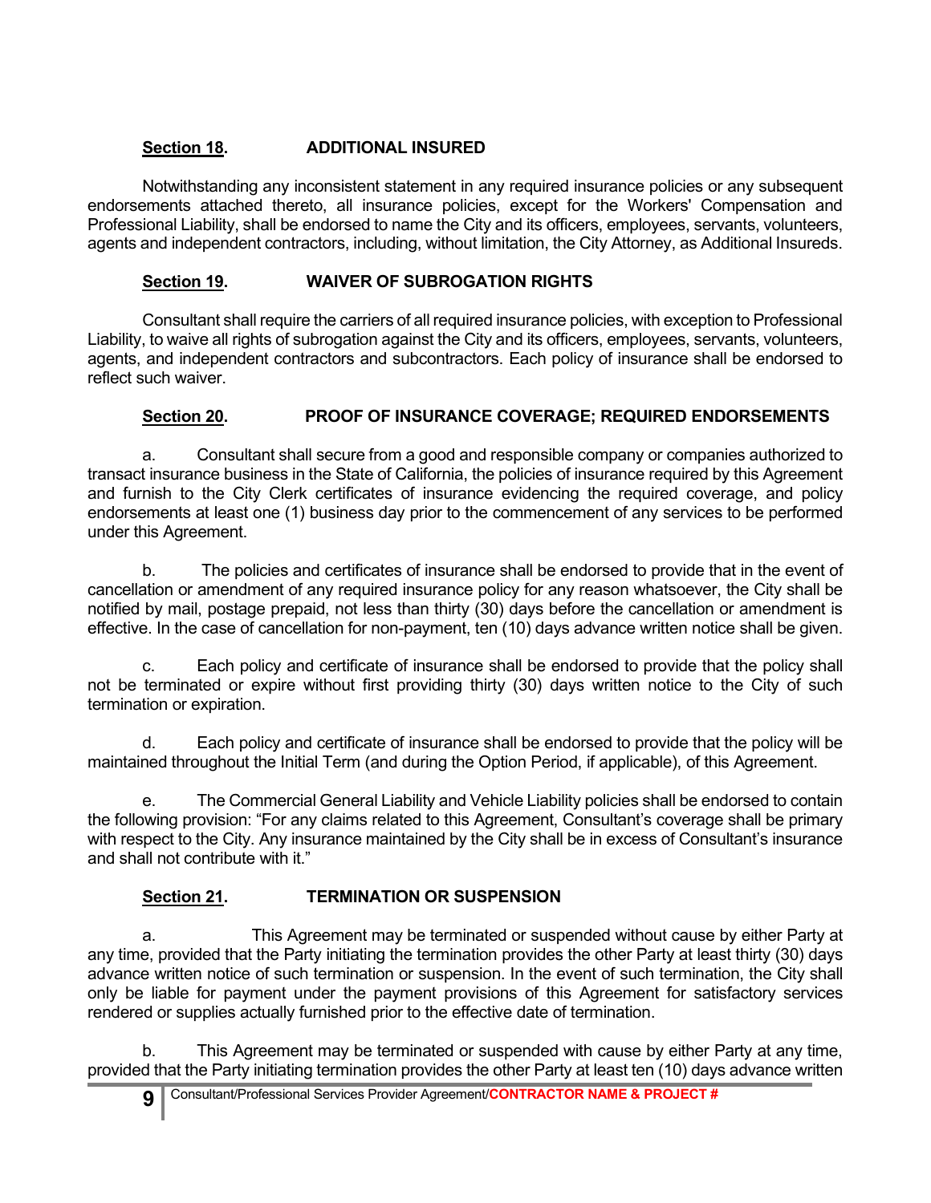**Section 18.** **ADDITIONAL INSURED**

Notwithstanding any inconsistent statement in any required insurance policies or any subsequent endorsements attached thereto, all insurance policies, except for the Workers' Compensation and Professional Liability, shall be endorsed to name the City and its officers, employees, servants, volunteers, agents and independent contractors, including, without limitation, the City Attorney, as Additional Insureds.

**Section 19.** **WAIVER OF SUBROGATION RIGHTS**

Consultant shall require the carriers of all required insurance policies, with exception to Professional Liability, to waive all rights of subrogation against the City and its officers, employees, servants, volunteers, agents, and independent contractors and subcontractors. Each policy of insurance shall be endorsed to reflect such waiver.

**Section 20.** **PROOF OF INSURANCE COVERAGE; REQUIRED ENDORSEMENTS**

a. Consultant shall secure from a good and responsible company or companies authorized to transact insurance business in the State of California, the policies of insurance required by this Agreement and furnish to the City Clerk certificates of insurance evidencing the required coverage, and policy endorsements at least one (1) business day prior to the commencement of any services to be performed under this Agreement.

b. The policies and certificates of insurance shall be endorsed to provide that in the event of cancellation or amendment of any required insurance policy for any reason whatsoever, the City shall be notified by mail, postage prepaid, not less than thirty (30) days before the cancellation or amendment is effective. In the case of cancellation for non-payment, ten (10) days advance written notice shall be given.

c. Each policy and certificate of insurance shall be endorsed to provide that the policy shall not be terminated or expire without first providing thirty (30) days written notice to the City of such termination or expiration.

d. Each policy and certificate of insurance shall be endorsed to provide that the policy will be maintained throughout the Initial Term (and during the Option Period, if applicable), of this Agreement.

e. The Commercial General Liability and Vehicle Liability policies shall be endorsed to contain the following provision: "For any claims related to this Agreement, Consultant's coverage shall be primary with respect to the City. Any insurance maintained by the City shall be in excess of Consultant's insurance and shall not contribute with it."

**Section 21.** **TERMINATION OR SUSPENSION**

a. This Agreement may be terminated or suspended without cause by either Party at any time, provided that the Party initiating the termination provides the other Party at least thirty (30) days advance written notice of such termination or suspension. In the event of such termination, the City shall only be liable for payment under the payment provisions of this Agreement for satisfactory services rendered or supplies actually furnished prior to the effective date of termination.

b. This Agreement may be terminated or suspended with cause by either Party at any time, provided that the Party initiating termination provides the other Party at least ten (10) days advance written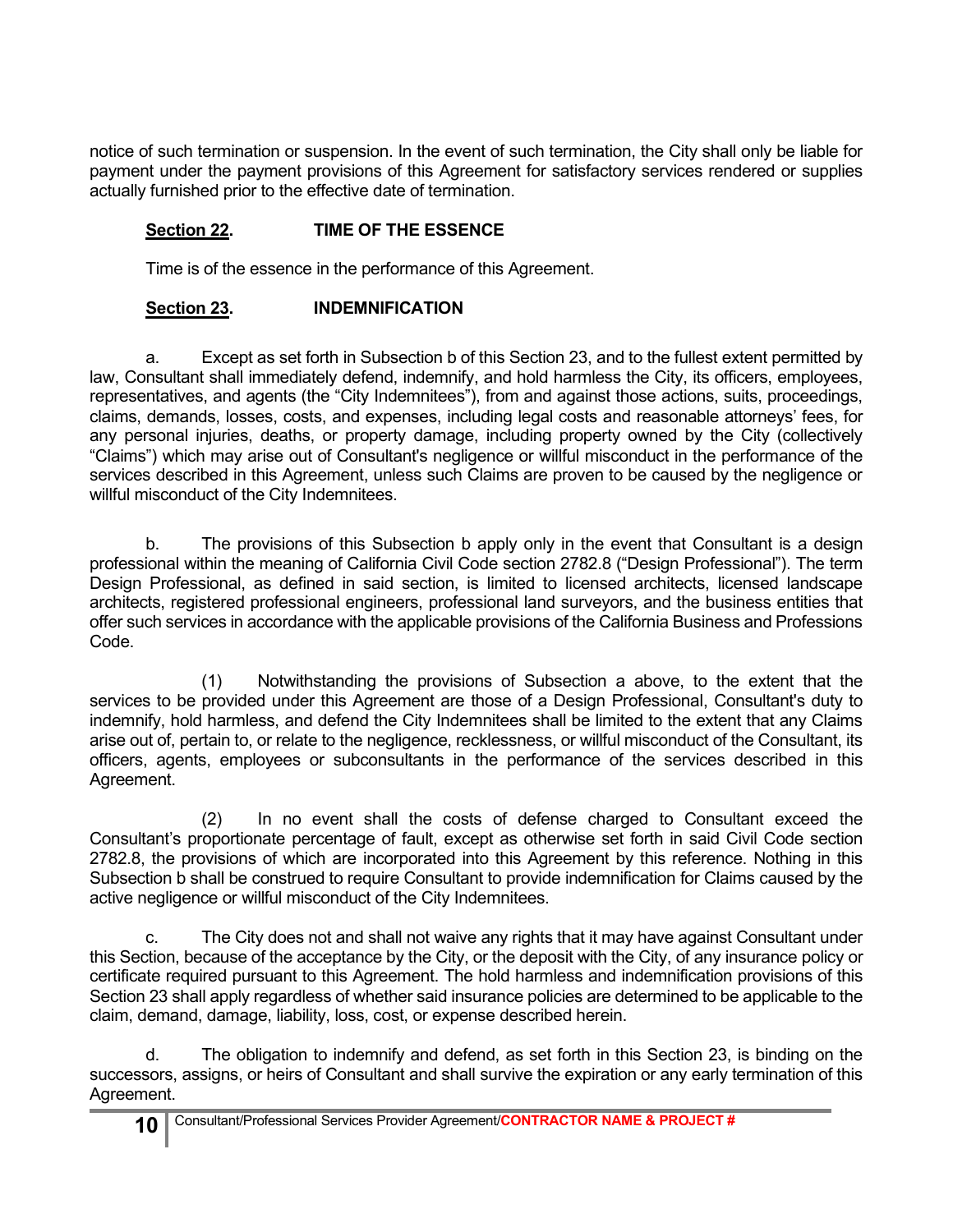notice of such termination or suspension. In the event of such termination, the City shall only be liable for payment under the payment provisions of this Agreement for satisfactory services rendered or supplies actually furnished prior to the effective date of termination.

**Section 22.** **TIME OF THE ESSENCE**

Time is of the essence in the performance of this Agreement.

**Section 23.** **INDEMNIFICATION**

a. Except as set forth in Subsection b of this Section 23, and to the fullest extent permitted by law, Consultant shall immediately defend, indemnify, and hold harmless the City, its officers, employees, representatives, and agents (the "City Indemnitees"), from and against those actions, suits, proceedings, claims, demands, losses, costs, and expenses, including legal costs and reasonable attorneys' fees, for any personal injuries, deaths, or property damage, including property owned by the City (collectively "Claims") which may arise out of Consultant's negligence or willful misconduct in the performance of the services described in this Agreement, unless such Claims are proven to be caused by the negligence or willful misconduct of the City Indemnitees.

b. The provisions of this Subsection b apply only in the event that Consultant is a design professional within the meaning of California Civil Code section 2782.8 ("Design Professional"). The term Design Professional, as defined in said section, is limited to licensed architects, licensed landscape architects, registered professional engineers, professional land surveyors, and the business entities that offer such services in accordance with the applicable provisions of the California Business and Professions Code.

(1) Notwithstanding the provisions of Subsection a above, to the extent that the services to be provided under this Agreement are those of a Design Professional, Consultant's duty to indemnify, hold harmless, and defend the City Indemnitees shall be limited to the extent that any Claims arise out of, pertain to, or relate to the negligence, recklessness, or willful misconduct of the Consultant, its officers, agents, employees or subconsultants in the performance of the services described in this Agreement.

(2) In no event shall the costs of defense charged to Consultant exceed the Consultant's proportionate percentage of fault, except as otherwise set forth in said Civil Code section 2782.8, the provisions of which are incorporated into this Agreement by this reference. Nothing in this Subsection b shall be construed to require Consultant to provide indemnification for Claims caused by the active negligence or willful misconduct of the City Indemnitees.

c. The City does not and shall not waive any rights that it may have against Consultant under this Section, because of the acceptance by the City, or the deposit with the City, of any insurance policy or certificate required pursuant to this Agreement. The hold harmless and indemnification provisions of this Section 23 shall apply regardless of whether said insurance policies are determined to be applicable to the claim, demand, damage, liability, loss, cost, or expense described herein.

d. The obligation to indemnify and defend, as set forth in this Section 23, is binding on the successors, assigns, or heirs of Consultant and shall survive the expiration or any early termination of this Agreement.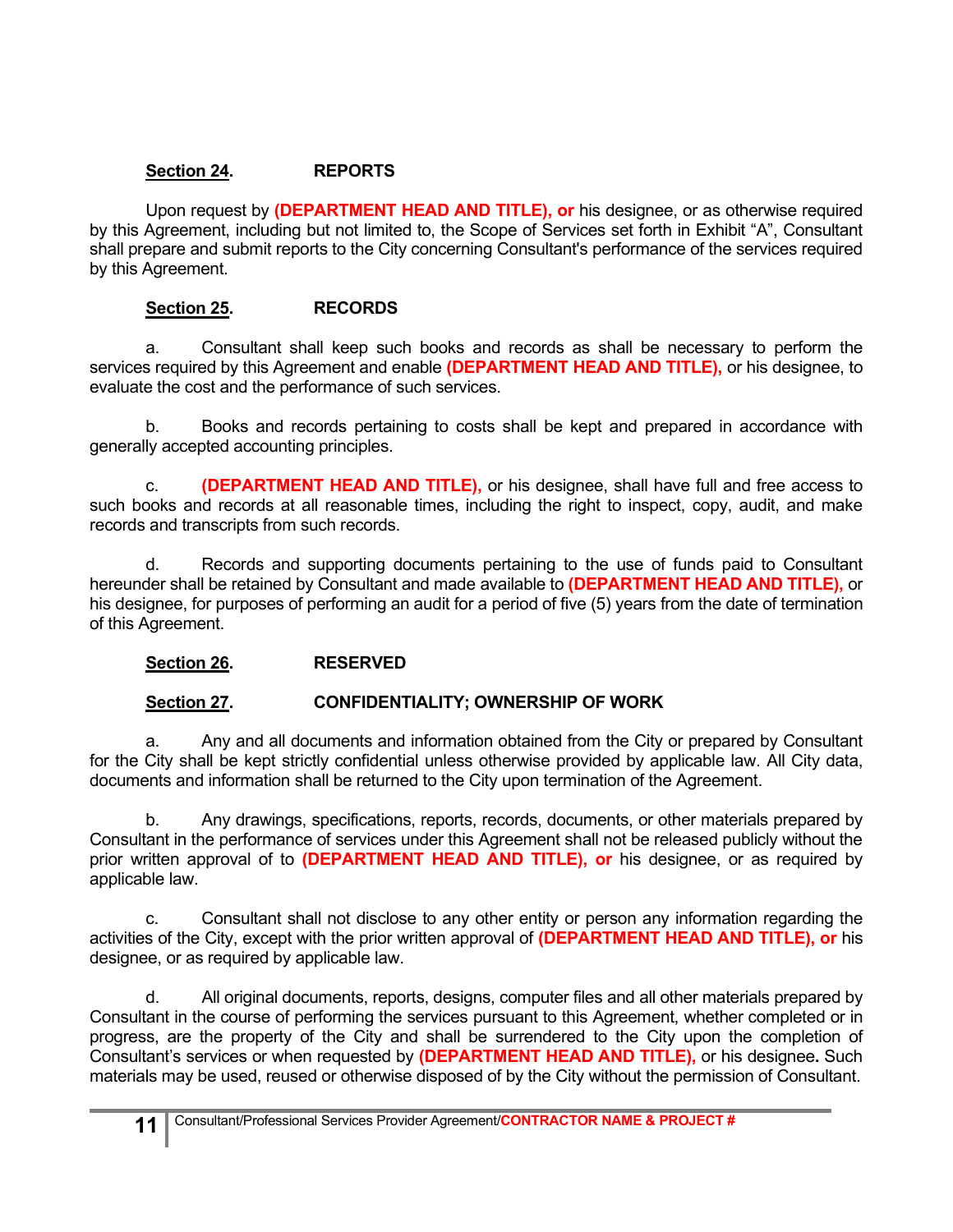**Section 24.** **REPORTS**

Upon request by **(DEPARTMENT HEAD AND TITLE), or** his designee, or as otherwise required by this Agreement, including but not limited to, the Scope of Services set forth in Exhibit "A", Consultant shall prepare and submit reports to the City concerning Consultant's performance of the services required by this Agreement.

**Section 25.** **RECORDS**

a. Consultant shall keep such books and records as shall be necessary to perform the services required by this Agreement and enable **(DEPARTMENT HEAD AND TITLE),** or his designee, to evaluate the cost and the performance of such services.

b. Books and records pertaining to costs shall be kept and prepared in accordance with generally accepted accounting principles.

c. **(DEPARTMENT HEAD AND TITLE),** or his designee, shall have full and free access to such books and records at all reasonable times, including the right to inspect, copy, audit, and make records and transcripts from such records.

d. Records and supporting documents pertaining to the use of funds paid to Consultant hereunder shall be retained by Consultant and made available to **(DEPARTMENT HEAD AND TITLE),** or his designee, for purposes of performing an audit for a period of five (5) years from the date of termination of this Agreement.

**Section 26.** **RESERVED**

**Section 27.** **CONFIDENTIALITY; OWNERSHIP OF WORK**

a. Any and all documents and information obtained from the City or prepared by Consultant for the City shall be kept strictly confidential unless otherwise provided by applicable law. All City data, documents and information shall be returned to the City upon termination of the Agreement.

b. Any drawings, specifications, reports, records, documents, or other materials prepared by Consultant in the performance of services under this Agreement shall not be released publicly without the prior written approval of to **(DEPARTMENT HEAD AND TITLE), or** his designee, or as required by applicable law.

c. Consultant shall not disclose to any other entity or person any information regarding the activities of the City, except with the prior written approval of **(DEPARTMENT HEAD AND TITLE), or** his designee, or as required by applicable law.

d. All original documents, reports, designs, computer files and all other materials prepared by Consultant in the course of performing the services pursuant to this Agreement, whether completed or in progress, are the property of the City and shall be surrendered to the City upon the completion of Consultant's services or when requested by **(DEPARTMENT HEAD AND TITLE),** or his designee**.** Such materials may be used, reused or otherwise disposed of by the City without the permission of Consultant.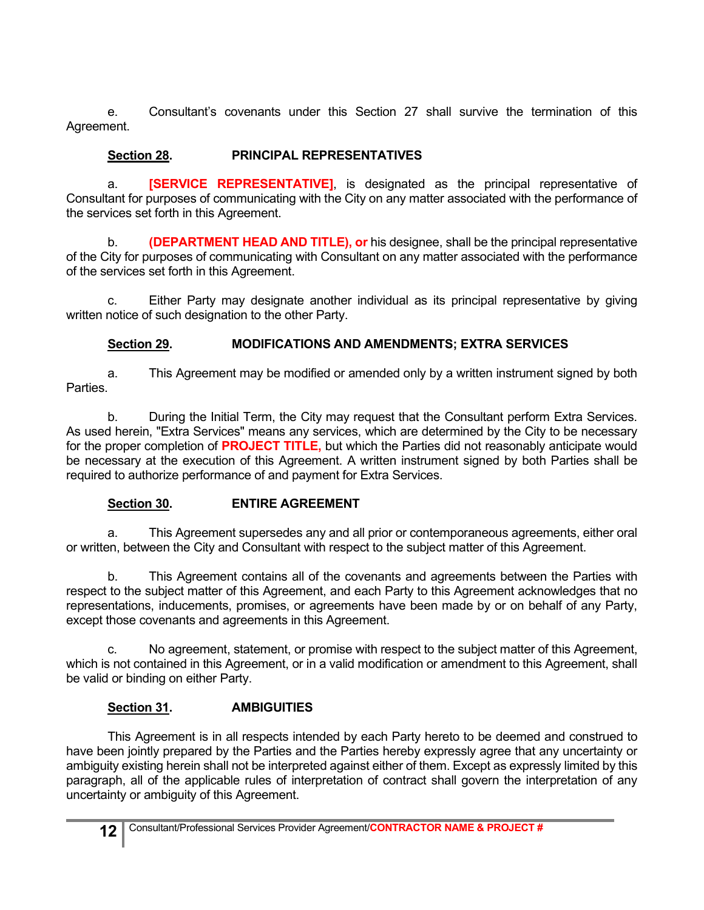e. Consultant's covenants under this Section 27 shall survive the termination of this Agreement.

**Section 28. PRINCIPAL REPRESENTATIVES**

a. **[SERVICE REPRESENTATIVE]**, is designated as the principal representative of Consultant for purposes of communicating with the City on any matter associated with the performance of the services set forth in this Agreement.

b. **(DEPARTMENT HEAD AND TITLE), or** his designee, shall be the principal representative of the City for purposes of communicating with Consultant on any matter associated with the performance of the services set forth in this Agreement.

c. Either Party may designate another individual as its principal representative by giving written notice of such designation to the other Party.

**Section 29. MODIFICATIONS AND AMENDMENTS; EXTRA SERVICES**

a. This Agreement may be modified or amended only by a written instrument signed by both Parties.

b. During the Initial Term, the City may request that the Consultant perform Extra Services. As used herein, "Extra Services" means any services, which are determined by the City to be necessary for the proper completion of **PROJECT TITLE,** but which the Parties did not reasonably anticipate would be necessary at the execution of this Agreement. A written instrument signed by both Parties shall be required to authorize performance of and payment for Extra Services.

**Section 30. ENTIRE AGREEMENT**

a. This Agreement supersedes any and all prior or contemporaneous agreements, either oral or written, between the City and Consultant with respect to the subject matter of this Agreement.

b. This Agreement contains all of the covenants and agreements between the Parties with respect to the subject matter of this Agreement, and each Party to this Agreement acknowledges that no representations, inducements, promises, or agreements have been made by or on behalf of any Party, except those covenants and agreements in this Agreement.

c. No agreement, statement, or promise with respect to the subject matter of this Agreement, which is not contained in this Agreement, or in a valid modification or amendment to this Agreement, shall be valid or binding on either Party.

**Section 31. AMBIGUITIES**

This Agreement is in all respects intended by each Party hereto to be deemed and construed to have been jointly prepared by the Parties and the Parties hereby expressly agree that any uncertainty or ambiguity existing herein shall not be interpreted against either of them. Except as expressly limited by this paragraph, all of the applicable rules of interpretation of contract shall govern the interpretation of any uncertainty or ambiguity of this Agreement.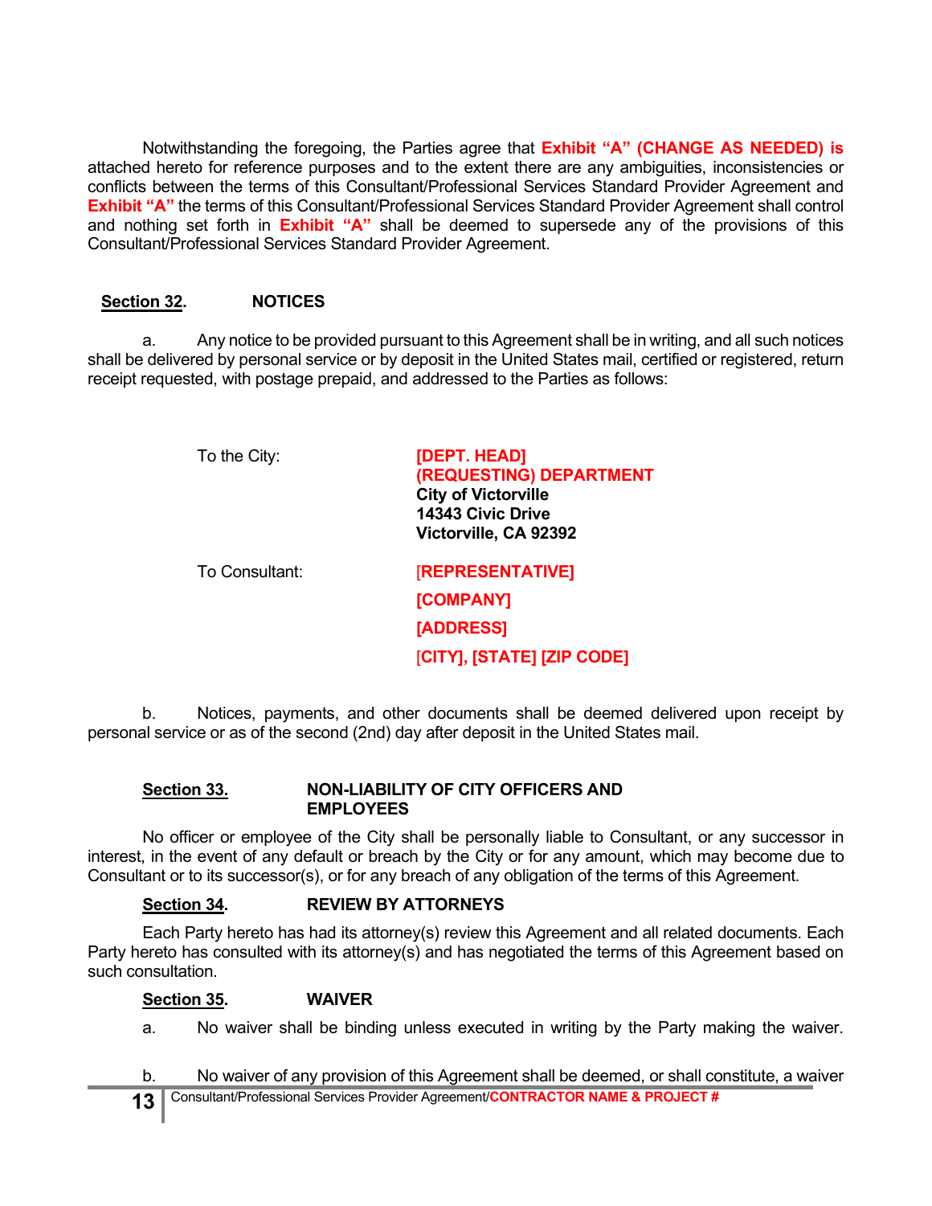Notwithstanding the foregoing, the Parties agree that **Exhibit "A" (CHANGE AS NEEDED) is** attached hereto for reference purposes and to the extent there are any ambiguities, inconsistencies or conflicts between the terms of this Consultant/Professional Services Standard Provider Agreement and **Exhibit "A"** the terms of this Consultant/Professional Services Standard Provider Agreement shall control and nothing set forth in **Exhibit "A"** shall be deemed to supersede any of the provisions of this Consultant/Professional Services Standard Provider Agreement.

**Section 32. NOTICES**

a. Any notice to be provided pursuant to this Agreement shall be in writing, and all such notices shall be delivered by personal service or by deposit in the United States mail, certified or registered, return receipt requested, with postage prepaid, and addressed to the Parties as follows:

To the City:

**[DEPT. HEAD]**
**(REQUESTING) DEPARTMENT**
**City of Victorville**
**14343 Civic Drive**
**Victorville, CA 92392**

To Consultant:

**[REPRESENTATIVE]**
**[COMPANY]**
**[ADDRESS]**
**[CITY], [STATE] [ZIP CODE]**

b. Notices, payments, and other documents shall be deemed delivered upon receipt by personal service or as of the second (2nd) day after deposit in the United States mail.

**Section 33. NON-LIABILITY OF CITY OFFICERS AND EMPLOYEES**

No officer or employee of the City shall be personally liable to Consultant, or any successor in interest, in the event of any default or breach by the City or for any amount, which may become due to Consultant or to its successor(s), or for any breach of any obligation of the terms of this Agreement.

**Section 34. REVIEW BY ATTORNEYS**

Each Party hereto has had its attorney(s) review this Agreement and all related documents. Each Party hereto has consulted with its attorney(s) and has negotiated the terms of this Agreement based on such consultation.

**Section 35. WAIVER**

a. No waiver shall be binding unless executed in writing by the Party making the waiver.

b. No waiver of any provision of this Agreement shall be deemed, or shall constitute, a waiver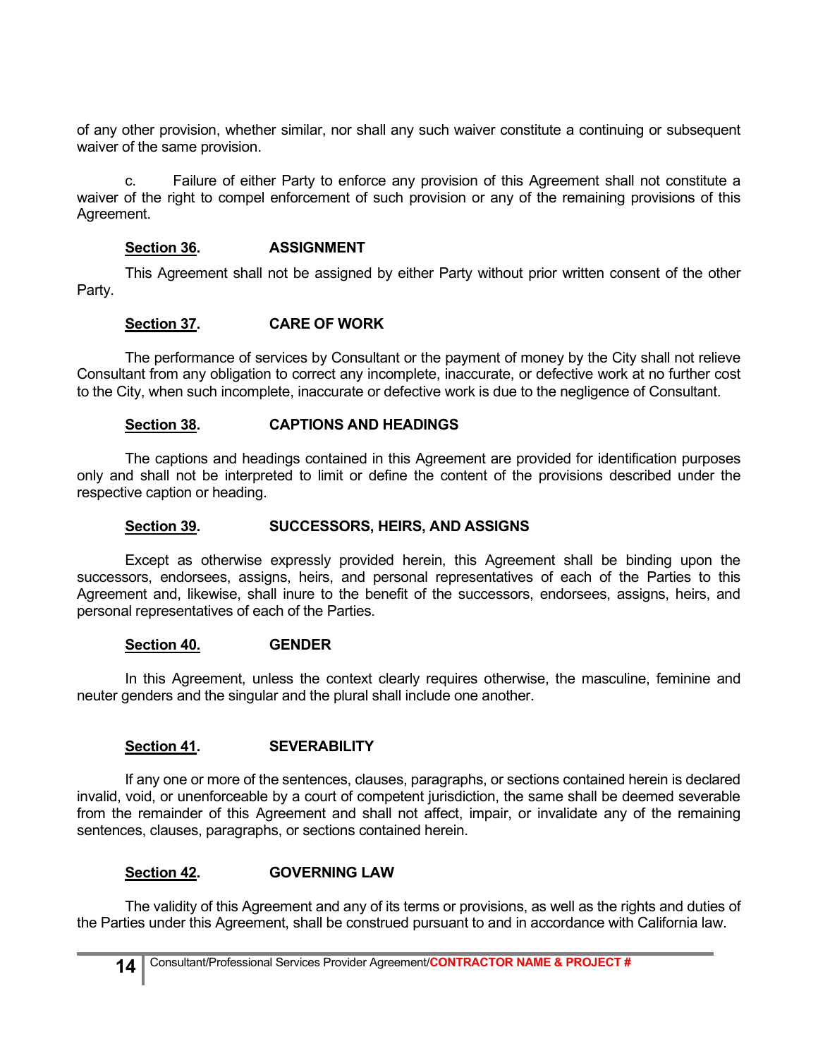of any other provision, whether similar, nor shall any such waiver constitute a continuing or subsequent waiver of the same provision.

c. Failure of either Party to enforce any provision of this Agreement shall not constitute a waiver of the right to compel enforcement of such provision or any of the remaining provisions of this Agreement.

**Section 36. ASSIGNMENT**

This Agreement shall not be assigned by either Party without prior written consent of the other Party.

**Section 37. CARE OF WORK**

The performance of services by Consultant or the payment of money by the City shall not relieve Consultant from any obligation to correct any incomplete, inaccurate, or defective work at no further cost to the City, when such incomplete, inaccurate or defective work is due to the negligence of Consultant.

**Section 38. CAPTIONS AND HEADINGS**

The captions and headings contained in this Agreement are provided for identification purposes only and shall not be interpreted to limit or define the content of the provisions described under the respective caption or heading.

**Section 39. SUCCESSORS, HEIRS, AND ASSIGNS**

Except as otherwise expressly provided herein, this Agreement shall be binding upon the successors, endorsees, assigns, heirs, and personal representatives of each of the Parties to this Agreement and, likewise, shall inure to the benefit of the successors, endorsees, assigns, heirs, and personal representatives of each of the Parties.

**Section 40. GENDER**

In this Agreement, unless the context clearly requires otherwise, the masculine, feminine and neuter genders and the singular and the plural shall include one another.

**Section 41. SEVERABILITY**

If any one or more of the sentences, clauses, paragraphs, or sections contained herein is declared invalid, void, or unenforceable by a court of competent jurisdiction, the same shall be deemed severable from the remainder of this Agreement and shall not affect, impair, or invalidate any of the remaining sentences, clauses, paragraphs, or sections contained herein.

**Section 42. GOVERNING LAW**

The validity of this Agreement and any of its terms or provisions, as well as the rights and duties of the Parties under this Agreement, shall be construed pursuant to and in accordance with California law.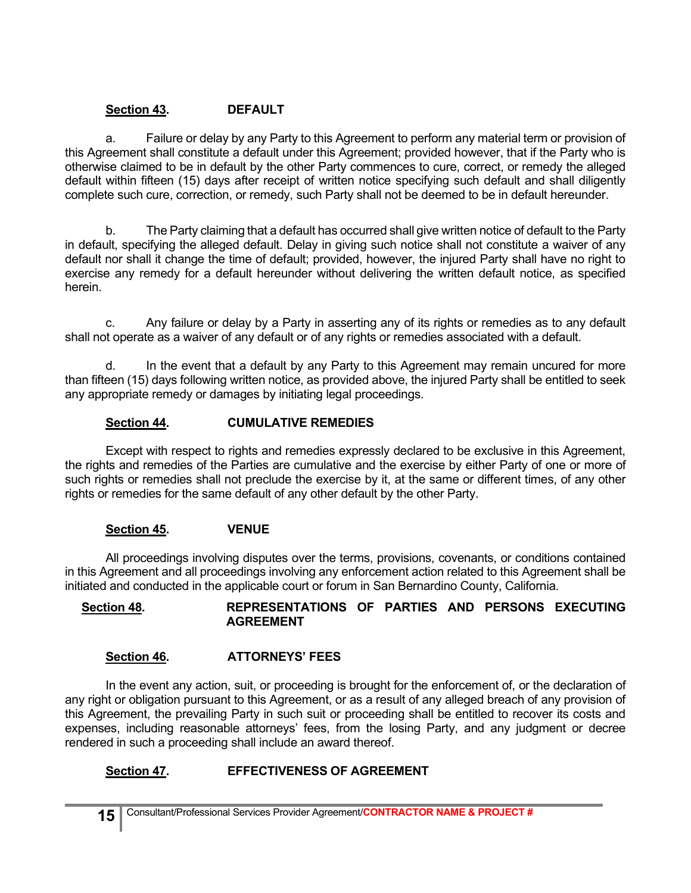**Section 43.** **DEFAULT**

a. Failure or delay by any Party to this Agreement to perform any material term or provision of this Agreement shall constitute a default under this Agreement; provided however, that if the Party who is otherwise claimed to be in default by the other Party commences to cure, correct, or remedy the alleged default within fifteen (15) days after receipt of written notice specifying such default and shall diligently complete such cure, correction, or remedy, such Party shall not be deemed to be in default hereunder.

b. The Party claiming that a default has occurred shall give written notice of default to the Party in default, specifying the alleged default. Delay in giving such notice shall not constitute a waiver of any default nor shall it change the time of default; provided, however, the injured Party shall have no right to exercise any remedy for a default hereunder without delivering the written default notice, as specified herein.

c. Any failure or delay by a Party in asserting any of its rights or remedies as to any default shall not operate as a waiver of any default or of any rights or remedies associated with a default.

d. In the event that a default by any Party to this Agreement may remain uncured for more than fifteen (15) days following written notice, as provided above, the injured Party shall be entitled to seek any appropriate remedy or damages by initiating legal proceedings.

**Section 44.** **CUMULATIVE REMEDIES**

Except with respect to rights and remedies expressly declared to be exclusive in this Agreement, the rights and remedies of the Parties are cumulative and the exercise by either Party of one or more of such rights or remedies shall not preclude the exercise by it, at the same or different times, of any other rights or remedies for the same default of any other default by the other Party.

**Section 45.** **VENUE**

All proceedings involving disputes over the terms, provisions, covenants, or conditions contained in this Agreement and all proceedings involving any enforcement action related to this Agreement shall be initiated and conducted in the applicable court or forum in San Bernardino County, California.

**Section 48.** **REPRESENTATIONS OF PARTIES AND PERSONS EXECUTING AGREEMENT**

**Section 46.** **ATTORNEYS' FEES**

In the event any action, suit, or proceeding is brought for the enforcement of, or the declaration of any right or obligation pursuant to this Agreement, or as a result of any alleged breach of any provision of this Agreement, the prevailing Party in such suit or proceeding shall be entitled to recover its costs and expenses, including reasonable attorneys' fees, from the losing Party, and any judgment or decree rendered in such a proceeding shall include an award thereof.

**Section 47.** **EFFECTIVENESS OF AGREEMENT**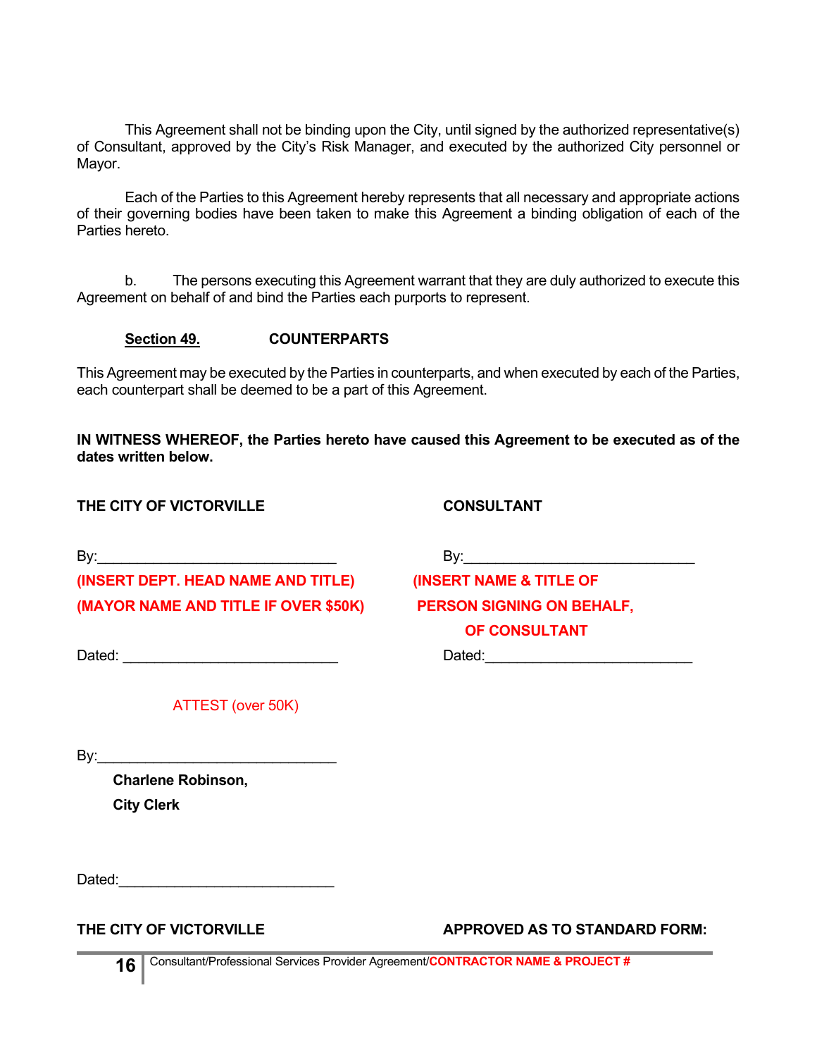This Agreement shall not be binding upon the City, until signed by the authorized representative(s) of Consultant, approved by the City's Risk Manager, and executed by the authorized City personnel or Mayor.

Each of the Parties to this Agreement hereby represents that all necessary and appropriate actions of their governing bodies have been taken to make this Agreement a binding obligation of each of the Parties hereto.

b. The persons executing this Agreement warrant that they are duly authorized to execute this Agreement on behalf of and bind the Parties each purports to represent.

**Section 49.** **COUNTERPARTS**

This Agreement may be executed by the Parties in counterparts, and when executed by each of the Parties, each counterpart shall be deemed to be a part of this Agreement.

**IN WITNESS WHEREOF, the Parties hereto have caused this Agreement to be executed as of the dates written below.**

**THE CITY OF VICTORVILLE**

By:_______________________________

**(INSERT DEPT. HEAD NAME AND TITLE)**

**(MAYOR NAME AND TITLE IF OVER $50K)**

Dated: ___________________________

ATTEST (over 50K)

By:_______________________________

**Charlene Robinson,**

**City Clerk**

Dated:___________________________

**CONSULTANT**

By:_______________________________

**(INSERT NAME & TITLE OF PERSON SIGNING ON BEHALF, OF CONSULTANT**

Dated:___________________________

**THE CITY OF VICTORVILLE**

**APPROVED AS TO STANDARD FORM:**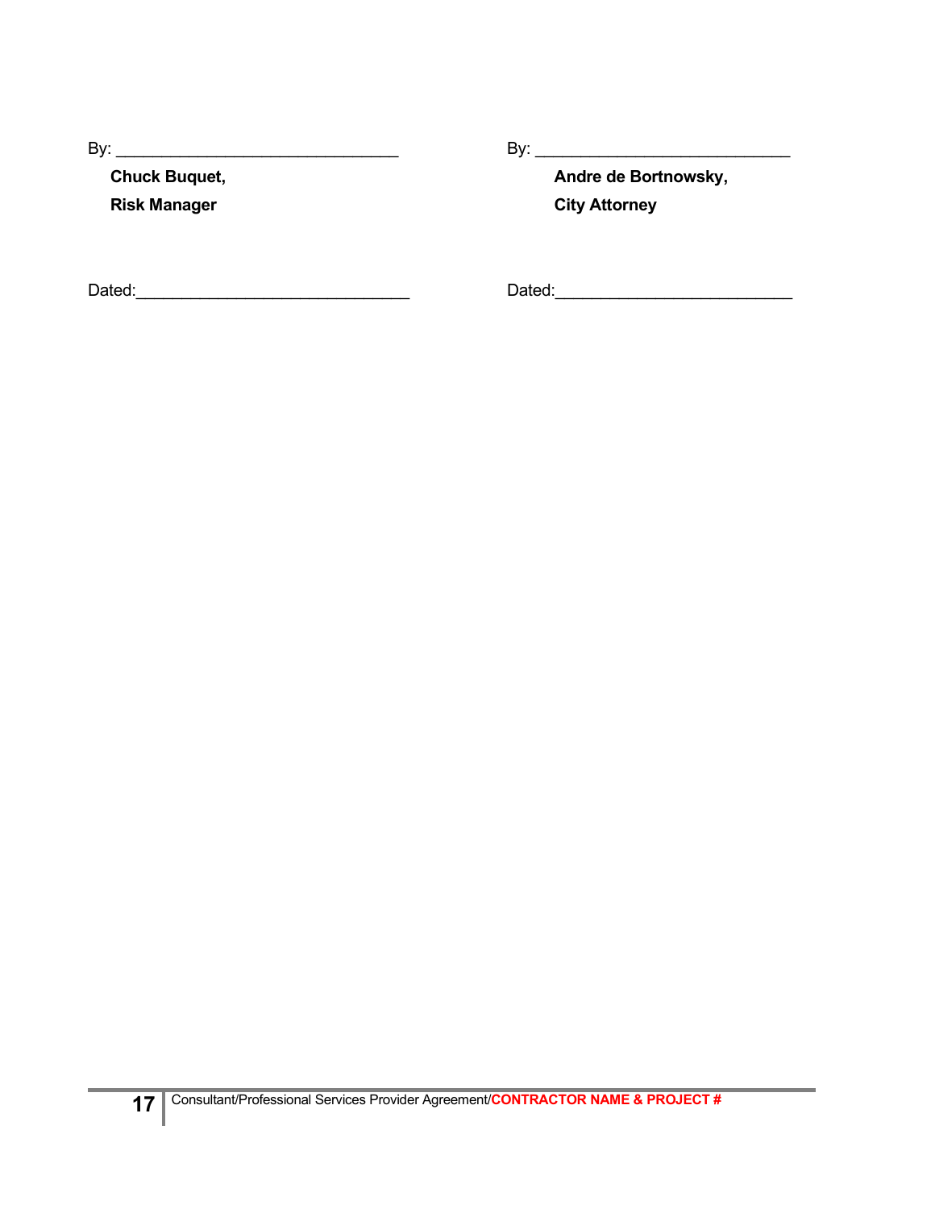By: ______________________________

**Chuck Buquet,**

**Risk Manager**

Dated:_____________________________

By: ___________________________

**Andre de Bortnowsky,**

**City Attorney**

Dated:_________________________